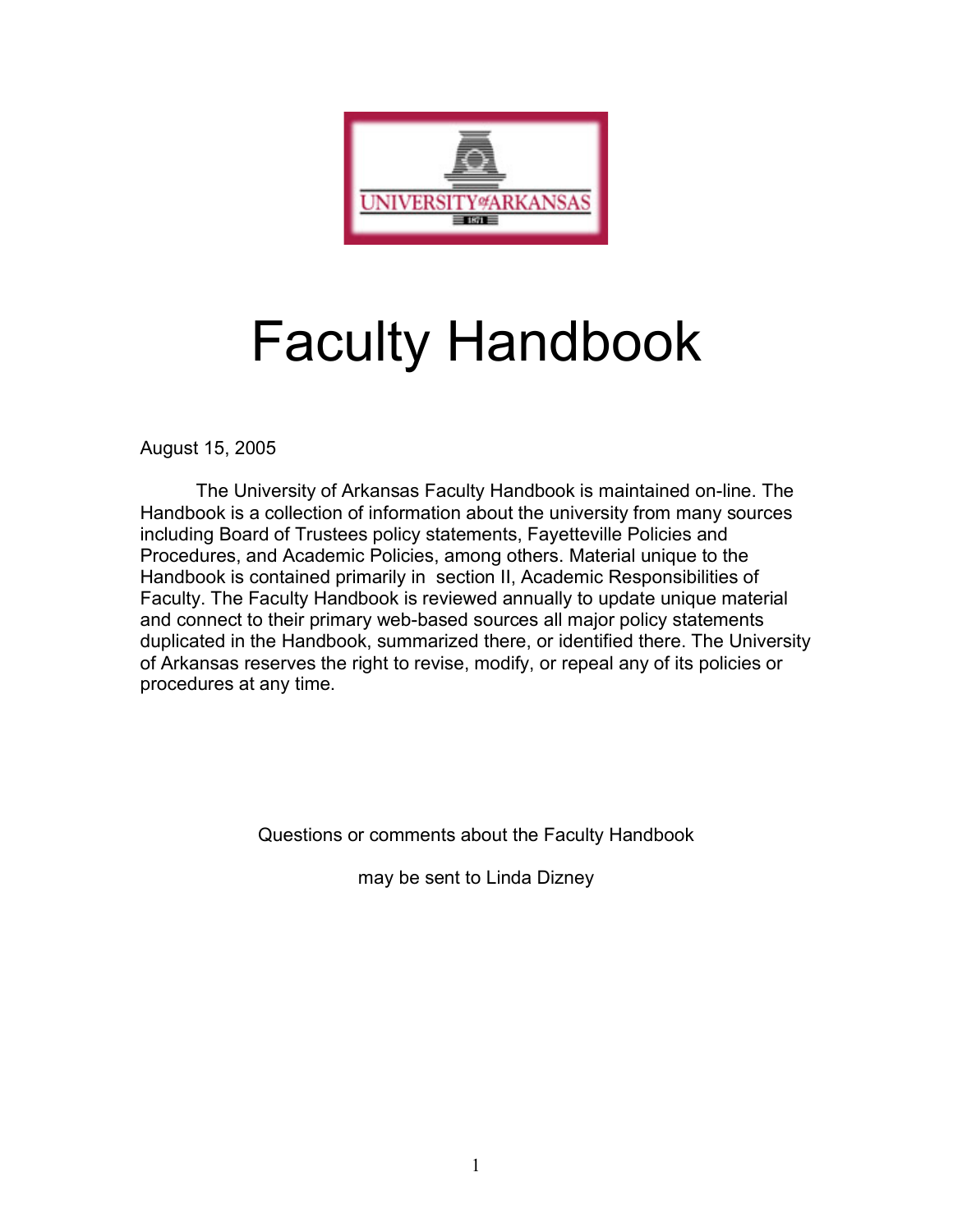# Faculty Handbook

August 15, 2005

The University of Arkansas Faculty Handbook is maintained on-line. The Handbook is a collection of information about the university from many sources including Board of Trustees policy statements, Fayetteville Policies and Procedures, and Academic Policies, among others. Material unique to the Handbook is contained primarily in section II, Academic Responsibilities of Faculty. The Faculty Handbook is reviewed annually to update unique material and connect to their primary web-based sources all major policy statements duplicated in the Handbook, summarized there, or identified there. The University of Arkansas reserves the right to revise, modify, or repeal any of its policies or procedures at any time.

Questions or comments about the Faculty Handbook

may be sent to Linda Dizney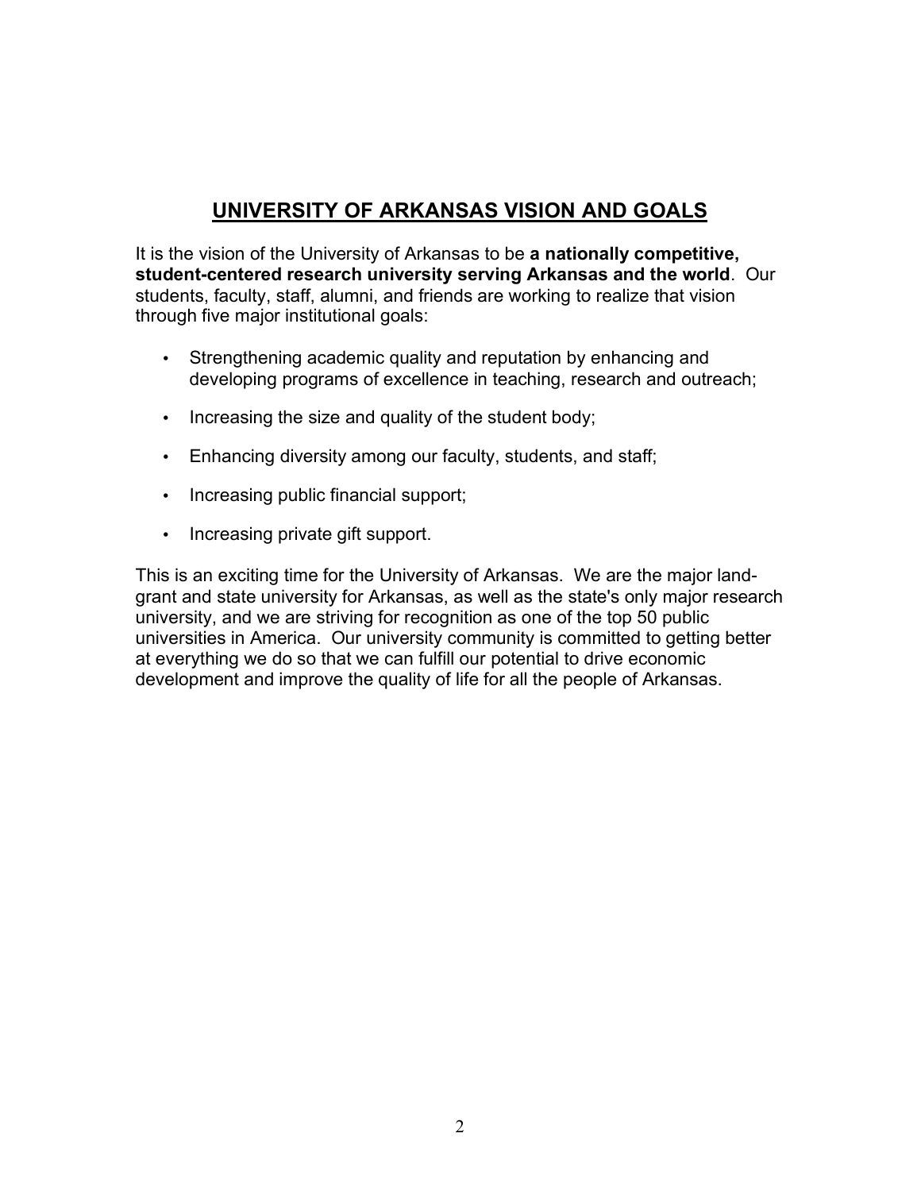# UNIVERSITY OF ARKANSAS VISION AND GOALS

It is the vision of the University of Arkansas to be **a nationally competitive, student-centered research university serving Arkansas and the world**. Our students, faculty, staff, alumni, and friends are working to realize that vision through five major institutional goals:

- Strengthening academic quality and reputation by enhancing and developing programs of excellence in teaching, research and outreach;
- Increasing the size and quality of the student body;
- Enhancing diversity among our faculty, students, and staff;
- Increasing public financial support;
- Increasing private gift support.

This is an exciting time for the University of Arkansas. We are the major land-grant and state university for Arkansas, as well as the state's only major research university, and we are striving for recognition as one of the top 50 public universities in America. Our university community is committed to getting better at everything we do so that we can fulfill our potential to drive economic development and improve the quality of life for all the people of Arkansas.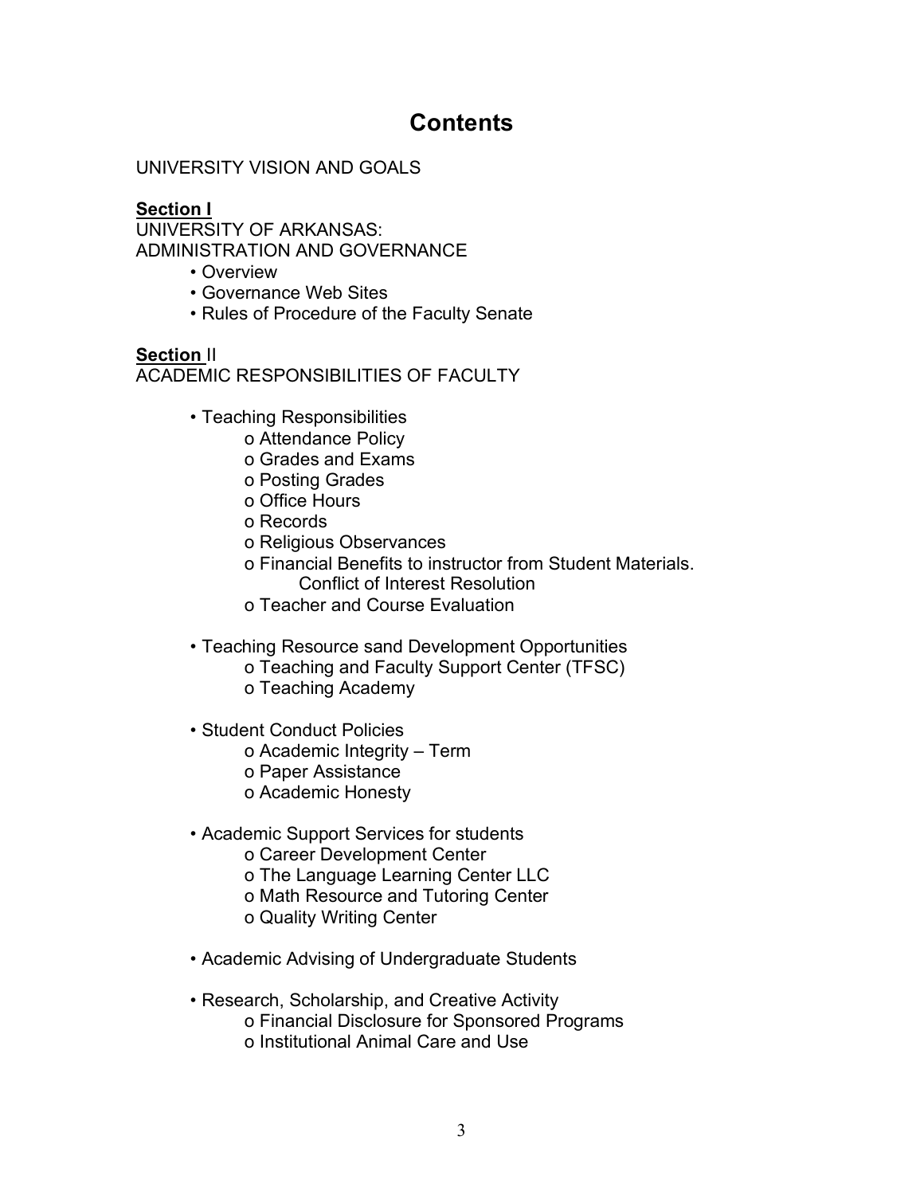# Contents

UNIVERSITY VISION AND GOALS

**Section I**
UNIVERSITY OF ARKANSAS:
ADMINISTRATION AND GOVERNANCE

- Overview
- Governance Web Sites
- Rules of Procedure of the Faculty Senate

**Section** II
ACADEMIC RESPONSIBILITIES OF FACULTY

- Teaching Responsibilities
    - Attendance Policy
    - Grades and Exams
    - Posting Grades
    - Office Hours
    - Records
    - Religious Observances
    - Financial Benefits to instructor from Student Materials. Conflict of Interest Resolution
    - Teacher and Course Evaluation

- Teaching Resource sand Development Opportunities
    - Teaching and Faculty Support Center (TFSC)
    - Teaching Academy

- Student Conduct Policies
    - Academic Integrity – Term
    - Paper Assistance
    - Academic Honesty

- Academic Support Services for students
    - Career Development Center
    - The Language Learning Center LLC
    - Math Resource and Tutoring Center
    - Quality Writing Center

- Academic Advising of Undergraduate Students

- Research, Scholarship, and Creative Activity
    - Financial Disclosure for Sponsored Programs
    - Institutional Animal Care and Use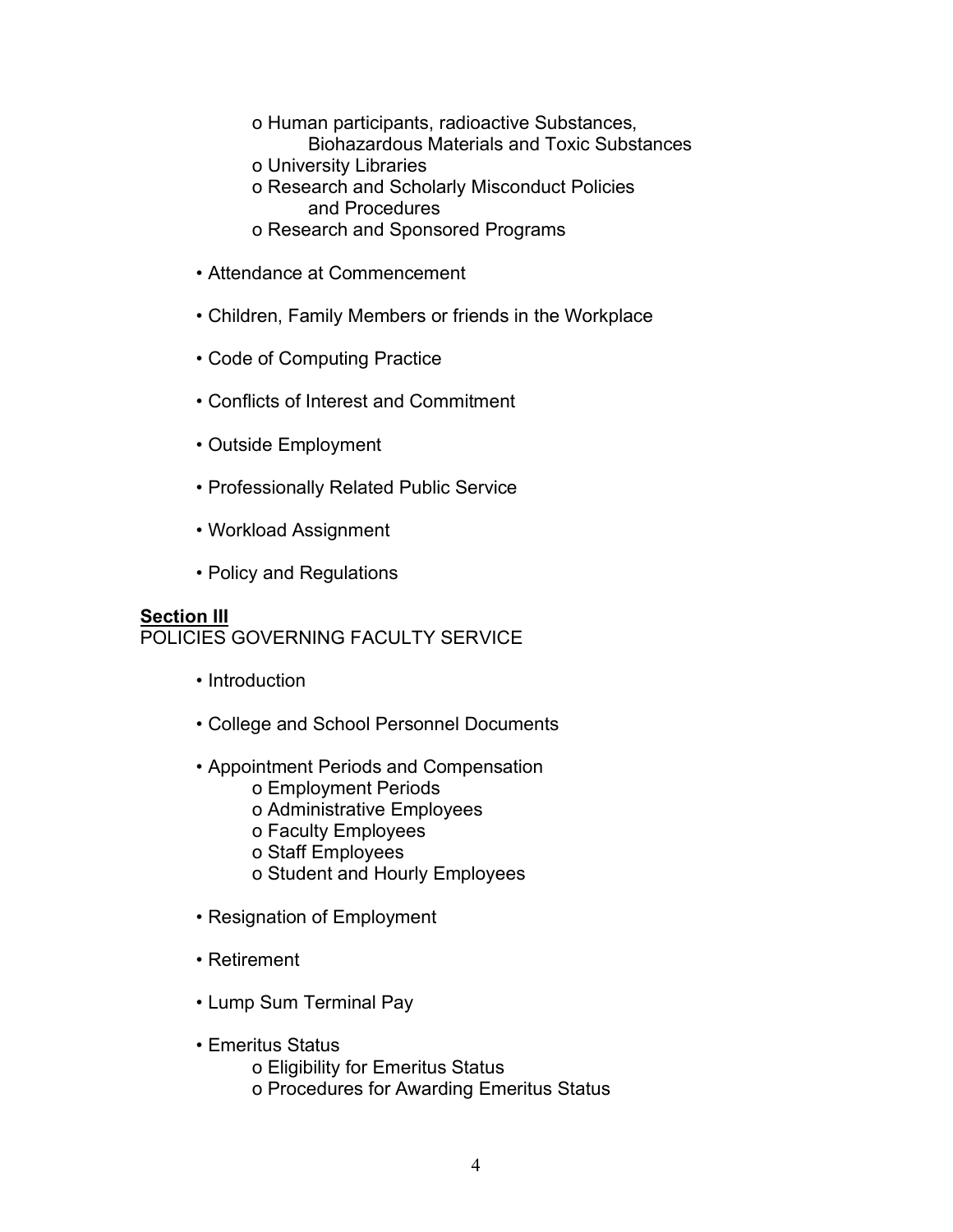- o Human participants, radioactive Substances, Biohazardous Materials and Toxic Substances
  - o University Libraries
  - o Research and Scholarly Misconduct Policies and Procedures
  - o Research and Sponsored Programs

- • Attendance at Commencement
- • Children, Family Members or friends in the Workplace
- • Code of Computing Practice
- • Conflicts of Interest and Commitment
- • Outside Employment
- • Professionally Related Public Service
- • Workload Assignment
- • Policy and Regulations

**Section III**

POLICIES GOVERNING FACULTY SERVICE

- • Introduction
- • College and School Personnel Documents
- • Appointment Periods and Compensation
  - o Employment Periods
  - o Administrative Employees
  - o Faculty Employees
  - o Staff Employees
  - o Student and Hourly Employees
- • Resignation of Employment
- • Retirement
- • Lump Sum Terminal Pay
- • Emeritus Status
  - o Eligibility for Emeritus Status
  - o Procedures for Awarding Emeritus Status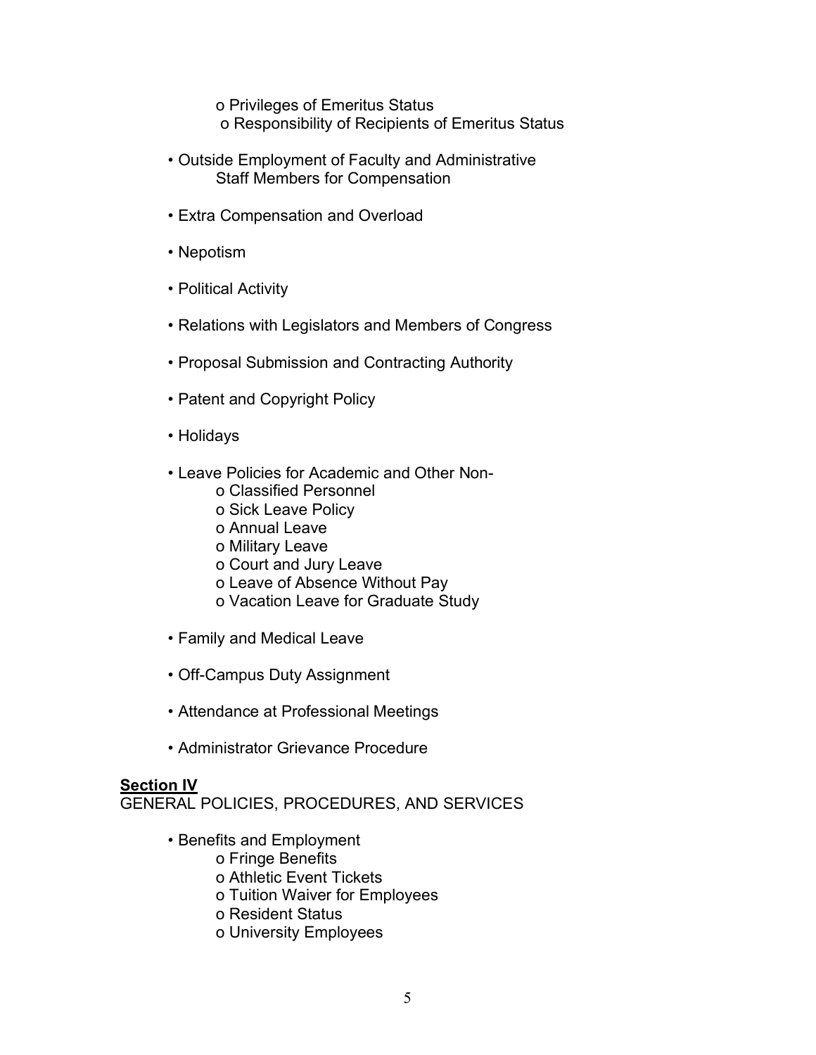- Privileges of Emeritus Status
- Responsibility of Recipients of Emeritus Status

- Outside Employment of Faculty and Administrative Staff Members for Compensation

- Extra Compensation and Overload

- Nepotism

- Political Activity

- Relations with Legislators and Members of Congress

- Proposal Submission and Contracting Authority

- Patent and Copyright Policy

- Holidays

- Leave Policies for Academic and Other Non-
    - Classified Personnel
    - Sick Leave Policy
    - Annual Leave
    - Military Leave
    - Court and Jury Leave
    - Leave of Absence Without Pay
    - Vacation Leave for Graduate Study

- Family and Medical Leave

- Off-Campus Duty Assignment

- Attendance at Professional Meetings

- Administrator Grievance Procedure

**Section IV**

GENERAL POLICIES, PROCEDURES, AND SERVICES

- Benefits and Employment
    - Fringe Benefits
    - Athletic Event Tickets
    - Tuition Waiver for Employees
    - Resident Status
    - University Employees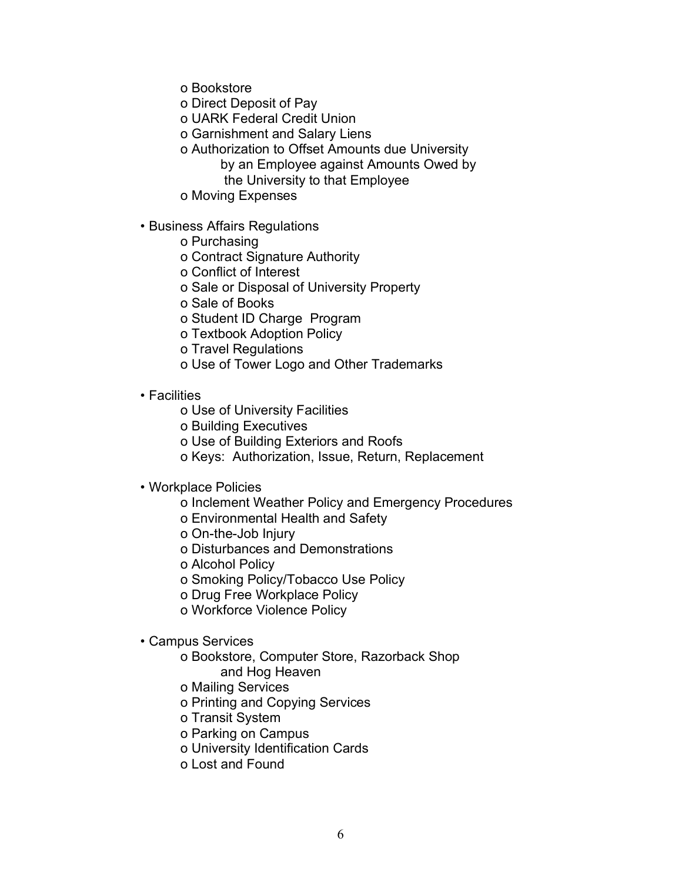- Bookstore
  - Direct Deposit of Pay
  - UARK Federal Credit Union
  - Garnishment and Salary Liens
  - Authorization to Offset Amounts due University by an Employee against Amounts Owed by the University to that Employee
  - Moving Expenses

- Business Affairs Regulations
  - Purchasing
  - Contract Signature Authority
  - Conflict of Interest
  - Sale or Disposal of University Property
  - Sale of Books
  - Student ID Charge Program
  - Textbook Adoption Policy
  - Travel Regulations
  - Use of Tower Logo and Other Trademarks

- Facilities
  - Use of University Facilities
  - Building Executives
  - Use of Building Exteriors and Roofs
  - Keys: Authorization, Issue, Return, Replacement

- Workplace Policies
  - Inclement Weather Policy and Emergency Procedures
  - Environmental Health and Safety
  - On-the-Job Injury
  - Disturbances and Demonstrations
  - Alcohol Policy
  - Smoking Policy/Tobacco Use Policy
  - Drug Free Workplace Policy
  - Workforce Violence Policy

- Campus Services
  - Bookstore, Computer Store, Razorback Shop and Hog Heaven
  - Mailing Services
  - Printing and Copying Services
  - Transit System
  - Parking on Campus
  - University Identification Cards
  - Lost and Found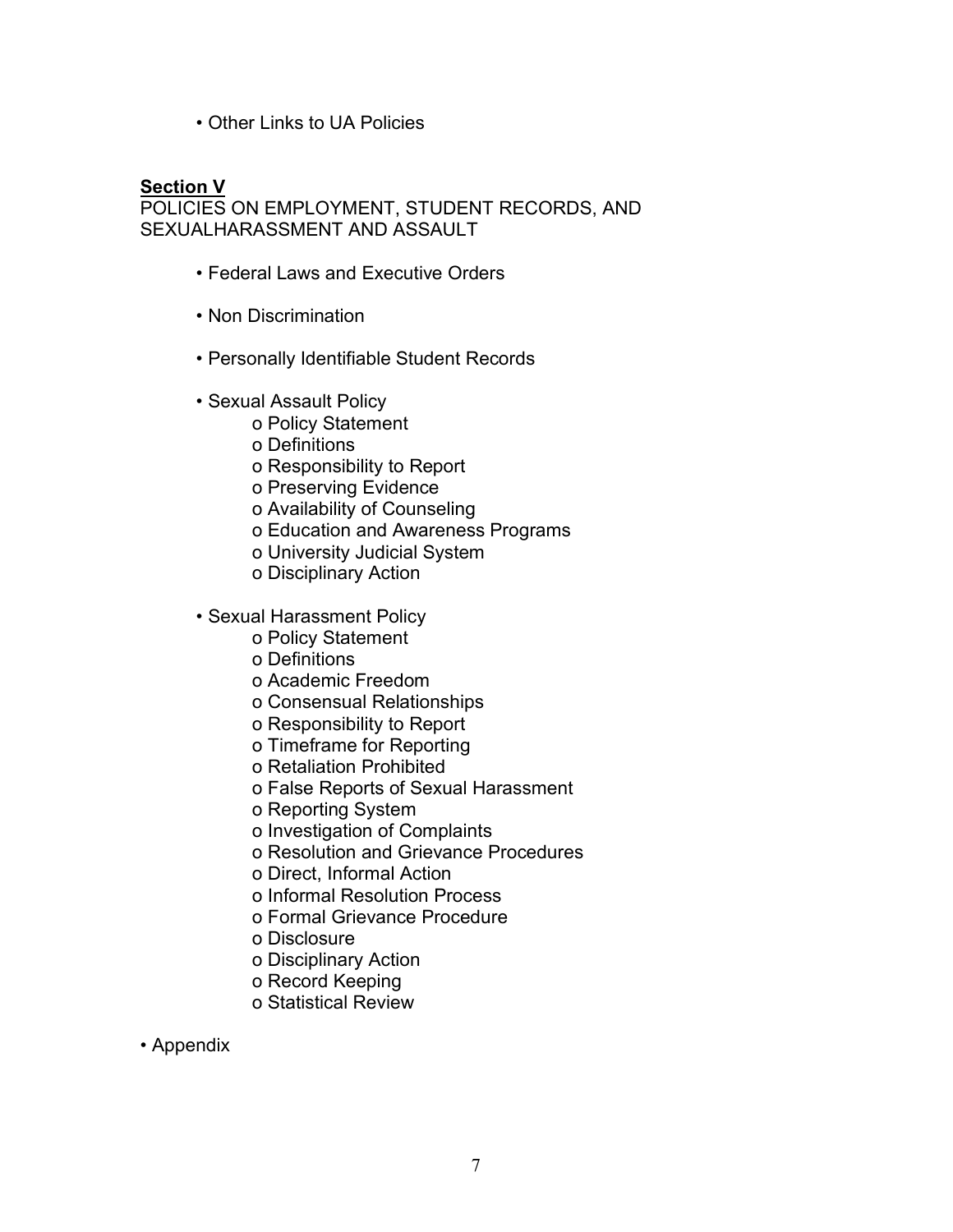- Other Links to UA Policies

**<u>Section V</u>**
POLICIES ON EMPLOYMENT, STUDENT RECORDS, AND SEXUALHARASSMENT AND ASSAULT

- Federal Laws and Executive Orders

- Non Discrimination

- Personally Identifiable Student Records

- Sexual Assault Policy
  - Policy Statement
  - Definitions
  - Responsibility to Report
  - Preserving Evidence
  - Availability of Counseling
  - Education and Awareness Programs
  - University Judicial System
  - Disciplinary Action

- Sexual Harassment Policy
  - Policy Statement
  - Definitions
  - Academic Freedom
  - Consensual Relationships
  - Responsibility to Report
  - Timeframe for Reporting
  - Retaliation Prohibited
  - False Reports of Sexual Harassment
  - Reporting System
  - Investigation of Complaints
  - Resolution and Grievance Procedures
  - Direct, Informal Action
  - Informal Resolution Process
  - Formal Grievance Procedure
  - Disclosure
  - Disciplinary Action
  - Record Keeping
  - Statistical Review

- Appendix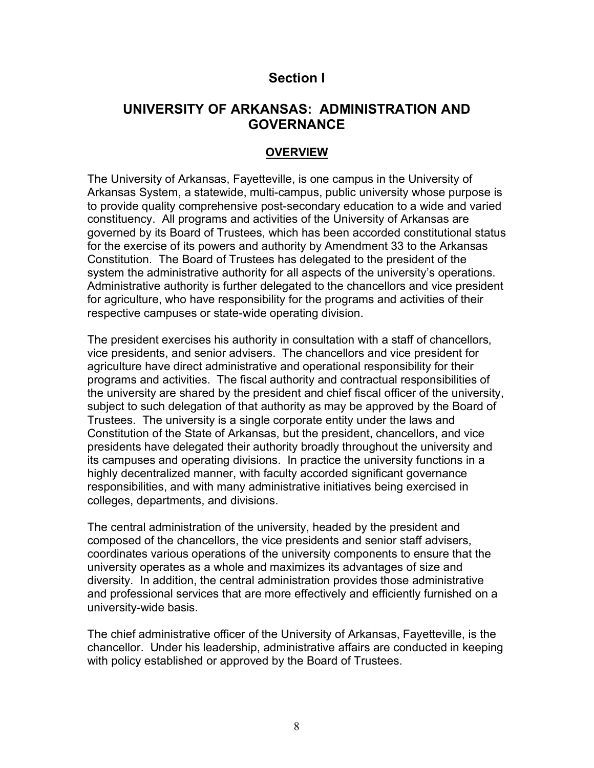# Section I

## UNIVERSITY OF ARKANSAS: ADMINISTRATION AND GOVERNANCE

### OVERVIEW

The University of Arkansas, Fayetteville, is one campus in the University of Arkansas System, a statewide, multi-campus, public university whose purpose is to provide quality comprehensive post-secondary education to a wide and varied constituency. All programs and activities of the University of Arkansas are governed by its Board of Trustees, which has been accorded constitutional status for the exercise of its powers and authority by Amendment 33 to the Arkansas Constitution. The Board of Trustees has delegated to the president of the system the administrative authority for all aspects of the university's operations. Administrative authority is further delegated to the chancellors and vice president for agriculture, who have responsibility for the programs and activities of their respective campuses or state-wide operating division.

The president exercises his authority in consultation with a staff of chancellors, vice presidents, and senior advisers. The chancellors and vice president for agriculture have direct administrative and operational responsibility for their programs and activities. The fiscal authority and contractual responsibilities of the university are shared by the president and chief fiscal officer of the university, subject to such delegation of that authority as may be approved by the Board of Trustees. The university is a single corporate entity under the laws and Constitution of the State of Arkansas, but the president, chancellors, and vice presidents have delegated their authority broadly throughout the university and its campuses and operating divisions. In practice the university functions in a highly decentralized manner, with faculty accorded significant governance responsibilities, and with many administrative initiatives being exercised in colleges, departments, and divisions.

The central administration of the university, headed by the president and composed of the chancellors, the vice presidents and senior staff advisers, coordinates various operations of the university components to ensure that the university operates as a whole and maximizes its advantages of size and diversity. In addition, the central administration provides those administrative and professional services that are more effectively and efficiently furnished on a university-wide basis.

The chief administrative officer of the University of Arkansas, Fayetteville, is the chancellor. Under his leadership, administrative affairs are conducted in keeping with policy established or approved by the Board of Trustees.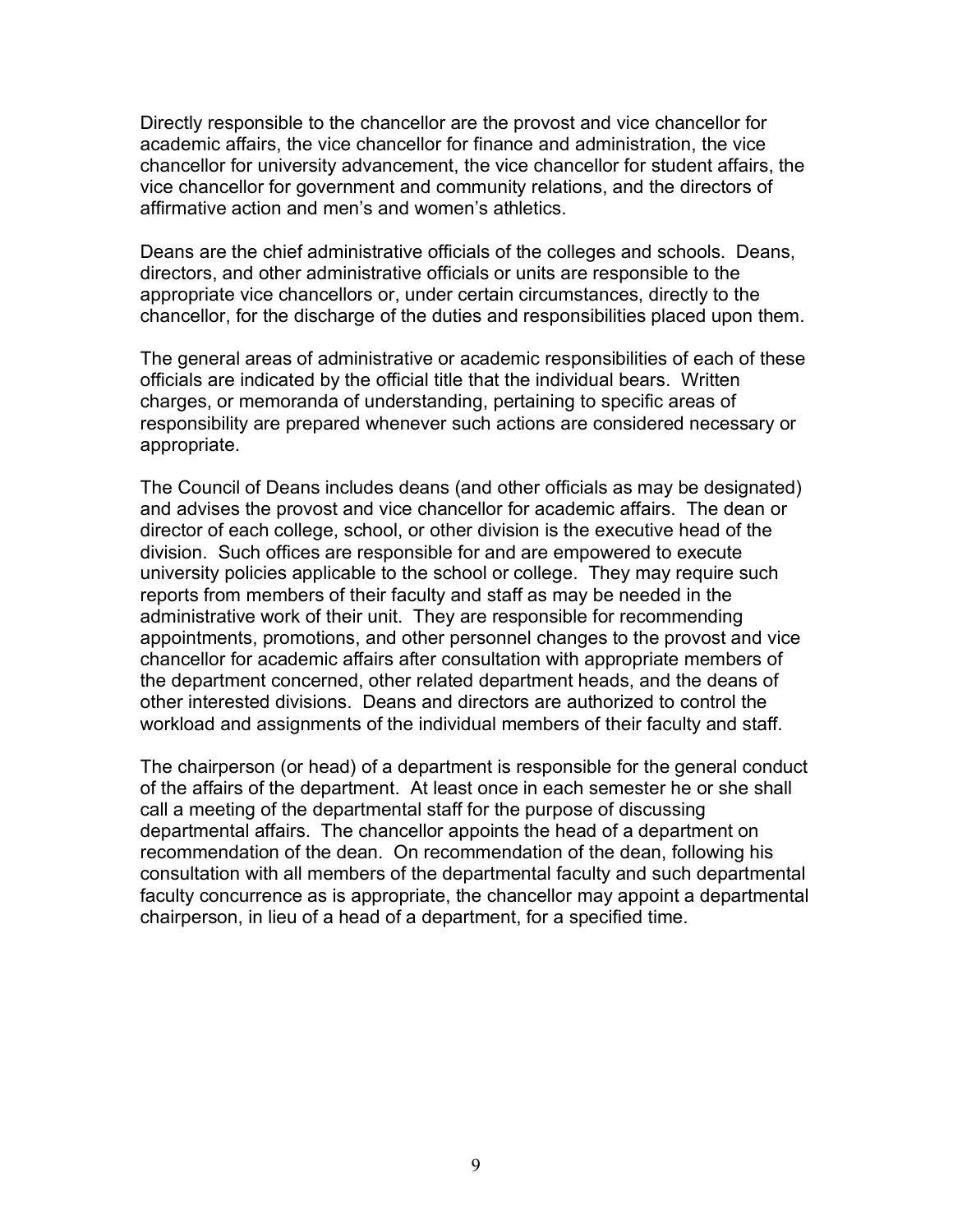Directly responsible to the chancellor are the provost and vice chancellor for academic affairs, the vice chancellor for finance and administration, the vice chancellor for university advancement, the vice chancellor for student affairs, the vice chancellor for government and community relations, and the directors of affirmative action and men's and women's athletics.

Deans are the chief administrative officials of the colleges and schools. Deans, directors, and other administrative officials or units are responsible to the appropriate vice chancellors or, under certain circumstances, directly to the chancellor, for the discharge of the duties and responsibilities placed upon them.

The general areas of administrative or academic responsibilities of each of these officials are indicated by the official title that the individual bears. Written charges, or memoranda of understanding, pertaining to specific areas of responsibility are prepared whenever such actions are considered necessary or appropriate.

The Council of Deans includes deans (and other officials as may be designated) and advises the provost and vice chancellor for academic affairs. The dean or director of each college, school, or other division is the executive head of the division. Such offices are responsible for and are empowered to execute university policies applicable to the school or college. They may require such reports from members of their faculty and staff as may be needed in the administrative work of their unit. They are responsible for recommending appointments, promotions, and other personnel changes to the provost and vice chancellor for academic affairs after consultation with appropriate members of the department concerned, other related department heads, and the deans of other interested divisions. Deans and directors are authorized to control the workload and assignments of the individual members of their faculty and staff.

The chairperson (or head) of a department is responsible for the general conduct of the affairs of the department. At least once in each semester he or she shall call a meeting of the departmental staff for the purpose of discussing departmental affairs. The chancellor appoints the head of a department on recommendation of the dean. On recommendation of the dean, following his consultation with all members of the departmental faculty and such departmental faculty concurrence as is appropriate, the chancellor may appoint a departmental chairperson, in lieu of a head of a department, for a specified time.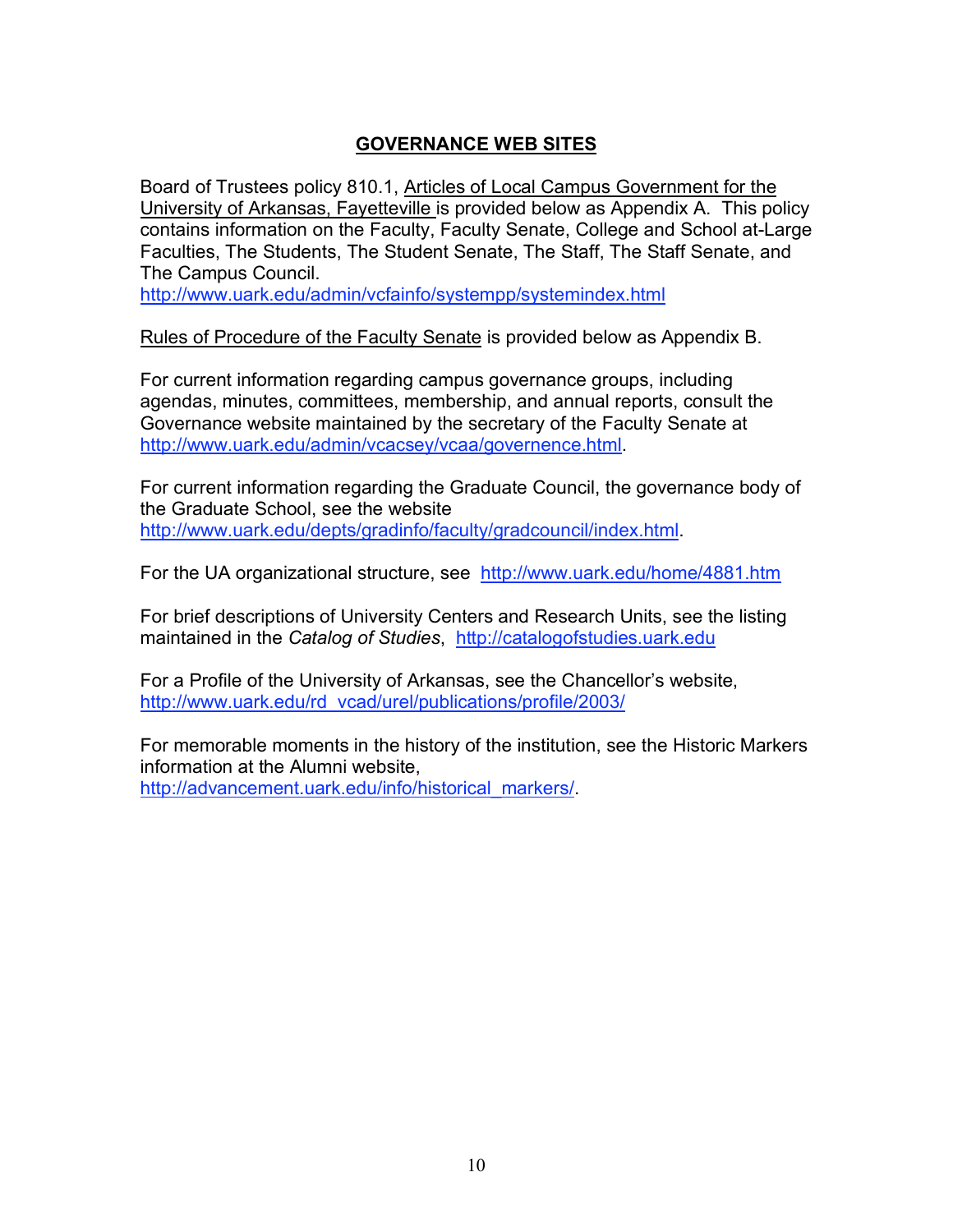## GOVERNANCE WEB SITES

Board of Trustees policy 810.1, Articles of Local Campus Government for the University of Arkansas, Fayetteville is provided below as Appendix A. This policy contains information on the Faculty, Faculty Senate, College and School at-Large Faculties, The Students, The Student Senate, The Staff, The Staff Senate, and The Campus Council.
http://www.uark.edu/admin/vcfainfo/systempp/systemindex.html

Rules of Procedure of the Faculty Senate is provided below as Appendix B.

For current information regarding campus governance groups, including agendas, minutes, committees, membership, and annual reports, consult the Governance website maintained by the secretary of the Faculty Senate at http://www.uark.edu/admin/vcacsey/vcaa/governence.html.

For current information regarding the Graduate Council, the governance body of the Graduate School, see the website http://www.uark.edu/depts/gradinfo/faculty/gradcouncil/index.html.

For the UA organizational structure, see http://www.uark.edu/home/4881.htm

For brief descriptions of University Centers and Research Units, see the listing maintained in the *Catalog of Studies*, http://catalogofstudies.uark.edu

For a Profile of the University of Arkansas, see the Chancellor's website, http://www.uark.edu/rd_vcad/urel/publications/profile/2003/

For memorable moments in the history of the institution, see the Historic Markers information at the Alumni website, http://advancement.uark.edu/info/historical_markers/.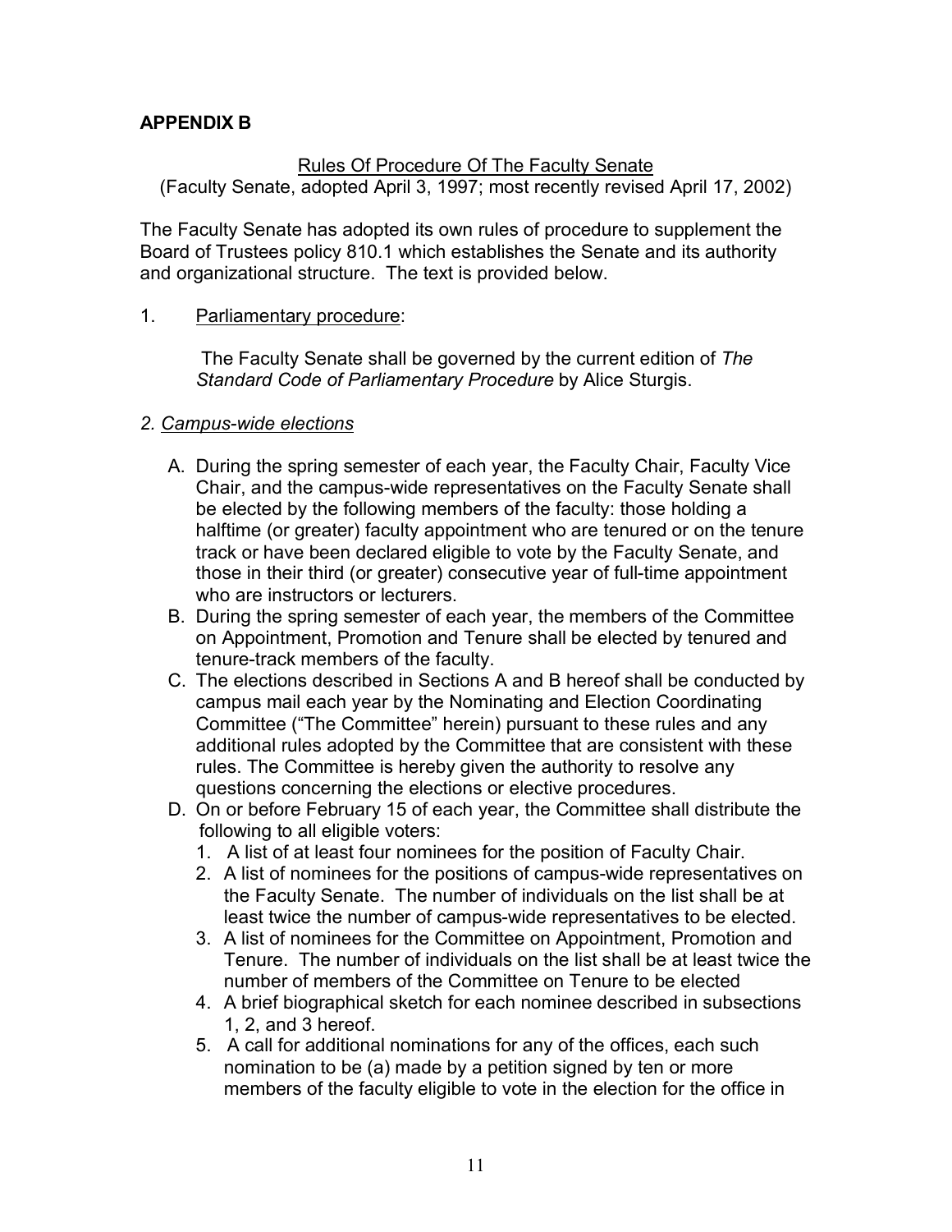## APPENDIX B

Rules Of Procedure Of The Faculty Senate
(Faculty Senate, adopted April 3, 1997; most recently revised April 17, 2002)

The Faculty Senate has adopted its own rules of procedure to supplement the Board of Trustees policy 810.1 which establishes the Senate and its authority and organizational structure. The text is provided below.

1. Parliamentary procedure:

   The Faculty Senate shall be governed by the current edition of *The Standard Code of Parliamentary Procedure* by Alice Sturgis.

*2. Campus-wide elections*

A. During the spring semester of each year, the Faculty Chair, Faculty Vice Chair, and the campus-wide representatives on the Faculty Senate shall be elected by the following members of the faculty: those holding a halftime (or greater) faculty appointment who are tenured or on the tenure track or have been declared eligible to vote by the Faculty Senate, and those in their third (or greater) consecutive year of full-time appointment who are instructors or lecturers.

B. During the spring semester of each year, the members of the Committee on Appointment, Promotion and Tenure shall be elected by tenured and tenure-track members of the faculty.

C. The elections described in Sections A and B hereof shall be conducted by campus mail each year by the Nominating and Election Coordinating Committee ("The Committee" herein) pursuant to these rules and any additional rules adopted by the Committee that are consistent with these rules. The Committee is hereby given the authority to resolve any questions concerning the elections or elective procedures.

D. On or before February 15 of each year, the Committee shall distribute the following to all eligible voters:
   1. A list of at least four nominees for the position of Faculty Chair.
   2. A list of nominees for the positions of campus-wide representatives on the Faculty Senate. The number of individuals on the list shall be at least twice the number of campus-wide representatives to be elected.
   3. A list of nominees for the Committee on Appointment, Promotion and Tenure. The number of individuals on the list shall be at least twice the number of members of the Committee on Tenure to be elected
   4. A brief biographical sketch for each nominee described in subsections 1, 2, and 3 hereof.
   5. A call for additional nominations for any of the offices, each such nomination to be (a) made by a petition signed by ten or more members of the faculty eligible to vote in the election for the office in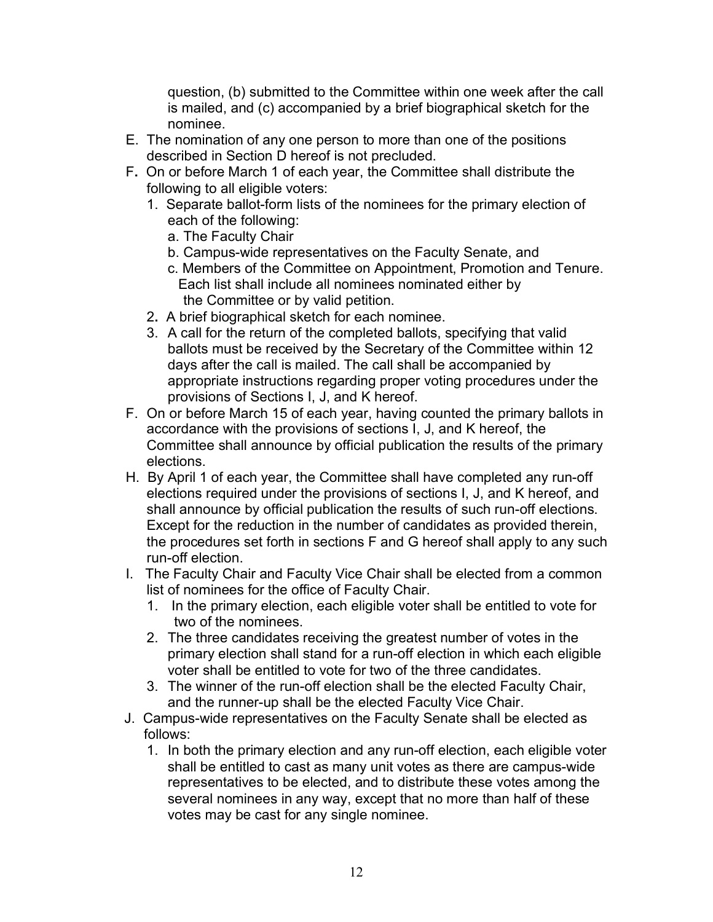question, (b) submitted to the Committee within one week after the call is mailed, and (c) accompanied by a brief biographical sketch for the nominee.

E. The nomination of any one person to more than one of the positions described in Section D hereof is not precluded.

F. On or before March 1 of each year, the Committee shall distribute the following to all eligible voters:
   1. Separate ballot-form lists of the nominees for the primary election of each of the following:
      a. The Faculty Chair
      b. Campus-wide representatives on the Faculty Senate, and
      c. Members of the Committee on Appointment, Promotion and Tenure.
      Each list shall include all nominees nominated either by the Committee or by valid petition.
   2. A brief biographical sketch for each nominee.
   3. A call for the return of the completed ballots, specifying that valid ballots must be received by the Secretary of the Committee within 12 days after the call is mailed. The call shall be accompanied by appropriate instructions regarding proper voting procedures under the provisions of Sections I, J, and K hereof.

F. On or before March 15 of each year, having counted the primary ballots in accordance with the provisions of sections I, J, and K hereof, the Committee shall announce by official publication the results of the primary elections.

H. By April 1 of each year, the Committee shall have completed any run-off elections required under the provisions of sections I, J, and K hereof, and shall announce by official publication the results of such run-off elections. Except for the reduction in the number of candidates as provided therein, the procedures set forth in sections F and G hereof shall apply to any such run-off election.

I. The Faculty Chair and Faculty Vice Chair shall be elected from a common list of nominees for the office of Faculty Chair.
   1. In the primary election, each eligible voter shall be entitled to vote for two of the nominees.
   2. The three candidates receiving the greatest number of votes in the primary election shall stand for a run-off election in which each eligible voter shall be entitled to vote for two of the three candidates.
   3. The winner of the run-off election shall be the elected Faculty Chair, and the runner-up shall be the elected Faculty Vice Chair.

J. Campus-wide representatives on the Faculty Senate shall be elected as follows:
   1. In both the primary election and any run-off election, each eligible voter shall be entitled to cast as many unit votes as there are campus-wide representatives to be elected, and to distribute these votes among the several nominees in any way, except that no more than half of these votes may be cast for any single nominee.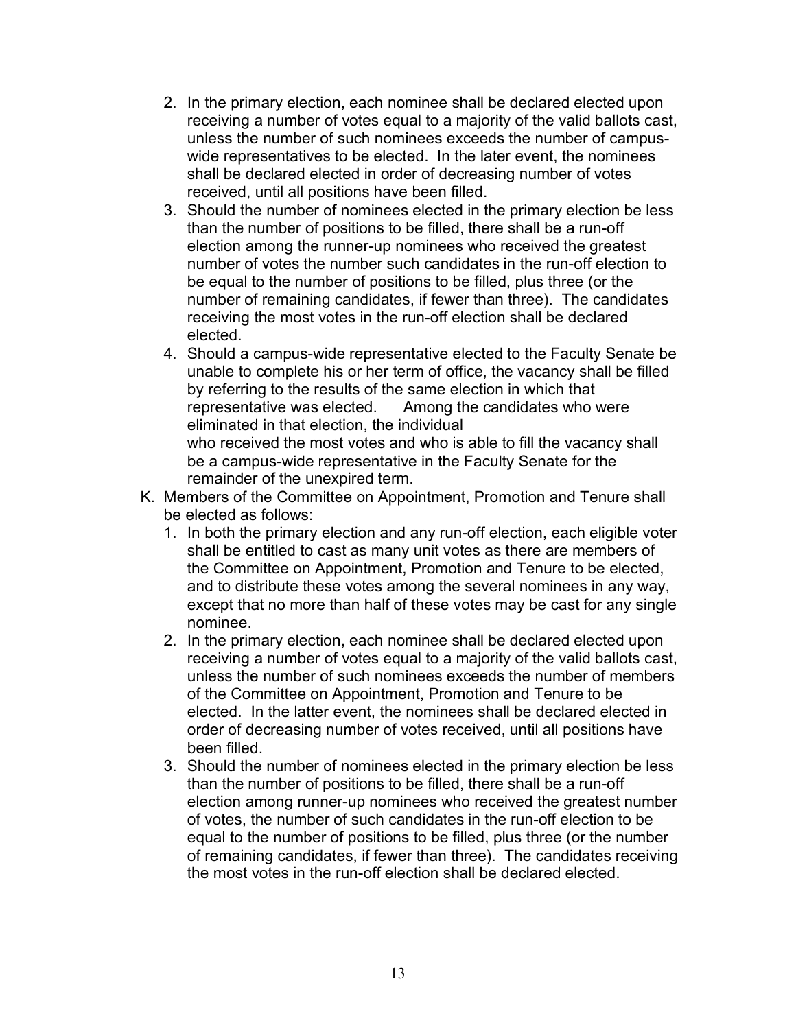2. In the primary election, each nominee shall be declared elected upon receiving a number of votes equal to a majority of the valid ballots cast, unless the number of such nominees exceeds the number of campus-wide representatives to be elected. In the later event, the nominees shall be declared elected in order of decreasing number of votes received, until all positions have been filled.
3. Should the number of nominees elected in the primary election be less than the number of positions to be filled, there shall be a run-off election among the runner-up nominees who received the greatest number of votes the number such candidates in the run-off election to be equal to the number of positions to be filled, plus three (or the number of remaining candidates, if fewer than three). The candidates receiving the most votes in the run-off election shall be declared elected.
4. Should a campus-wide representative elected to the Faculty Senate be unable to complete his or her term of office, the vacancy shall be filled by referring to the results of the same election in which that representative was elected. Among the candidates who were eliminated in that election, the individual who received the most votes and who is able to fill the vacancy shall be a campus-wide representative in the Faculty Senate for the remainder of the unexpired term.

K. Members of the Committee on Appointment, Promotion and Tenure shall be elected as follows:
   1. In both the primary election and any run-off election, each eligible voter shall be entitled to cast as many unit votes as there are members of the Committee on Appointment, Promotion and Tenure to be elected, and to distribute these votes among the several nominees in any way, except that no more than half of these votes may be cast for any single nominee.
   2. In the primary election, each nominee shall be declared elected upon receiving a number of votes equal to a majority of the valid ballots cast, unless the number of such nominees exceeds the number of members of the Committee on Appointment, Promotion and Tenure to be elected. In the latter event, the nominees shall be declared elected in order of decreasing number of votes received, until all positions have been filled.
   3. Should the number of nominees elected in the primary election be less than the number of positions to be filled, there shall be a run-off election among runner-up nominees who received the greatest number of votes, the number of such candidates in the run-off election to be equal to the number of positions to be filled, plus three (or the number of remaining candidates, if fewer than three). The candidates receiving the most votes in the run-off election shall be declared elected.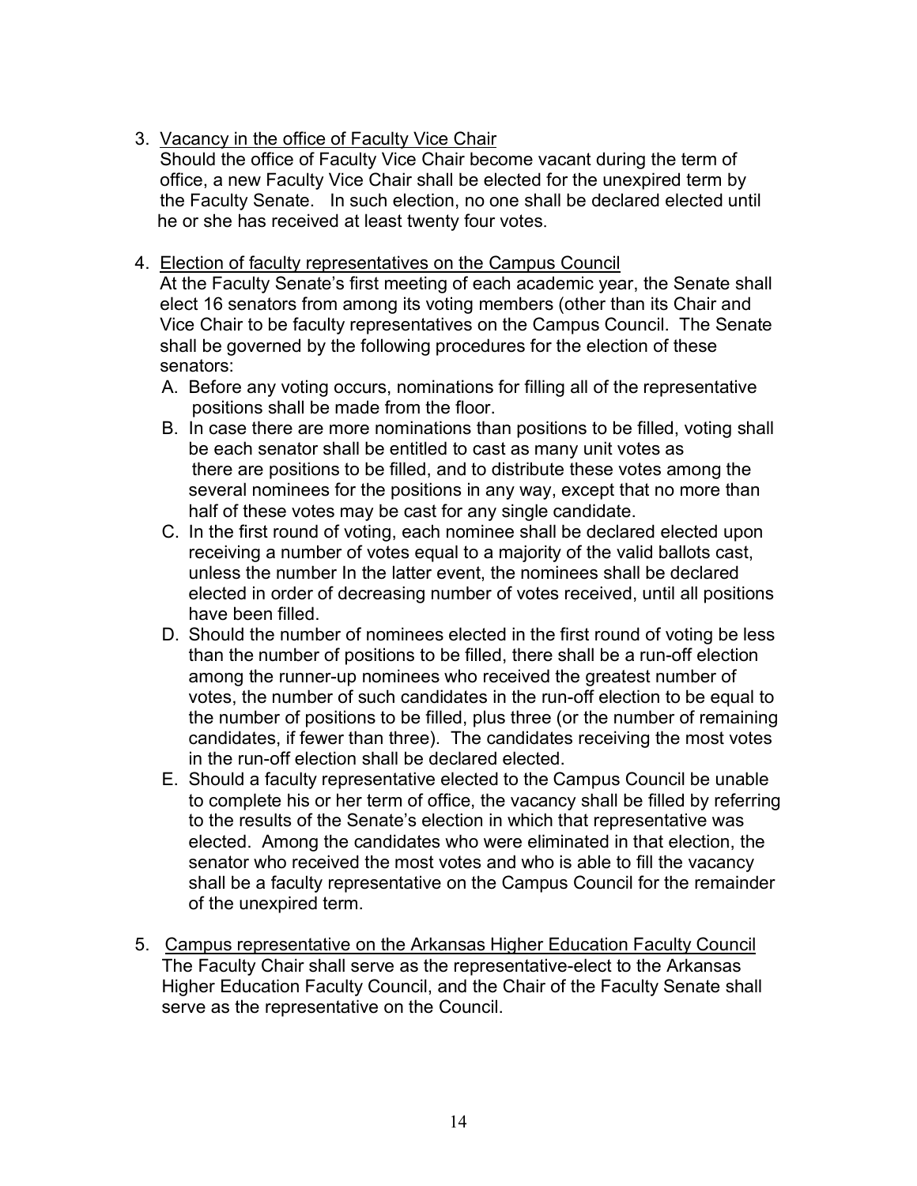3. Vacancy in the office of Faculty Vice Chair
   Should the office of Faculty Vice Chair become vacant during the term of office, a new Faculty Vice Chair shall be elected for the unexpired term by the Faculty Senate. In such election, no one shall be declared elected until he or she has received at least twenty four votes.

4. Election of faculty representatives on the Campus Council
   At the Faculty Senate's first meeting of each academic year, the Senate shall elect 16 senators from among its voting members (other than its Chair and Vice Chair to be faculty representatives on the Campus Council. The Senate shall be governed by the following procedures for the election of these senators:
   A. Before any voting occurs, nominations for filling all of the representative positions shall be made from the floor.
   B. In case there are more nominations than positions to be filled, voting shall be each senator shall be entitled to cast as many unit votes as there are positions to be filled, and to distribute these votes among the several nominees for the positions in any way, except that no more than half of these votes may be cast for any single candidate.
   C. In the first round of voting, each nominee shall be declared elected upon receiving a number of votes equal to a majority of the valid ballots cast, unless the number In the latter event, the nominees shall be declared elected in order of decreasing number of votes received, until all positions have been filled.
   D. Should the number of nominees elected in the first round of voting be less than the number of positions to be filled, there shall be a run-off election among the runner-up nominees who received the greatest number of votes, the number of such candidates in the run-off election to be equal to the number of positions to be filled, plus three (or the number of remaining candidates, if fewer than three). The candidates receiving the most votes in the run-off election shall be declared elected.
   E. Should a faculty representative elected to the Campus Council be unable to complete his or her term of office, the vacancy shall be filled by referring to the results of the Senate's election in which that representative was elected. Among the candidates who were eliminated in that election, the senator who received the most votes and who is able to fill the vacancy shall be a faculty representative on the Campus Council for the remainder of the unexpired term.

5. Campus representative on the Arkansas Higher Education Faculty Council
   The Faculty Chair shall serve as the representative-elect to the Arkansas Higher Education Faculty Council, and the Chair of the Faculty Senate shall serve as the representative on the Council.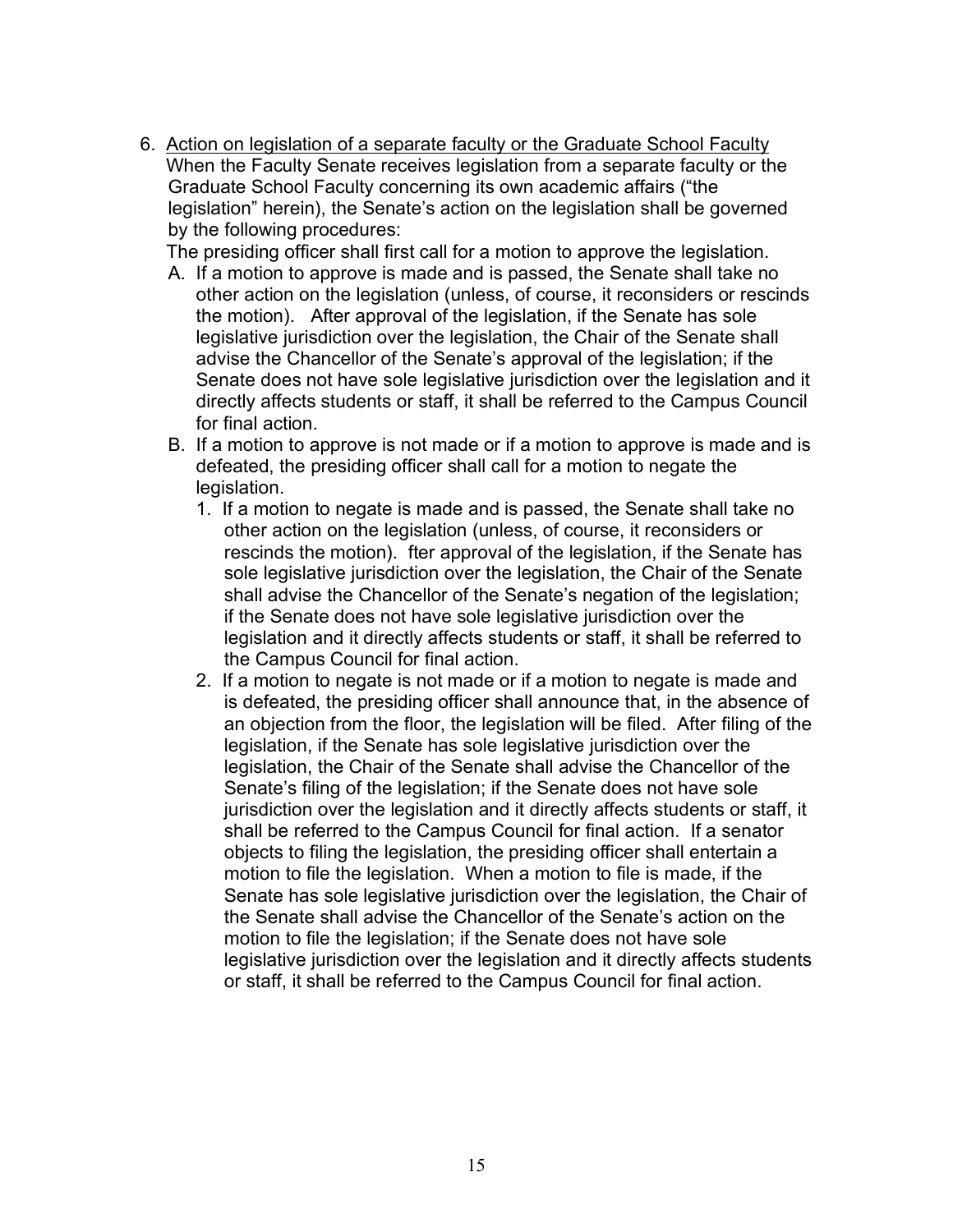6. <u>Action on legislation of a separate faculty or the Graduate School Faculty</u>
   When the Faculty Senate receives legislation from a separate faculty or the Graduate School Faculty concerning its own academic affairs ("the legislation" herein), the Senate's action on the legislation shall be governed by the following procedures:
   The presiding officer shall first call for a motion to approve the legislation.
   A. If a motion to approve is made and is passed, the Senate shall take no other action on the legislation (unless, of course, it reconsiders or rescinds the motion). After approval of the legislation, if the Senate has sole legislative jurisdiction over the legislation, the Chair of the Senate shall advise the Chancellor of the Senate's approval of the legislation; if the Senate does not have sole legislative jurisdiction over the legislation and it directly affects students or staff, it shall be referred to the Campus Council for final action.
   B. If a motion to approve is not made or if a motion to approve is made and is defeated, the presiding officer shall call for a motion to negate the legislation.
      1. If a motion to negate is made and is passed, the Senate shall take no other action on the legislation (unless, of course, it reconsiders or rescinds the motion). fter approval of the legislation, if the Senate has sole legislative jurisdiction over the legislation, the Chair of the Senate shall advise the Chancellor of the Senate's negation of the legislation; if the Senate does not have sole legislative jurisdiction over the legislation and it directly affects students or staff, it shall be referred to the Campus Council for final action.
      2. If a motion to negate is not made or if a motion to negate is made and is defeated, the presiding officer shall announce that, in the absence of an objection from the floor, the legislation will be filed. After filing of the legislation, if the Senate has sole legislative jurisdiction over the legislation, the Chair of the Senate shall advise the Chancellor of the Senate's filing of the legislation; if the Senate does not have sole jurisdiction over the legislation and it directly affects students or staff, it shall be referred to the Campus Council for final action. If a senator objects to filing the legislation, the presiding officer shall entertain a motion to file the legislation. When a motion to file is made, if the Senate has sole legislative jurisdiction over the legislation, the Chair of the Senate shall advise the Chancellor of the Senate's action on the motion to file the legislation; if the Senate does not have sole legislative jurisdiction over the legislation and it directly affects students or staff, it shall be referred to the Campus Council for final action.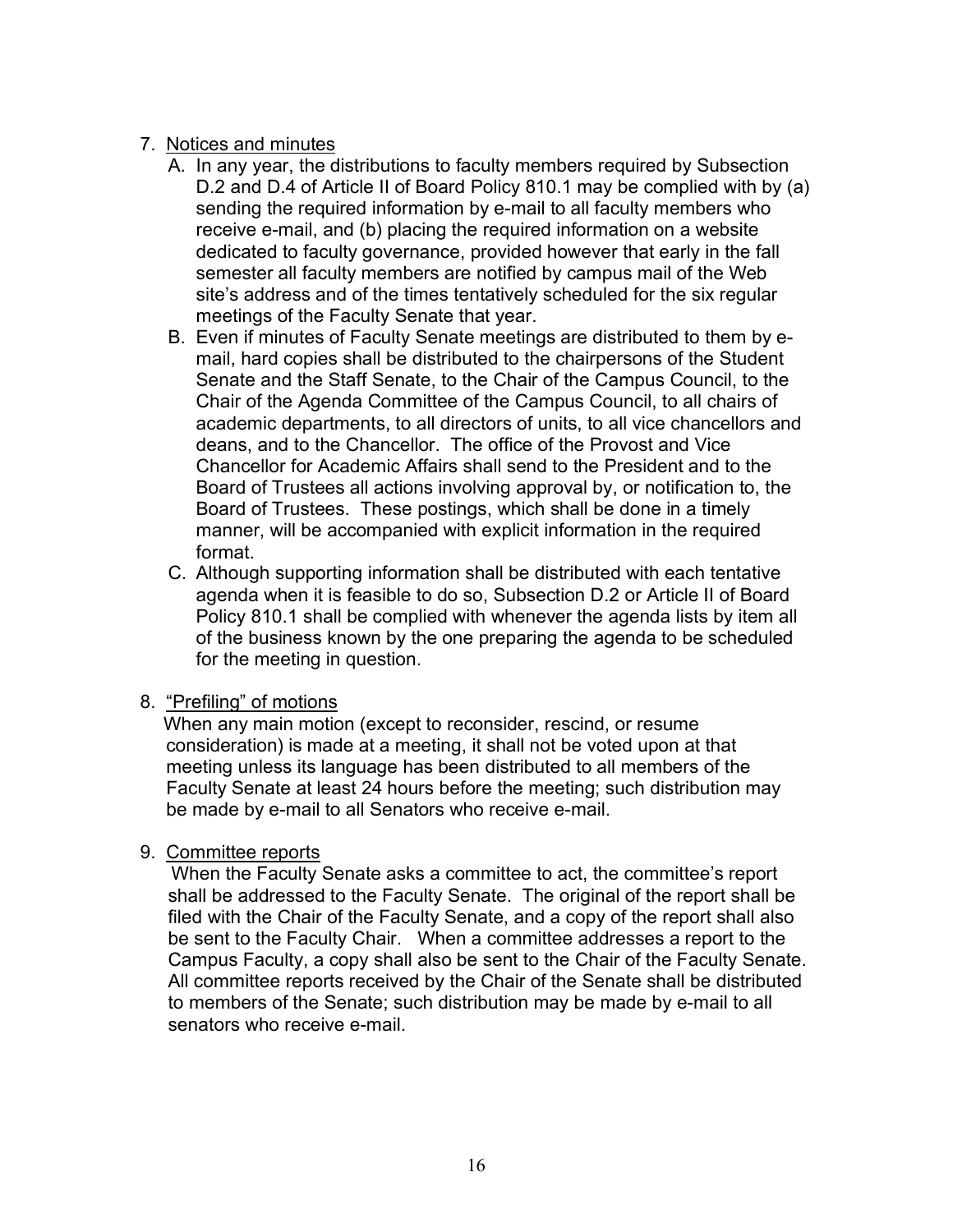7. <u>Notices and minutes</u>

   A. In any year, the distributions to faculty members required by Subsection D.2 and D.4 of Article II of Board Policy 810.1 may be complied with by (a) sending the required information by e-mail to all faculty members who receive e-mail, and (b) placing the required information on a website dedicated to faculty governance, provided however that early in the fall semester all faculty members are notified by campus mail of the Web site's address and of the times tentatively scheduled for the six regular meetings of the Faculty Senate that year.

   B. Even if minutes of Faculty Senate meetings are distributed to them by e-mail, hard copies shall be distributed to the chairpersons of the Student Senate and the Staff Senate, to the Chair of the Campus Council, to the Chair of the Agenda Committee of the Campus Council, to all chairs of academic departments, to all directors of units, to all vice chancellors and deans, and to the Chancellor. The office of the Provost and Vice Chancellor for Academic Affairs shall send to the President and to the Board of Trustees all actions involving approval by, or notification to, the Board of Trustees. These postings, which shall be done in a timely manner, will be accompanied with explicit information in the required format.

   C. Although supporting information shall be distributed with each tentative agenda when it is feasible to do so, Subsection D.2 or Article II of Board Policy 810.1 shall be complied with whenever the agenda lists by item all of the business known by the one preparing the agenda to be scheduled for the meeting in question.

8. <u>"Prefiling" of motions</u>

   When any main motion (except to reconsider, rescind, or resume consideration) is made at a meeting, it shall not be voted upon at that meeting unless its language has been distributed to all members of the Faculty Senate at least 24 hours before the meeting; such distribution may be made by e-mail to all Senators who receive e-mail.

9. <u>Committee reports</u>

   When the Faculty Senate asks a committee to act, the committee's report shall be addressed to the Faculty Senate. The original of the report shall be filed with the Chair of the Faculty Senate, and a copy of the report shall also be sent to the Faculty Chair. When a committee addresses a report to the Campus Faculty, a copy shall also be sent to the Chair of the Faculty Senate. All committee reports received by the Chair of the Senate shall be distributed to members of the Senate; such distribution may be made by e-mail to all senators who receive e-mail.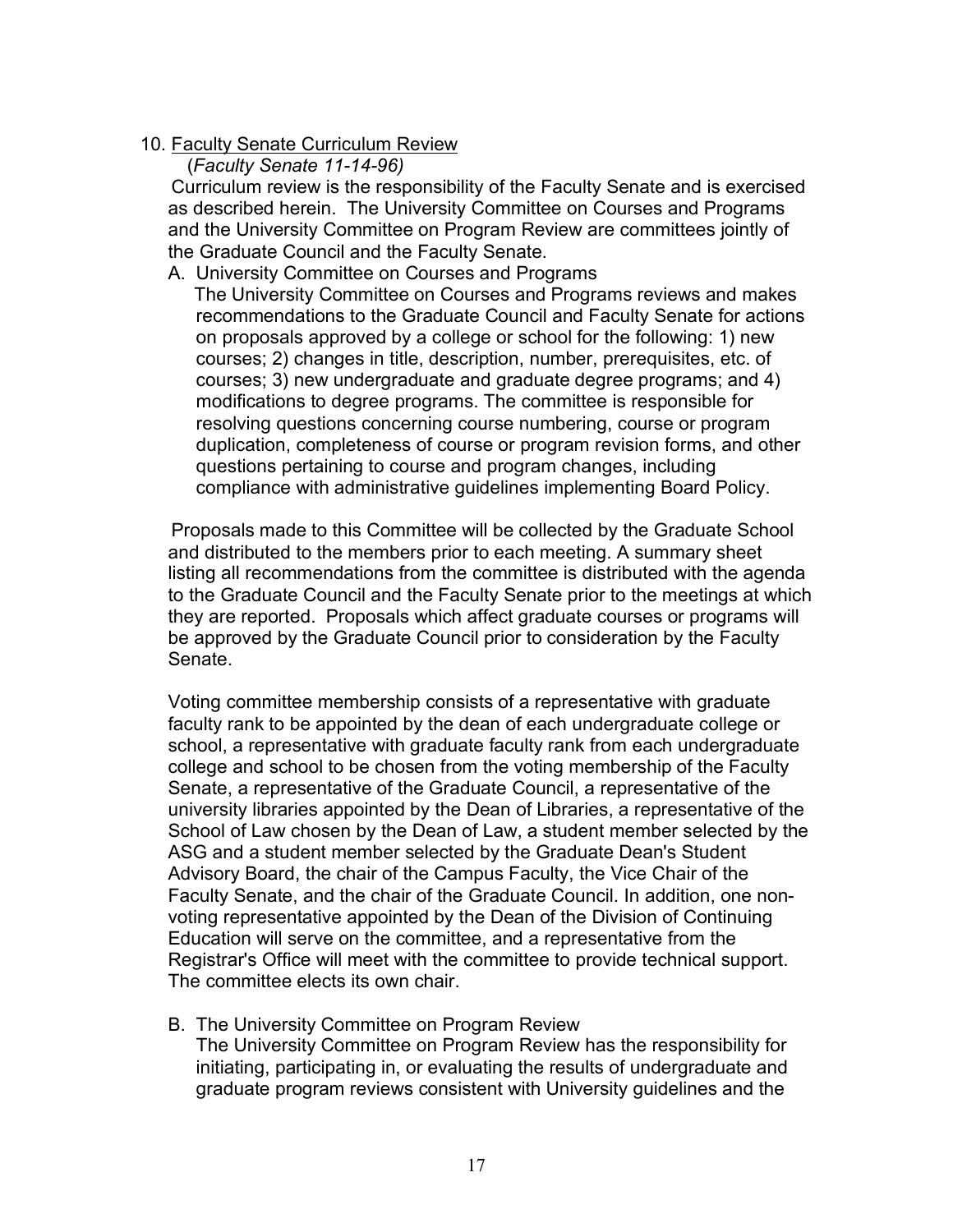10. <u>Faculty Senate Curriculum Review</u>

    (*Faculty Senate 11-14-96)*

    Curriculum review is the responsibility of the Faculty Senate and is exercised as described herein. The University Committee on Courses and Programs and the University Committee on Program Review are committees jointly of the Graduate Council and the Faculty Senate.

    A. University Committee on Courses and Programs

       The University Committee on Courses and Programs reviews and makes recommendations to the Graduate Council and Faculty Senate for actions on proposals approved by a college or school for the following: 1) new courses; 2) changes in title, description, number, prerequisites, etc. of courses; 3) new undergraduate and graduate degree programs; and 4) modifications to degree programs. The committee is responsible for resolving questions concerning course numbering, course or program duplication, completeness of course or program revision forms, and other questions pertaining to course and program changes, including compliance with administrative guidelines implementing Board Policy.

    Proposals made to this Committee will be collected by the Graduate School and distributed to the members prior to each meeting. A summary sheet listing all recommendations from the committee is distributed with the agenda to the Graduate Council and the Faculty Senate prior to the meetings at which they are reported. Proposals which affect graduate courses or programs will be approved by the Graduate Council prior to consideration by the Faculty Senate.

    Voting committee membership consists of a representative with graduate faculty rank to be appointed by the dean of each undergraduate college or school, a representative with graduate faculty rank from each undergraduate college and school to be chosen from the voting membership of the Faculty Senate, a representative of the Graduate Council, a representative of the university libraries appointed by the Dean of Libraries, a representative of the School of Law chosen by the Dean of Law, a student member selected by the ASG and a student member selected by the Graduate Dean's Student Advisory Board, the chair of the Campus Faculty, the Vice Chair of the Faculty Senate, and the chair of the Graduate Council. In addition, one non-voting representative appointed by the Dean of the Division of Continuing Education will serve on the committee, and a representative from the Registrar's Office will meet with the committee to provide technical support. The committee elects its own chair.

    B. The University Committee on Program Review

       The University Committee on Program Review has the responsibility for initiating, participating in, or evaluating the results of undergraduate and graduate program reviews consistent with University guidelines and the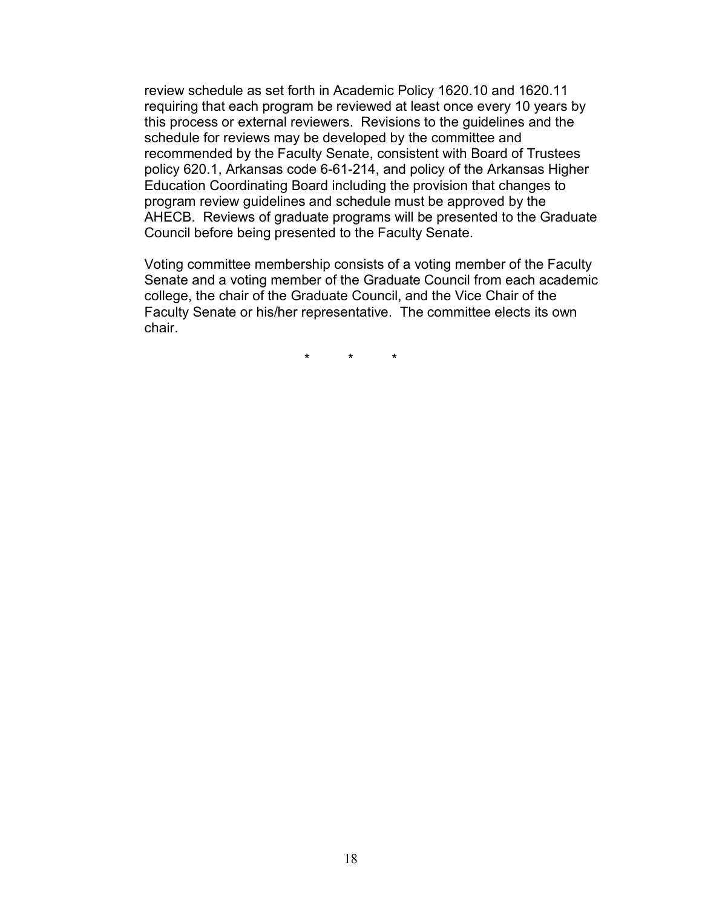review schedule as set forth in Academic Policy 1620.10 and 1620.11 requiring that each program be reviewed at least once every 10 years by this process or external reviewers. Revisions to the guidelines and the schedule for reviews may be developed by the committee and recommended by the Faculty Senate, consistent with Board of Trustees policy 620.1, Arkansas code 6-61-214, and policy of the Arkansas Higher Education Coordinating Board including the provision that changes to program review guidelines and schedule must be approved by the AHECB. Reviews of graduate programs will be presented to the Graduate Council before being presented to the Faculty Senate.

Voting committee membership consists of a voting member of the Faculty Senate and a voting member of the Graduate Council from each academic college, the chair of the Graduate Council, and the Vice Chair of the Faculty Senate or his/her representative. The committee elects its own chair.

\* \* \*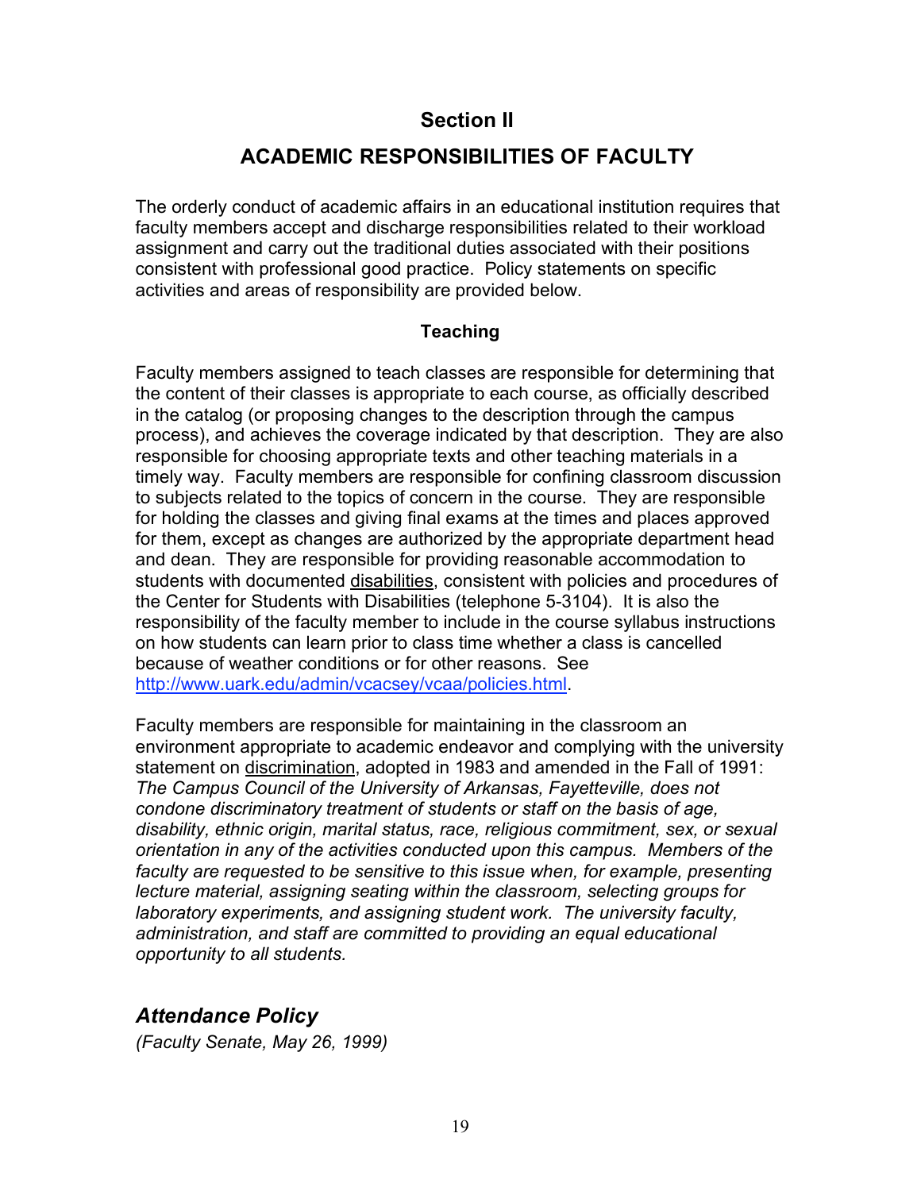# Section II

# ACADEMIC RESPONSIBILITIES OF FACULTY

The orderly conduct of academic affairs in an educational institution requires that faculty members accept and discharge responsibilities related to their workload assignment and carry out the traditional duties associated with their positions consistent with professional good practice. Policy statements on specific activities and areas of responsibility are provided below.

## Teaching

Faculty members assigned to teach classes are responsible for determining that the content of their classes is appropriate to each course, as officially described in the catalog (or proposing changes to the description through the campus process), and achieves the coverage indicated by that description. They are also responsible for choosing appropriate texts and other teaching materials in a timely way. Faculty members are responsible for confining classroom discussion to subjects related to the topics of concern in the course. They are responsible for holding the classes and giving final exams at the times and places approved for them, except as changes are authorized by the appropriate department head and dean. They are responsible for providing reasonable accommodation to students with documented disabilities, consistent with policies and procedures of the Center for Students with Disabilities (telephone 5-3104). It is also the responsibility of the faculty member to include in the course syllabus instructions on how students can learn prior to class time whether a class is cancelled because of weather conditions or for other reasons. See http://www.uark.edu/admin/vcacsey/vcaa/policies.html.

Faculty members are responsible for maintaining in the classroom an environment appropriate to academic endeavor and complying with the university statement on discrimination, adopted in 1983 and amended in the Fall of 1991: *The Campus Council of the University of Arkansas, Fayetteville, does not condone discriminatory treatment of students or staff on the basis of age, disability, ethnic origin, marital status, race, religious commitment, sex, or sexual orientation in any of the activities conducted upon this campus. Members of the faculty are requested to be sensitive to this issue when, for example, presenting lecture material, assigning seating within the classroom, selecting groups for laboratory experiments, and assigning student work. The university faculty, administration, and staff are committed to providing an equal educational opportunity to all students.*

## *Attendance Policy*

*(Faculty Senate, May 26, 1999)*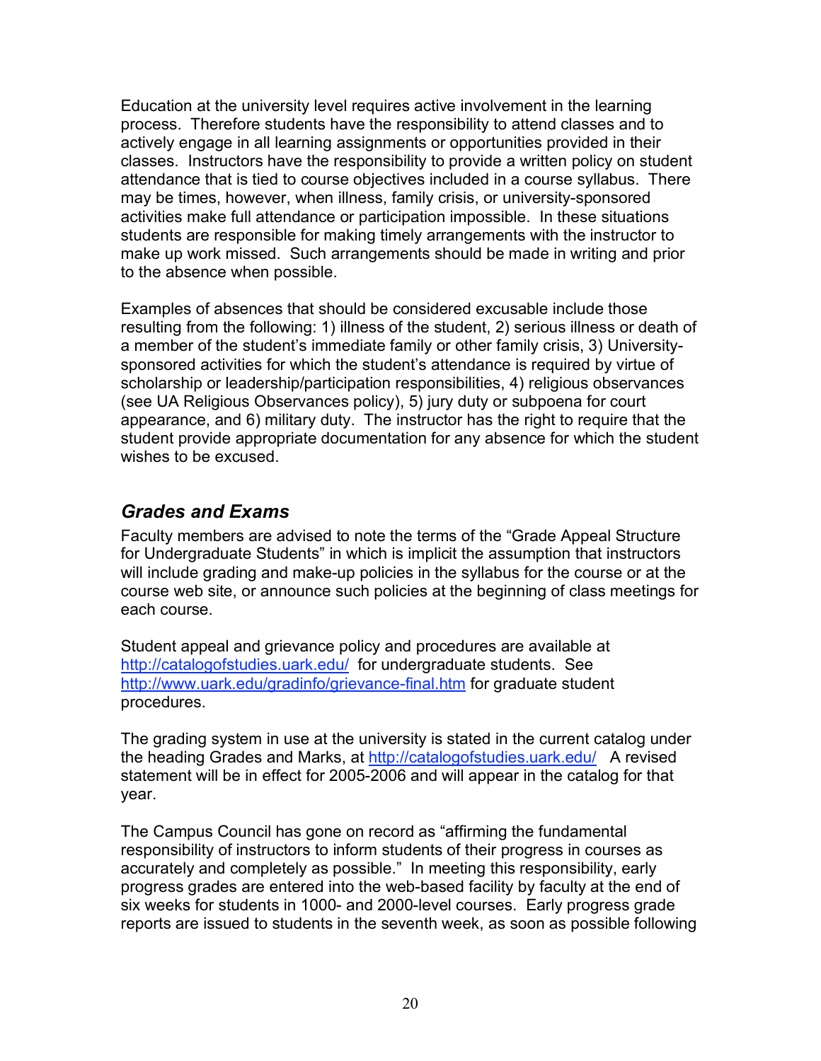Education at the university level requires active involvement in the learning process. Therefore students have the responsibility to attend classes and to actively engage in all learning assignments or opportunities provided in their classes. Instructors have the responsibility to provide a written policy on student attendance that is tied to course objectives included in a course syllabus. There may be times, however, when illness, family crisis, or university-sponsored activities make full attendance or participation impossible. In these situations students are responsible for making timely arrangements with the instructor to make up work missed. Such arrangements should be made in writing and prior to the absence when possible.

Examples of absences that should be considered excusable include those resulting from the following: 1) illness of the student, 2) serious illness or death of a member of the student's immediate family or other family crisis, 3) University-sponsored activities for which the student's attendance is required by virtue of scholarship or leadership/participation responsibilities, 4) religious observances (see UA Religious Observances policy), 5) jury duty or subpoena for court appearance, and 6) military duty. The instructor has the right to require that the student provide appropriate documentation for any absence for which the student wishes to be excused.

## *Grades and Exams*

Faculty members are advised to note the terms of the "Grade Appeal Structure for Undergraduate Students" in which is implicit the assumption that instructors will include grading and make-up policies in the syllabus for the course or at the course web site, or announce such policies at the beginning of class meetings for each course.

Student appeal and grievance policy and procedures are available at http://catalogofstudies.uark.edu/ for undergraduate students. See http://www.uark.edu/gradinfo/grievance-final.htm for graduate student procedures.

The grading system in use at the university is stated in the current catalog under the heading Grades and Marks, at http://catalogofstudies.uark.edu/ A revised statement will be in effect for 2005-2006 and will appear in the catalog for that year.

The Campus Council has gone on record as "affirming the fundamental responsibility of instructors to inform students of their progress in courses as accurately and completely as possible." In meeting this responsibility, early progress grades are entered into the web-based facility by faculty at the end of six weeks for students in 1000- and 2000-level courses. Early progress grade reports are issued to students in the seventh week, as soon as possible following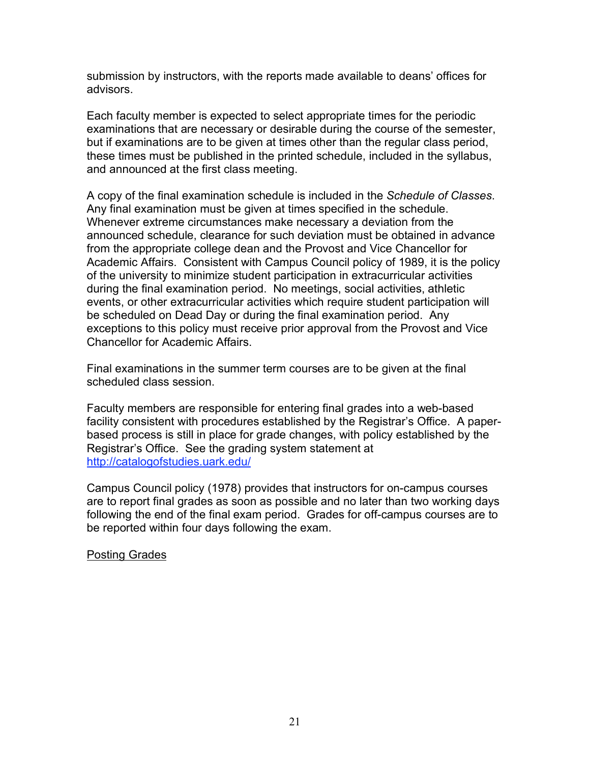submission by instructors, with the reports made available to deans' offices for advisors.

Each faculty member is expected to select appropriate times for the periodic examinations that are necessary or desirable during the course of the semester, but if examinations are to be given at times other than the regular class period, these times must be published in the printed schedule, included in the syllabus, and announced at the first class meeting.

A copy of the final examination schedule is included in the *Schedule of Classes*. Any final examination must be given at times specified in the schedule. Whenever extreme circumstances make necessary a deviation from the announced schedule, clearance for such deviation must be obtained in advance from the appropriate college dean and the Provost and Vice Chancellor for Academic Affairs. Consistent with Campus Council policy of 1989, it is the policy of the university to minimize student participation in extracurricular activities during the final examination period. No meetings, social activities, athletic events, or other extracurricular activities which require student participation will be scheduled on Dead Day or during the final examination period. Any exceptions to this policy must receive prior approval from the Provost and Vice Chancellor for Academic Affairs.

Final examinations in the summer term courses are to be given at the final scheduled class session.

Faculty members are responsible for entering final grades into a web-based facility consistent with procedures established by the Registrar's Office. A paper-based process is still in place for grade changes, with policy established by the Registrar's Office. See the grading system statement at [http://catalogofstudies.uark.edu/](http://catalogofstudies.uark.edu/)

Campus Council policy (1978) provides that instructors for on-campus courses are to report final grades as soon as possible and no later than two working days following the end of the final exam period. Grades for off-campus courses are to be reported within four days following the exam.

<u>Posting Grades</u>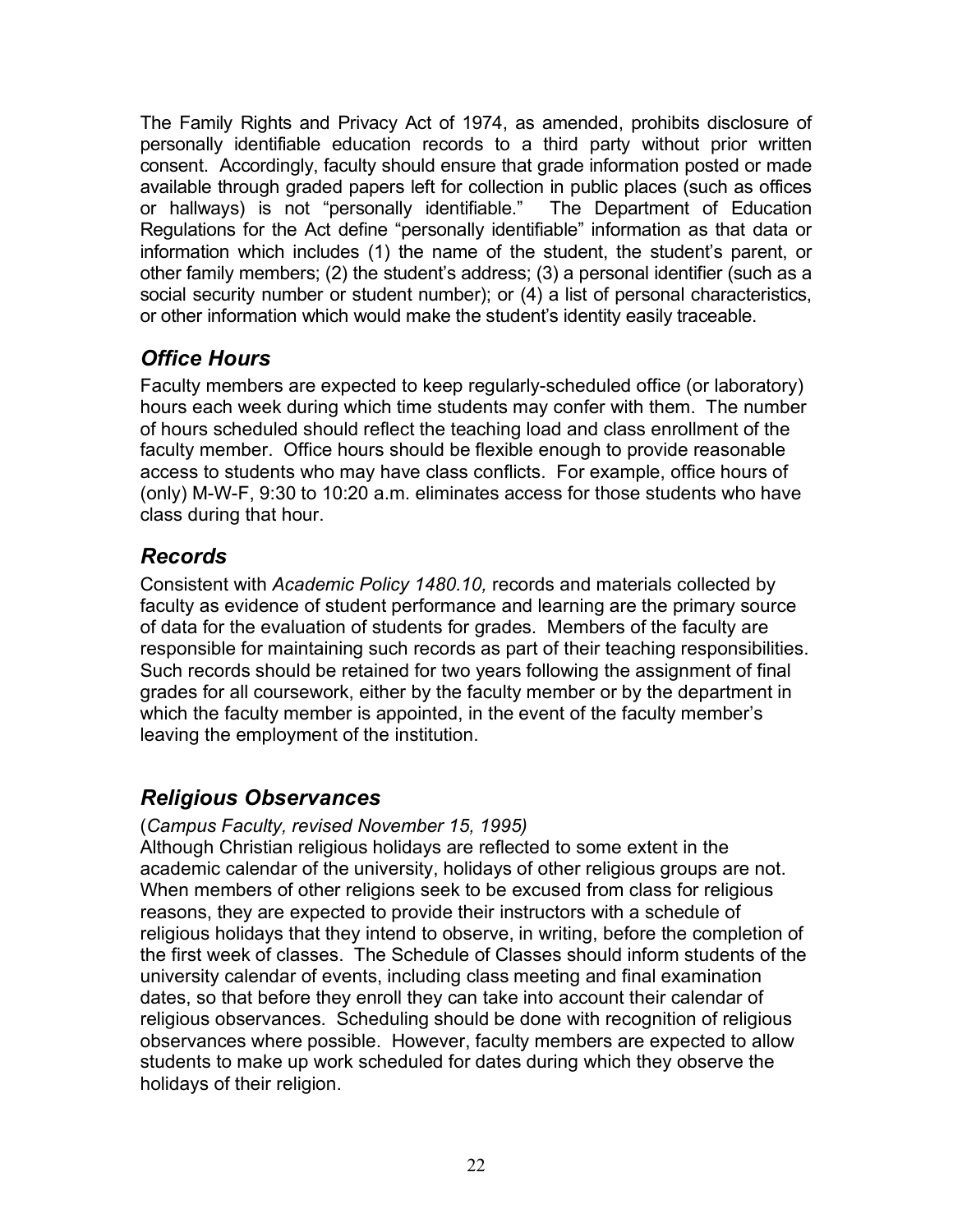The Family Rights and Privacy Act of 1974, as amended, prohibits disclosure of personally identifiable education records to a third party without prior written consent. Accordingly, faculty should ensure that grade information posted or made available through graded papers left for collection in public places (such as offices or hallways) is not "personally identifiable." The Department of Education Regulations for the Act define "personally identifiable" information as that data or information which includes (1) the name of the student, the student's parent, or other family members; (2) the student's address; (3) a personal identifier (such as a social security number or student number); or (4) a list of personal characteristics, or other information which would make the student's identity easily traceable.

## *Office Hours*

Faculty members are expected to keep regularly-scheduled office (or laboratory) hours each week during which time students may confer with them. The number of hours scheduled should reflect the teaching load and class enrollment of the faculty member. Office hours should be flexible enough to provide reasonable access to students who may have class conflicts. For example, office hours of (only) M-W-F, 9:30 to 10:20 a.m. eliminates access for those students who have class during that hour.

## *Records*

Consistent with *Academic Policy 1480.10,* records and materials collected by faculty as evidence of student performance and learning are the primary source of data for the evaluation of students for grades. Members of the faculty are responsible for maintaining such records as part of their teaching responsibilities. Such records should be retained for two years following the assignment of final grades for all coursework, either by the faculty member or by the department in which the faculty member is appointed, in the event of the faculty member's leaving the employment of the institution.

## *Religious Observances*

(*Campus Faculty, revised November 15, 1995)*

Although Christian religious holidays are reflected to some extent in the academic calendar of the university, holidays of other religious groups are not. When members of other religions seek to be excused from class for religious reasons, they are expected to provide their instructors with a schedule of religious holidays that they intend to observe, in writing, before the completion of the first week of classes. The Schedule of Classes should inform students of the university calendar of events, including class meeting and final examination dates, so that before they enroll they can take into account their calendar of religious observances. Scheduling should be done with recognition of religious observances where possible. However, faculty members are expected to allow students to make up work scheduled for dates during which they observe the holidays of their religion.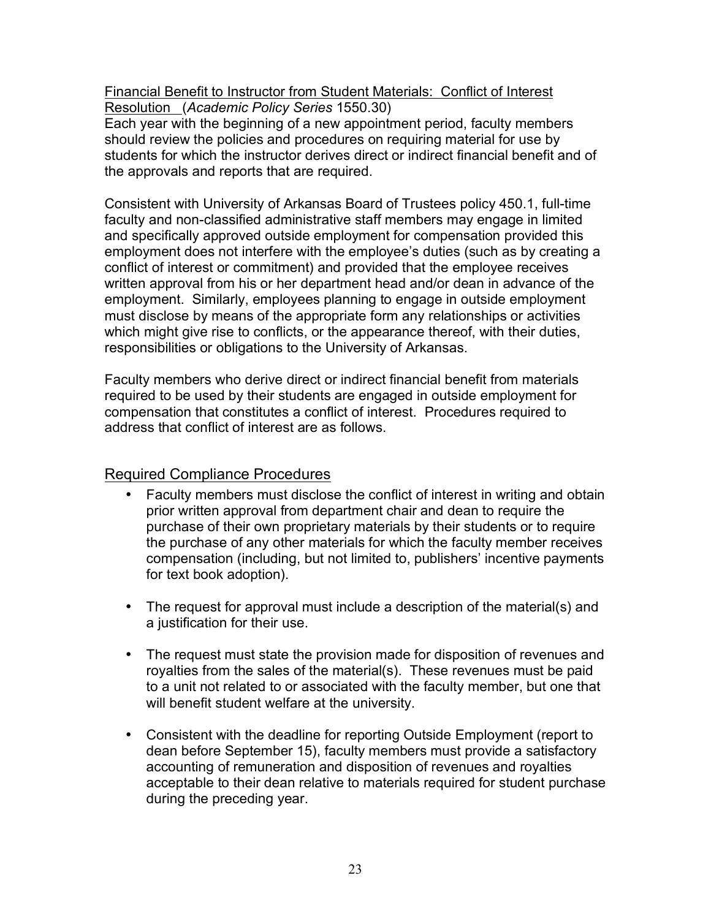Financial Benefit to Instructor from Student Materials: Conflict of Interest Resolution (*Academic Policy Series* 1550.30)

Each year with the beginning of a new appointment period, faculty members should review the policies and procedures on requiring material for use by students for which the instructor derives direct or indirect financial benefit and of the approvals and reports that are required.

Consistent with University of Arkansas Board of Trustees policy 450.1, full-time faculty and non-classified administrative staff members may engage in limited and specifically approved outside employment for compensation provided this employment does not interfere with the employee's duties (such as by creating a conflict of interest or commitment) and provided that the employee receives written approval from his or her department head and/or dean in advance of the employment. Similarly, employees planning to engage in outside employment must disclose by means of the appropriate form any relationships or activities which might give rise to conflicts, or the appearance thereof, with their duties, responsibilities or obligations to the University of Arkansas.

Faculty members who derive direct or indirect financial benefit from materials required to be used by their students are engaged in outside employment for compensation that constitutes a conflict of interest. Procedures required to address that conflict of interest are as follows.

## Required Compliance Procedures

- Faculty members must disclose the conflict of interest in writing and obtain prior written approval from department chair and dean to require the purchase of their own proprietary materials by their students or to require the purchase of any other materials for which the faculty member receives compensation (including, but not limited to, publishers' incentive payments for text book adoption).
- The request for approval must include a description of the material(s) and a justification for their use.
- The request must state the provision made for disposition of revenues and royalties from the sales of the material(s). These revenues must be paid to a unit not related to or associated with the faculty member, but one that will benefit student welfare at the university.
- Consistent with the deadline for reporting Outside Employment (report to dean before September 15), faculty members must provide a satisfactory accounting of remuneration and disposition of revenues and royalties acceptable to their dean relative to materials required for student purchase during the preceding year.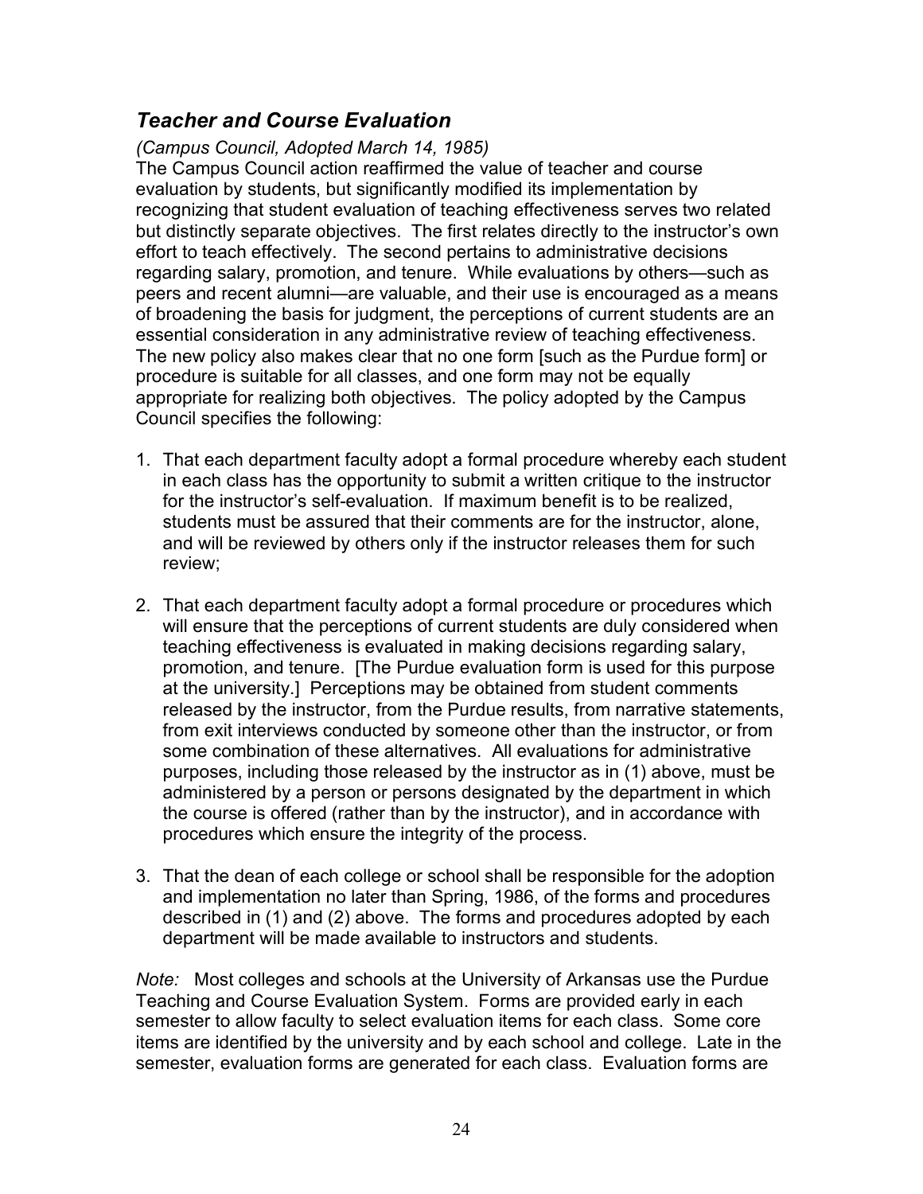## *Teacher and Course Evaluation*

*(Campus Council, Adopted March 14, 1985)*

The Campus Council action reaffirmed the value of teacher and course evaluation by students, but significantly modified its implementation by recognizing that student evaluation of teaching effectiveness serves two related but distinctly separate objectives. The first relates directly to the instructor's own effort to teach effectively. The second pertains to administrative decisions regarding salary, promotion, and tenure. While evaluations by others—such as peers and recent alumni—are valuable, and their use is encouraged as a means of broadening the basis for judgment, the perceptions of current students are an essential consideration in any administrative review of teaching effectiveness. The new policy also makes clear that no one form [such as the Purdue form] or procedure is suitable for all classes, and one form may not be equally appropriate for realizing both objectives. The policy adopted by the Campus Council specifies the following:

1. That each department faculty adopt a formal procedure whereby each student in each class has the opportunity to submit a written critique to the instructor for the instructor's self-evaluation. If maximum benefit is to be realized, students must be assured that their comments are for the instructor, alone, and will be reviewed by others only if the instructor releases them for such review;

2. That each department faculty adopt a formal procedure or procedures which will ensure that the perceptions of current students are duly considered when teaching effectiveness is evaluated in making decisions regarding salary, promotion, and tenure. [The Purdue evaluation form is used for this purpose at the university.] Perceptions may be obtained from student comments released by the instructor, from the Purdue results, from narrative statements, from exit interviews conducted by someone other than the instructor, or from some combination of these alternatives. All evaluations for administrative purposes, including those released by the instructor as in (1) above, must be administered by a person or persons designated by the department in which the course is offered (rather than by the instructor), and in accordance with procedures which ensure the integrity of the process.

3. That the dean of each college or school shall be responsible for the adoption and implementation no later than Spring, 1986, of the forms and procedures described in (1) and (2) above. The forms and procedures adopted by each department will be made available to instructors and students.

*Note:* Most colleges and schools at the University of Arkansas use the Purdue Teaching and Course Evaluation System. Forms are provided early in each semester to allow faculty to select evaluation items for each class. Some core items are identified by the university and by each school and college. Late in the semester, evaluation forms are generated for each class. Evaluation forms are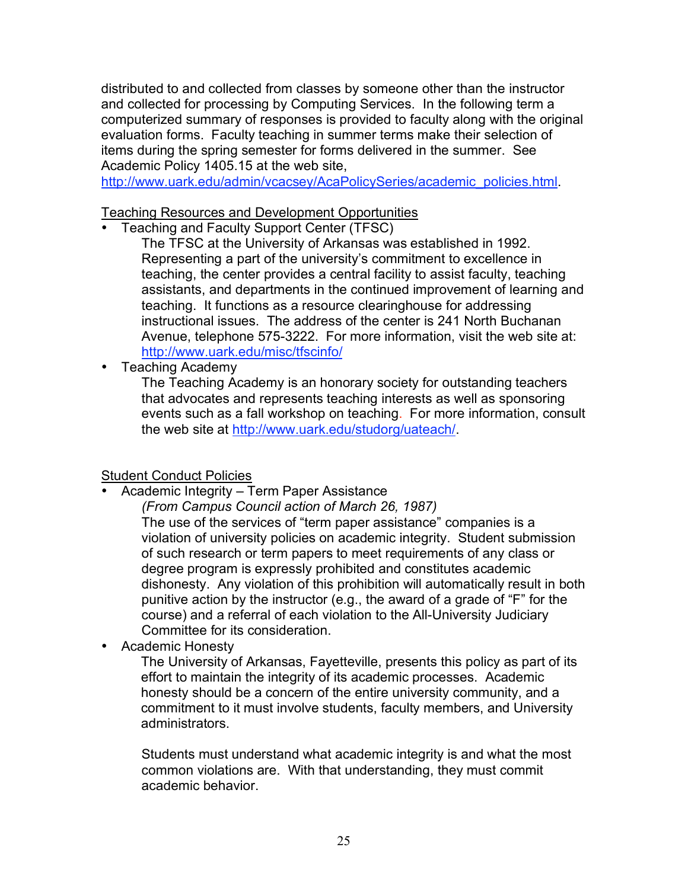distributed to and collected from classes by someone other than the instructor and collected for processing by Computing Services. In the following term a computerized summary of responses is provided to faculty along with the original evaluation forms. Faculty teaching in summer terms make their selection of items during the spring semester for forms delivered in the summer. See Academic Policy 1405.15 at the web site, http://www.uark.edu/admin/vcacsey/AcaPolicySeries/academic_policies.html.

Teaching Resources and Development Opportunities

- Teaching and Faculty Support Center (TFSC)

  The TFSC at the University of Arkansas was established in 1992. Representing a part of the university's commitment to excellence in teaching, the center provides a central facility to assist faculty, teaching assistants, and departments in the continued improvement of learning and teaching. It functions as a resource clearinghouse for addressing instructional issues. The address of the center is 241 North Buchanan Avenue, telephone 575-3222. For more information, visit the web site at: http://www.uark.edu/misc/tfscinfo/

- Teaching Academy

  The Teaching Academy is an honorary society for outstanding teachers that advocates and represents teaching interests as well as sponsoring events such as a fall workshop on teaching. For more information, consult the web site at http://www.uark.edu/studorg/uateach/.

Student Conduct Policies

- Academic Integrity – Term Paper Assistance

  *(From Campus Council action of March 26, 1987)*

  The use of the services of "term paper assistance" companies is a violation of university policies on academic integrity. Student submission of such research or term papers to meet requirements of any class or degree program is expressly prohibited and constitutes academic dishonesty. Any violation of this prohibition will automatically result in both punitive action by the instructor (e.g., the award of a grade of "F" for the course) and a referral of each violation to the All-University Judiciary Committee for its consideration.

- Academic Honesty

  The University of Arkansas, Fayetteville, presents this policy as part of its effort to maintain the integrity of its academic processes. Academic honesty should be a concern of the entire university community, and a commitment to it must involve students, faculty members, and University administrators.

  Students must understand what academic integrity is and what the most common violations are. With that understanding, they must commit academic behavior.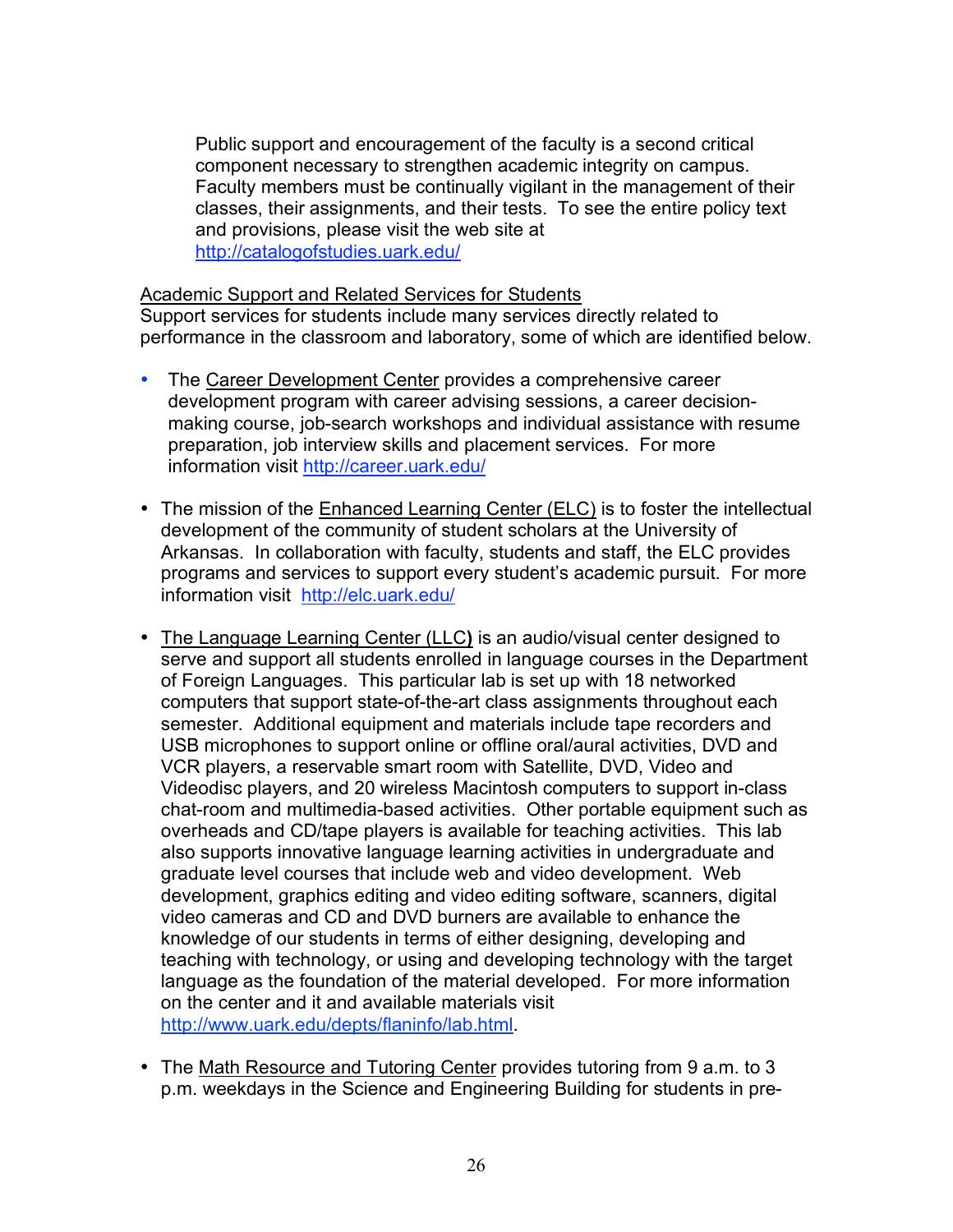Public support and encouragement of the faculty is a second critical component necessary to strengthen academic integrity on campus. Faculty members must be continually vigilant in the management of their classes, their assignments, and their tests. To see the entire policy text and provisions, please visit the web site at http://catalogofstudies.uark.edu/

Academic Support and Related Services for Students

Support services for students include many services directly related to performance in the classroom and laboratory, some of which are identified below.

- The Career Development Center provides a comprehensive career development program with career advising sessions, a career decision-making course, job-search workshops and individual assistance with resume preparation, job interview skills and placement services. For more information visit http://career.uark.edu/

- The mission of the Enhanced Learning Center (ELC) is to foster the intellectual development of the community of student scholars at the University of Arkansas. In collaboration with faculty, students and staff, the ELC provides programs and services to support every student's academic pursuit. For more information visit http://elc.uark.edu/

- The Language Learning Center (LLC) is an audio/visual center designed to serve and support all students enrolled in language courses in the Department of Foreign Languages. This particular lab is set up with 18 networked computers that support state-of-the-art class assignments throughout each semester. Additional equipment and materials include tape recorders and USB microphones to support online or offline oral/aural activities, DVD and VCR players, a reservable smart room with Satellite, DVD, Video and Videodisc players, and 20 wireless Macintosh computers to support in-class chat-room and multimedia-based activities. Other portable equipment such as overheads and CD/tape players is available for teaching activities. This lab also supports innovative language learning activities in undergraduate and graduate level courses that include web and video development. Web development, graphics editing and video editing software, scanners, digital video cameras and CD and DVD burners are available to enhance the knowledge of our students in terms of either designing, developing and teaching with technology, or using and developing technology with the target language as the foundation of the material developed. For more information on the center and it and available materials visit http://www.uark.edu/depts/flaninfo/lab.html.

- The Math Resource and Tutoring Center provides tutoring from 9 a.m. to 3 p.m. weekdays in the Science and Engineering Building for students in pre-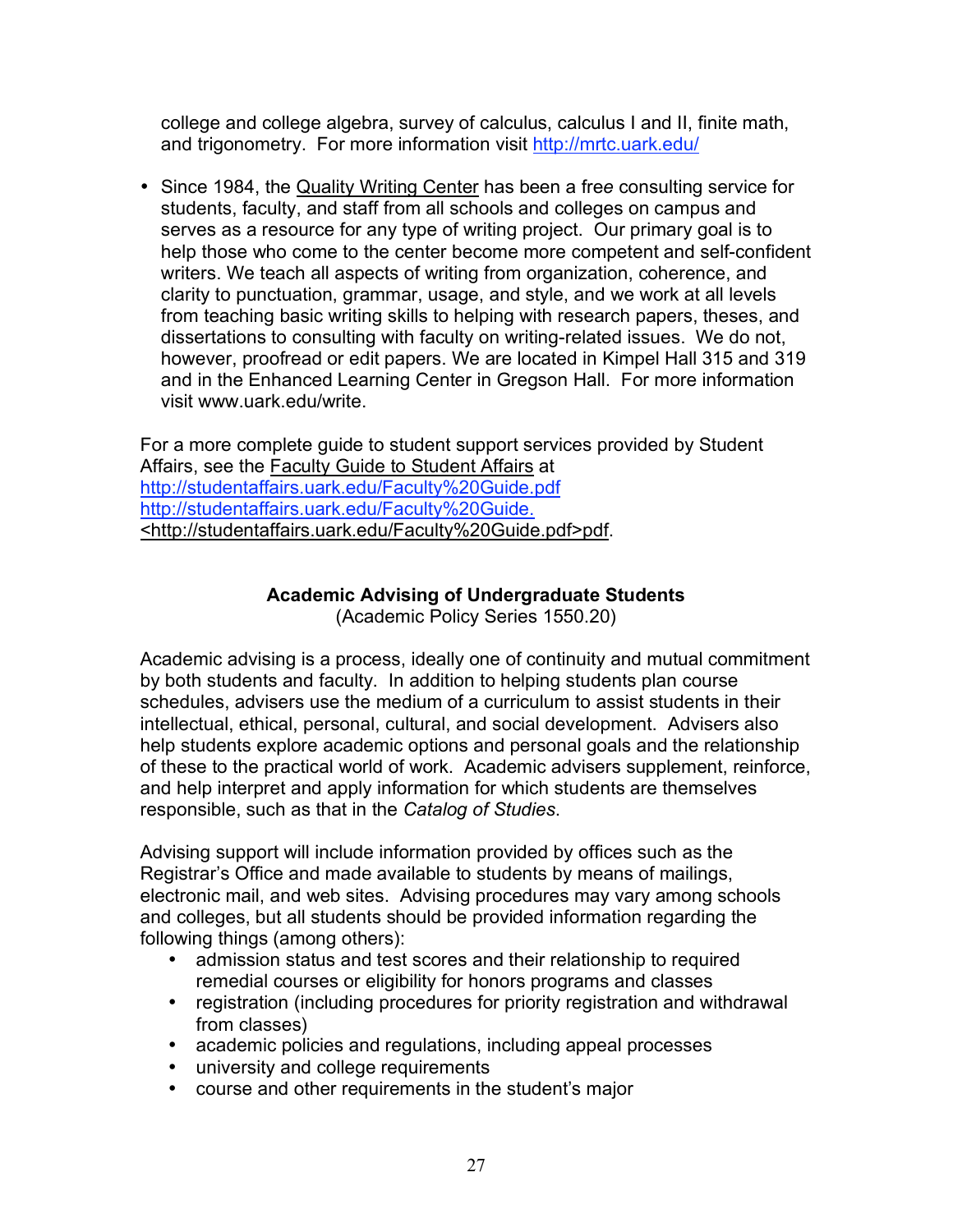college and college algebra, survey of calculus, calculus I and II, finite math, and trigonometry. For more information visit http://mrtc.uark.edu/

- Since 1984, the Quality Writing Center has been a free consulting service for students, faculty, and staff from all schools and colleges on campus and serves as a resource for any type of writing project. Our primary goal is to help those who come to the center become more competent and self-confident writers. We teach all aspects of writing from organization, coherence, and clarity to punctuation, grammar, usage, and style, and we work at all levels from teaching basic writing skills to helping with research papers, theses, and dissertations to consulting with faculty on writing-related issues. We do not, however, proofread or edit papers. We are located in Kimpel Hall 315 and 319 and in the Enhanced Learning Center in Gregson Hall. For more information visit www.uark.edu/write.

For a more complete guide to student support services provided by Student Affairs, see the Faculty Guide to Student Affairs at http://studentaffairs.uark.edu/Faculty%20Guide.pdf http://studentaffairs.uark.edu/Faculty%20Guide. <http://studentaffairs.uark.edu/Faculty%20Guide.pdf>pdf.

**Academic Advising of Undergraduate Students**
(Academic Policy Series 1550.20)

Academic advising is a process, ideally one of continuity and mutual commitment by both students and faculty. In addition to helping students plan course schedules, advisers use the medium of a curriculum to assist students in their intellectual, ethical, personal, cultural, and social development. Advisers also help students explore academic options and personal goals and the relationship of these to the practical world of work. Academic advisers supplement, reinforce, and help interpret and apply information for which students are themselves responsible, such as that in the *Catalog of Studies*.

Advising support will include information provided by offices such as the Registrar's Office and made available to students by means of mailings, electronic mail, and web sites. Advising procedures may vary among schools and colleges, but all students should be provided information regarding the following things (among others):

- admission status and test scores and their relationship to required remedial courses or eligibility for honors programs and classes
- registration (including procedures for priority registration and withdrawal from classes)
- academic policies and regulations, including appeal processes
- university and college requirements
- course and other requirements in the student's major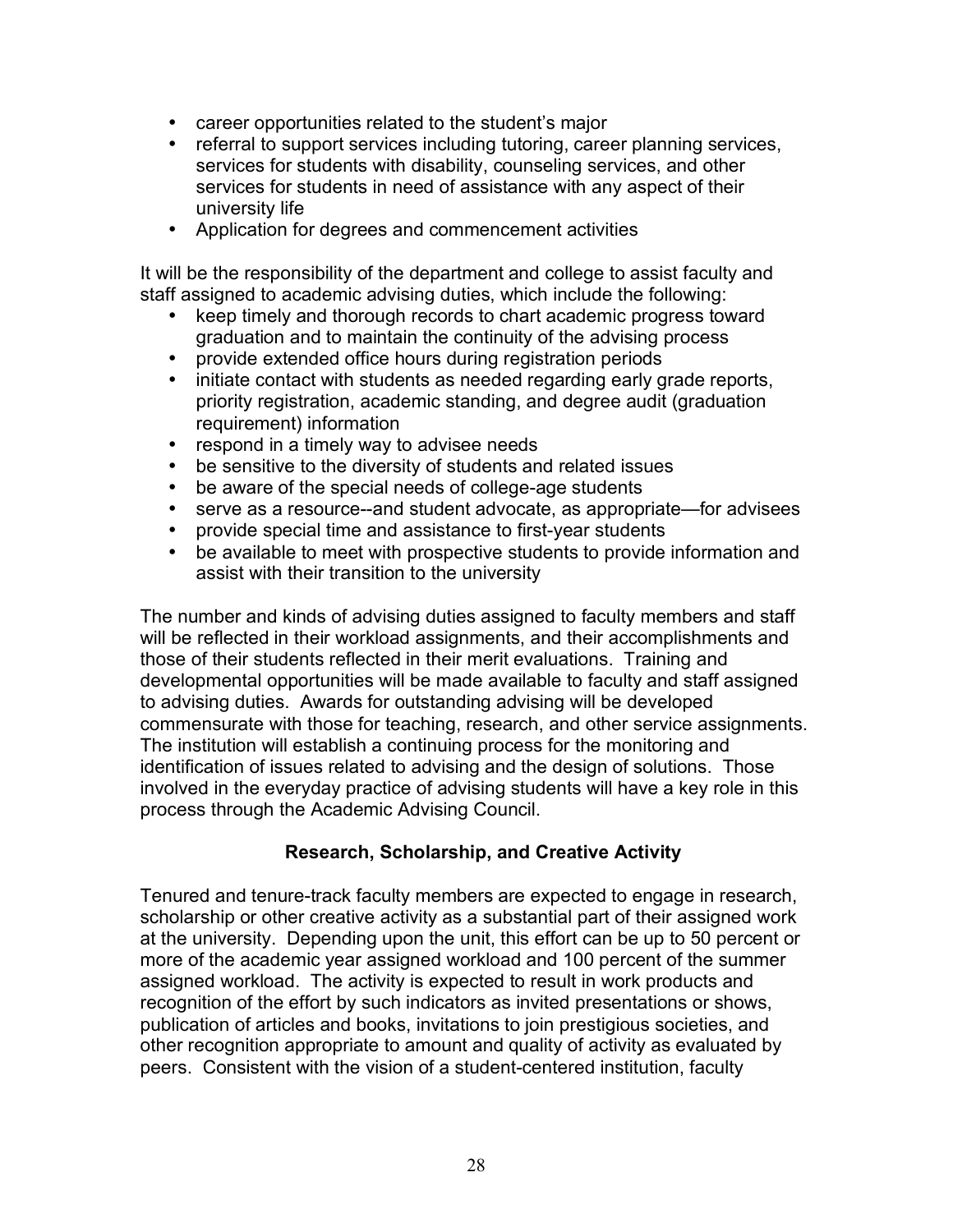- career opportunities related to the student's major
- referral to support services including tutoring, career planning services, services for students with disability, counseling services, and other services for students in need of assistance with any aspect of their university life
- Application for degrees and commencement activities

It will be the responsibility of the department and college to assist faculty and staff assigned to academic advising duties, which include the following:

- keep timely and thorough records to chart academic progress toward graduation and to maintain the continuity of the advising process
- provide extended office hours during registration periods
- initiate contact with students as needed regarding early grade reports, priority registration, academic standing, and degree audit (graduation requirement) information
- respond in a timely way to advisee needs
- be sensitive to the diversity of students and related issues
- be aware of the special needs of college-age students
- serve as a resource--and student advocate, as appropriate—for advisees
- provide special time and assistance to first-year students
- be available to meet with prospective students to provide information and assist with their transition to the university

The number and kinds of advising duties assigned to faculty members and staff will be reflected in their workload assignments, and their accomplishments and those of their students reflected in their merit evaluations. Training and developmental opportunities will be made available to faculty and staff assigned to advising duties. Awards for outstanding advising will be developed commensurate with those for teaching, research, and other service assignments. The institution will establish a continuing process for the monitoring and identification of issues related to advising and the design of solutions. Those involved in the everyday practice of advising students will have a key role in this process through the Academic Advising Council.

## Research, Scholarship, and Creative Activity

Tenured and tenure-track faculty members are expected to engage in research, scholarship or other creative activity as a substantial part of their assigned work at the university. Depending upon the unit, this effort can be up to 50 percent or more of the academic year assigned workload and 100 percent of the summer assigned workload. The activity is expected to result in work products and recognition of the effort by such indicators as invited presentations or shows, publication of articles and books, invitations to join prestigious societies, and other recognition appropriate to amount and quality of activity as evaluated by peers. Consistent with the vision of a student-centered institution, faculty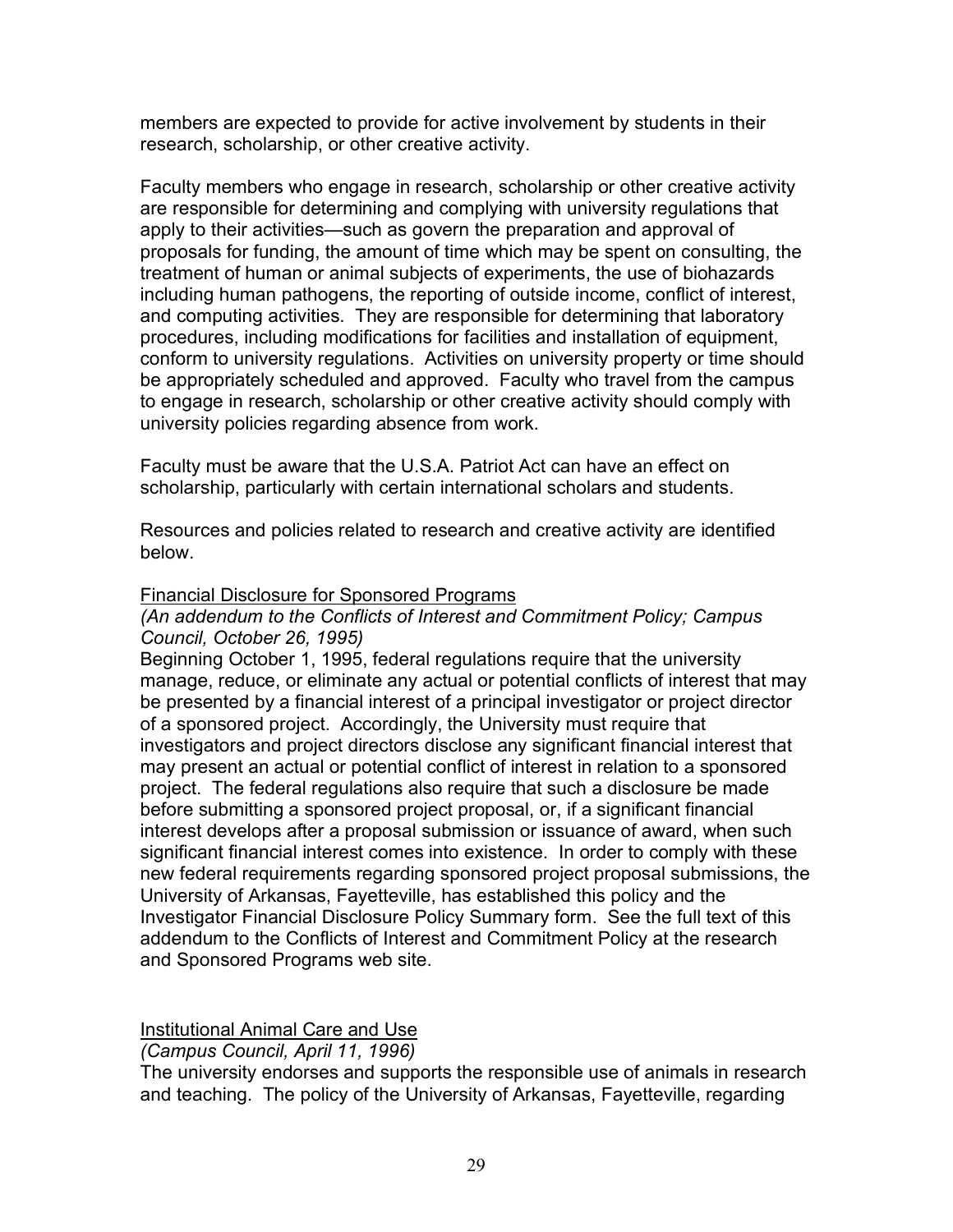members are expected to provide for active involvement by students in their research, scholarship, or other creative activity.

Faculty members who engage in research, scholarship or other creative activity are responsible for determining and complying with university regulations that apply to their activities—such as govern the preparation and approval of proposals for funding, the amount of time which may be spent on consulting, the treatment of human or animal subjects of experiments, the use of biohazards including human pathogens, the reporting of outside income, conflict of interest, and computing activities. They are responsible for determining that laboratory procedures, including modifications for facilities and installation of equipment, conform to university regulations. Activities on university property or time should be appropriately scheduled and approved. Faculty who travel from the campus to engage in research, scholarship or other creative activity should comply with university policies regarding absence from work.

Faculty must be aware that the U.S.A. Patriot Act can have an effect on scholarship, particularly with certain international scholars and students.

Resources and policies related to research and creative activity are identified below.

<u>Financial Disclosure for Sponsored Programs</u>
*(An addendum to the Conflicts of Interest and Commitment Policy; Campus Council, October 26, 1995)*
Beginning October 1, 1995, federal regulations require that the university manage, reduce, or eliminate any actual or potential conflicts of interest that may be presented by a financial interest of a principal investigator or project director of a sponsored project. Accordingly, the University must require that investigators and project directors disclose any significant financial interest that may present an actual or potential conflict of interest in relation to a sponsored project. The federal regulations also require that such a disclosure be made before submitting a sponsored project proposal, or, if a significant financial interest develops after a proposal submission or issuance of award, when such significant financial interest comes into existence. In order to comply with these new federal requirements regarding sponsored project proposal submissions, the University of Arkansas, Fayetteville, has established this policy and the Investigator Financial Disclosure Policy Summary form. See the full text of this addendum to the Conflicts of Interest and Commitment Policy at the research and Sponsored Programs web site.

<u>Institutional Animal Care and Use</u>
*(Campus Council, April 11, 1996)*
The university endorses and supports the responsible use of animals in research and teaching. The policy of the University of Arkansas, Fayetteville, regarding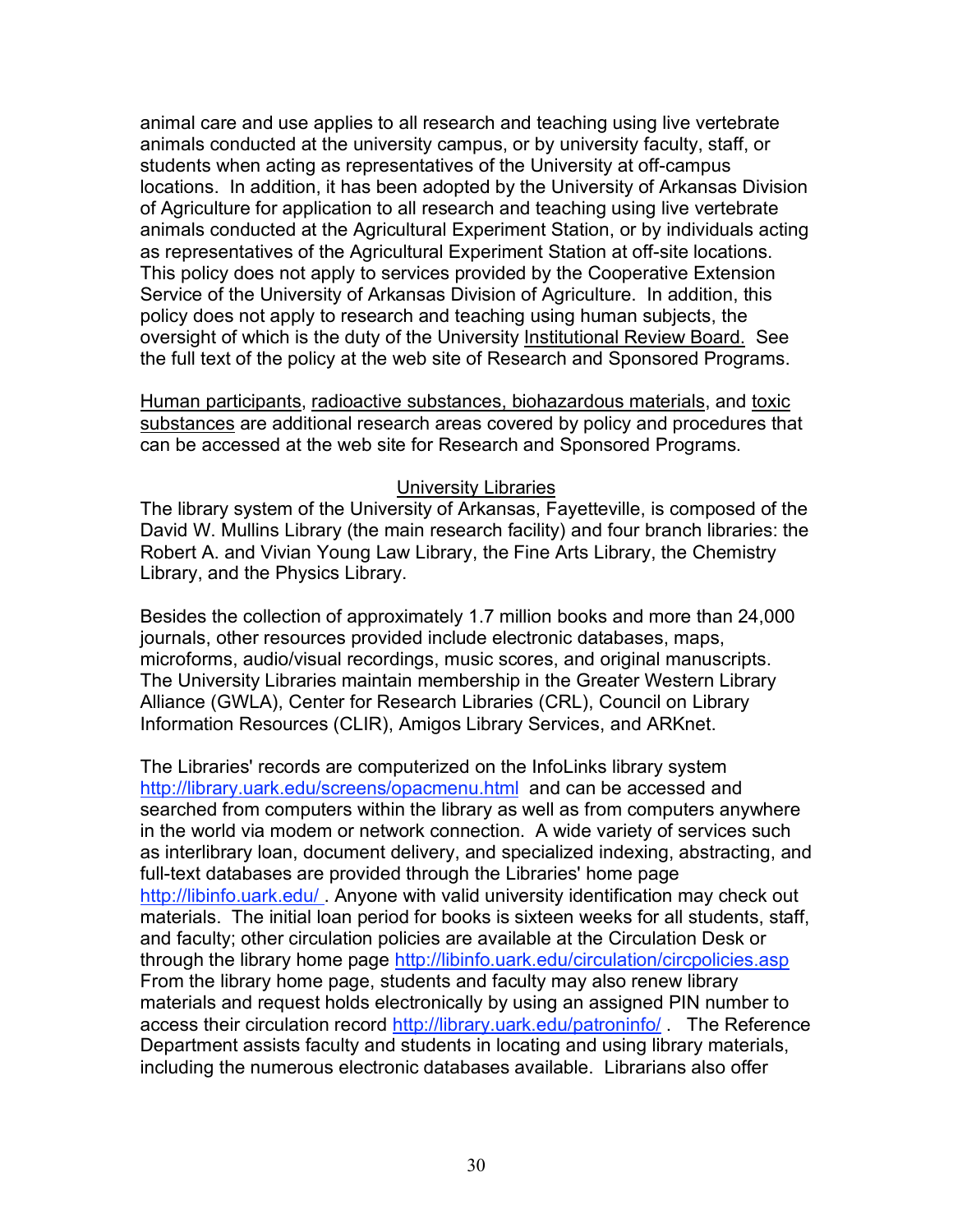animal care and use applies to all research and teaching using live vertebrate animals conducted at the university campus, or by university faculty, staff, or students when acting as representatives of the University at off-campus locations. In addition, it has been adopted by the University of Arkansas Division of Agriculture for application to all research and teaching using live vertebrate animals conducted at the Agricultural Experiment Station, or by individuals acting as representatives of the Agricultural Experiment Station at off-site locations. This policy does not apply to services provided by the Cooperative Extension Service of the University of Arkansas Division of Agriculture. In addition, this policy does not apply to research and teaching using human subjects, the oversight of which is the duty of the University Institutional Review Board. See the full text of the policy at the web site of Research and Sponsored Programs.

Human participants, radioactive substances, biohazardous materials, and toxic substances are additional research areas covered by policy and procedures that can be accessed at the web site for Research and Sponsored Programs.

## University Libraries

The library system of the University of Arkansas, Fayetteville, is composed of the David W. Mullins Library (the main research facility) and four branch libraries: the Robert A. and Vivian Young Law Library, the Fine Arts Library, the Chemistry Library, and the Physics Library.

Besides the collection of approximately 1.7 million books and more than 24,000 journals, other resources provided include electronic databases, maps, microforms, audio/visual recordings, music scores, and original manuscripts. The University Libraries maintain membership in the Greater Western Library Alliance (GWLA), Center for Research Libraries (CRL), Council on Library Information Resources (CLIR), Amigos Library Services, and ARKnet.

The Libraries' records are computerized on the InfoLinks library system http://library.uark.edu/screens/opacmenu.html and can be accessed and searched from computers within the library as well as from computers anywhere in the world via modem or network connection. A wide variety of services such as interlibrary loan, document delivery, and specialized indexing, abstracting, and full-text databases are provided through the Libraries' home page http://libinfo.uark.edu/ . Anyone with valid university identification may check out materials. The initial loan period for books is sixteen weeks for all students, staff, and faculty; other circulation policies are available at the Circulation Desk or through the library home page http://libinfo.uark.edu/circulation/circpolicies.asp From the library home page, students and faculty may also renew library materials and request holds electronically by using an assigned PIN number to access their circulation record http://library.uark.edu/patroninfo/ . The Reference Department assists faculty and students in locating and using library materials, including the numerous electronic databases available. Librarians also offer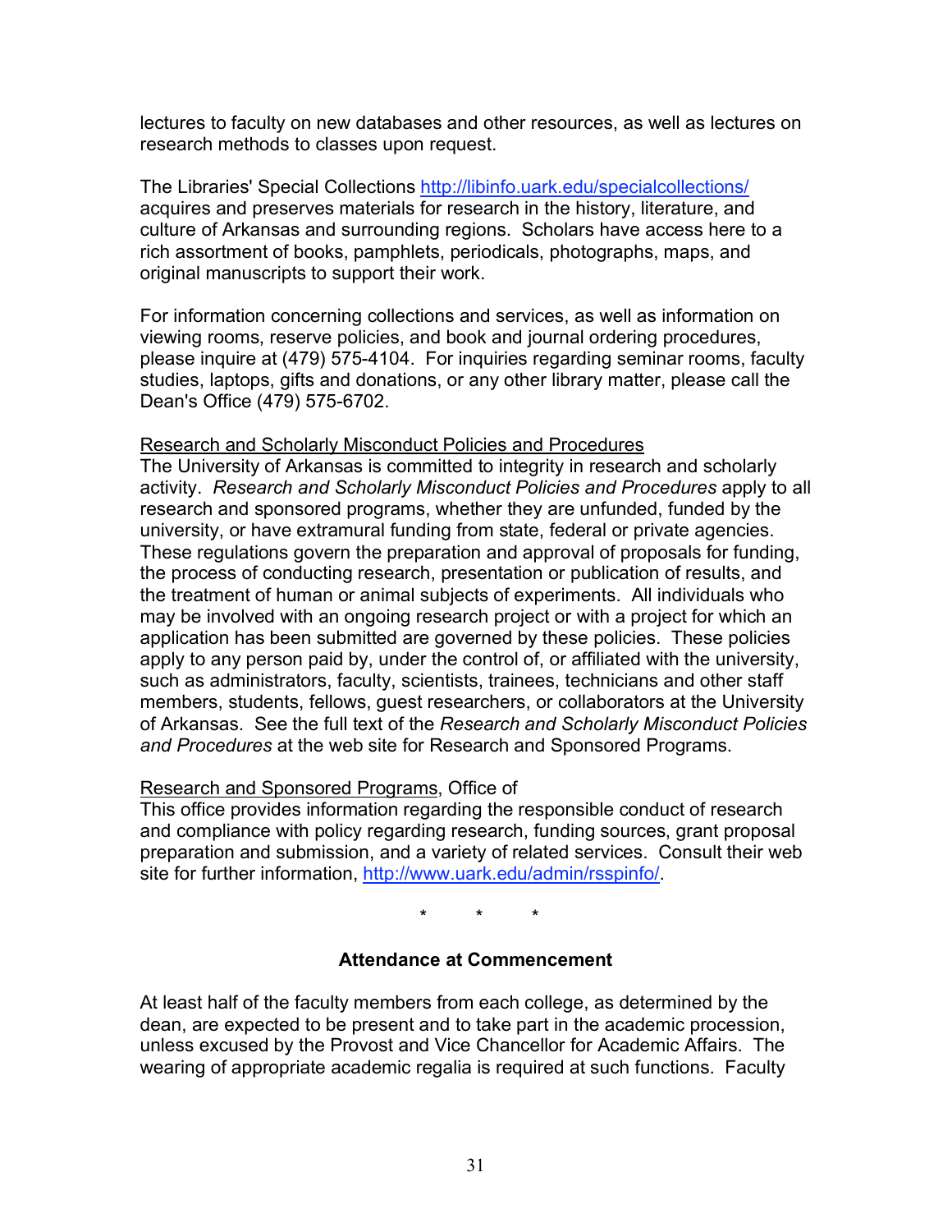lectures to faculty on new databases and other resources, as well as lectures on research methods to classes upon request.

The Libraries' Special Collections http://libinfo.uark.edu/specialcollections/ acquires and preserves materials for research in the history, literature, and culture of Arkansas and surrounding regions. Scholars have access here to a rich assortment of books, pamphlets, periodicals, photographs, maps, and original manuscripts to support their work.

For information concerning collections and services, as well as information on viewing rooms, reserve policies, and book and journal ordering procedures, please inquire at (479) 575-4104. For inquiries regarding seminar rooms, faculty studies, laptops, gifts and donations, or any other library matter, please call the Dean's Office (479) 575-6702.

Research and Scholarly Misconduct Policies and Procedures

The University of Arkansas is committed to integrity in research and scholarly activity. *Research and Scholarly Misconduct Policies and Procedures* apply to all research and sponsored programs, whether they are unfunded, funded by the university, or have extramural funding from state, federal or private agencies. These regulations govern the preparation and approval of proposals for funding, the process of conducting research, presentation or publication of results, and the treatment of human or animal subjects of experiments. All individuals who may be involved with an ongoing research project or with a project for which an application has been submitted are governed by these policies. These policies apply to any person paid by, under the control of, or affiliated with the university, such as administrators, faculty, scientists, trainees, technicians and other staff members, students, fellows, guest researchers, or collaborators at the University of Arkansas. See the full text of the *Research and Scholarly Misconduct Policies and Procedures* at the web site for Research and Sponsored Programs.

Research and Sponsored Programs, Office of

This office provides information regarding the responsible conduct of research and compliance with policy regarding research, funding sources, grant proposal preparation and submission, and a variety of related services. Consult their web site for further information, http://www.uark.edu/admin/rsspinfo/.

\* \* \*

## Attendance at Commencement

At least half of the faculty members from each college, as determined by the dean, are expected to be present and to take part in the academic procession, unless excused by the Provost and Vice Chancellor for Academic Affairs. The wearing of appropriate academic regalia is required at such functions. Faculty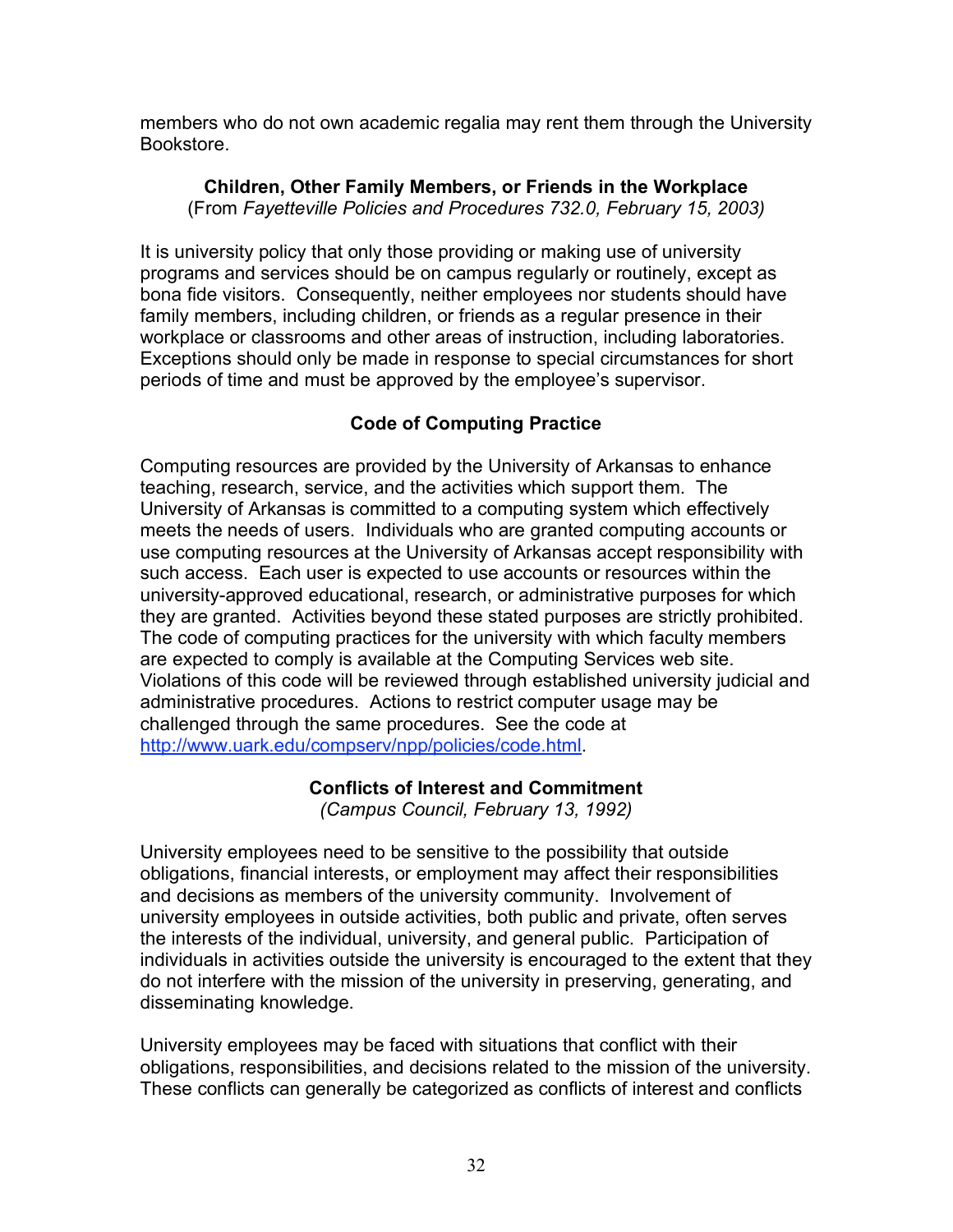members who do not own academic regalia may rent them through the University Bookstore.

### Children, Other Family Members, or Friends in the Workplace

(From *Fayetteville Policies and Procedures 732.0, February 15, 2003)*

It is university policy that only those providing or making use of university programs and services should be on campus regularly or routinely, except as bona fide visitors. Consequently, neither employees nor students should have family members, including children, or friends as a regular presence in their workplace or classrooms and other areas of instruction, including laboratories. Exceptions should only be made in response to special circumstances for short periods of time and must be approved by the employee's supervisor.

### Code of Computing Practice

Computing resources are provided by the University of Arkansas to enhance teaching, research, service, and the activities which support them. The University of Arkansas is committed to a computing system which effectively meets the needs of users. Individuals who are granted computing accounts or use computing resources at the University of Arkansas accept responsibility with such access. Each user is expected to use accounts or resources within the university-approved educational, research, or administrative purposes for which they are granted. Activities beyond these stated purposes are strictly prohibited. The code of computing practices for the university with which faculty members are expected to comply is available at the Computing Services web site. Violations of this code will be reviewed through established university judicial and administrative procedures. Actions to restrict computer usage may be challenged through the same procedures. See the code at http://www.uark.edu/compserv/npp/policies/code.html.

### Conflicts of Interest and Commitment

*(Campus Council, February 13, 1992)*

University employees need to be sensitive to the possibility that outside obligations, financial interests, or employment may affect their responsibilities and decisions as members of the university community. Involvement of university employees in outside activities, both public and private, often serves the interests of the individual, university, and general public. Participation of individuals in activities outside the university is encouraged to the extent that they do not interfere with the mission of the university in preserving, generating, and disseminating knowledge.

University employees may be faced with situations that conflict with their obligations, responsibilities, and decisions related to the mission of the university. These conflicts can generally be categorized as conflicts of interest and conflicts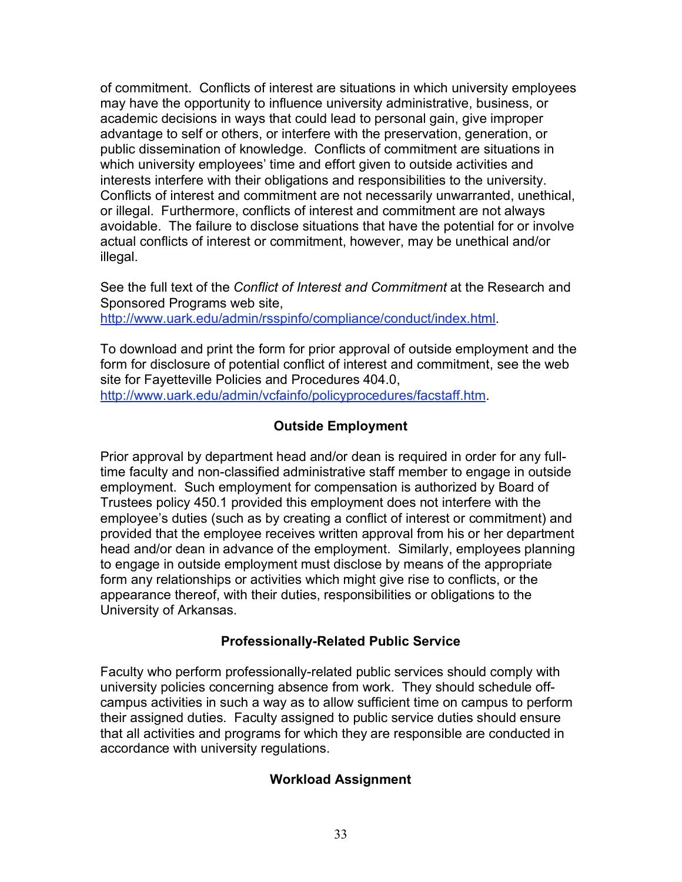of commitment. Conflicts of interest are situations in which university employees may have the opportunity to influence university administrative, business, or academic decisions in ways that could lead to personal gain, give improper advantage to self or others, or interfere with the preservation, generation, or public dissemination of knowledge. Conflicts of commitment are situations in which university employees' time and effort given to outside activities and interests interfere with their obligations and responsibilities to the university. Conflicts of interest and commitment are not necessarily unwarranted, unethical, or illegal. Furthermore, conflicts of interest and commitment are not always avoidable. The failure to disclose situations that have the potential for or involve actual conflicts of interest or commitment, however, may be unethical and/or illegal.

See the full text of the *Conflict of Interest and Commitment* at the Research and Sponsored Programs web site, http://www.uark.edu/admin/rsspinfo/compliance/conduct/index.html.

To download and print the form for prior approval of outside employment and the form for disclosure of potential conflict of interest and commitment, see the web site for Fayetteville Policies and Procedures 404.0, http://www.uark.edu/admin/vcfainfo/policyprocedures/facstaff.htm.

### Outside Employment

Prior approval by department head and/or dean is required in order for any full-time faculty and non-classified administrative staff member to engage in outside employment. Such employment for compensation is authorized by Board of Trustees policy 450.1 provided this employment does not interfere with the employee's duties (such as by creating a conflict of interest or commitment) and provided that the employee receives written approval from his or her department head and/or dean in advance of the employment. Similarly, employees planning to engage in outside employment must disclose by means of the appropriate form any relationships or activities which might give rise to conflicts, or the appearance thereof, with their duties, responsibilities or obligations to the University of Arkansas.

### Professionally-Related Public Service

Faculty who perform professionally-related public services should comply with university policies concerning absence from work. They should schedule off-campus activities in such a way as to allow sufficient time on campus to perform their assigned duties. Faculty assigned to public service duties should ensure that all activities and programs for which they are responsible are conducted in accordance with university regulations.

### Workload Assignment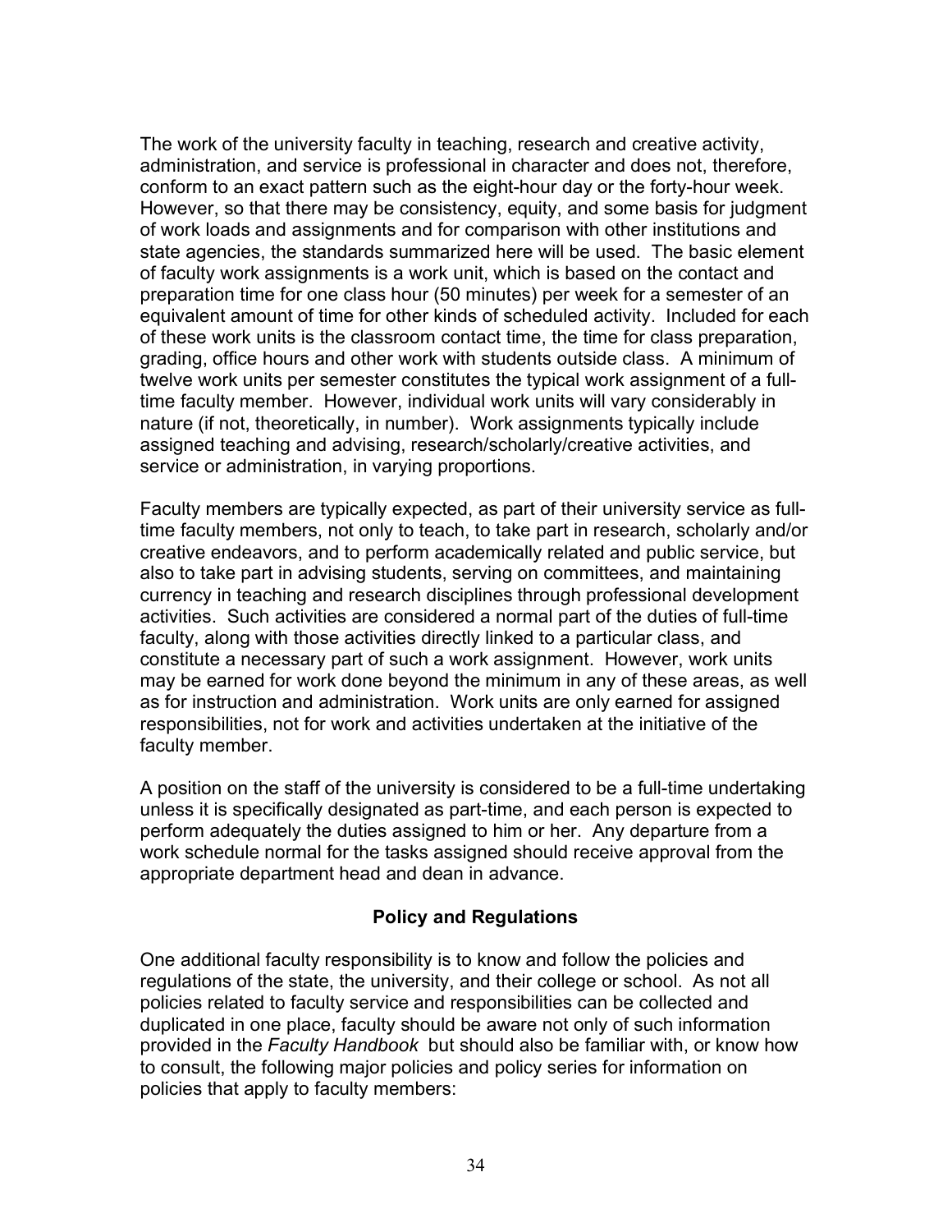The work of the university faculty in teaching, research and creative activity, administration, and service is professional in character and does not, therefore, conform to an exact pattern such as the eight-hour day or the forty-hour week. However, so that there may be consistency, equity, and some basis for judgment of work loads and assignments and for comparison with other institutions and state agencies, the standards summarized here will be used. The basic element of faculty work assignments is a work unit, which is based on the contact and preparation time for one class hour (50 minutes) per week for a semester of an equivalent amount of time for other kinds of scheduled activity. Included for each of these work units is the classroom contact time, the time for class preparation, grading, office hours and other work with students outside class. A minimum of twelve work units per semester constitutes the typical work assignment of a full-time faculty member. However, individual work units will vary considerably in nature (if not, theoretically, in number). Work assignments typically include assigned teaching and advising, research/scholarly/creative activities, and service or administration, in varying proportions.

Faculty members are typically expected, as part of their university service as full-time faculty members, not only to teach, to take part in research, scholarly and/or creative endeavors, and to perform academically related and public service, but also to take part in advising students, serving on committees, and maintaining currency in teaching and research disciplines through professional development activities. Such activities are considered a normal part of the duties of full-time faculty, along with those activities directly linked to a particular class, and constitute a necessary part of such a work assignment. However, work units may be earned for work done beyond the minimum in any of these areas, as well as for instruction and administration. Work units are only earned for assigned responsibilities, not for work and activities undertaken at the initiative of the faculty member.

A position on the staff of the university is considered to be a full-time undertaking unless it is specifically designated as part-time, and each person is expected to perform adequately the duties assigned to him or her. Any departure from a work schedule normal for the tasks assigned should receive approval from the appropriate department head and dean in advance.

## Policy and Regulations

One additional faculty responsibility is to know and follow the policies and regulations of the state, the university, and their college or school. As not all policies related to faculty service and responsibilities can be collected and duplicated in one place, faculty should be aware not only of such information provided in the *Faculty Handbook* but should also be familiar with, or know how to consult, the following major policies and policy series for information on policies that apply to faculty members: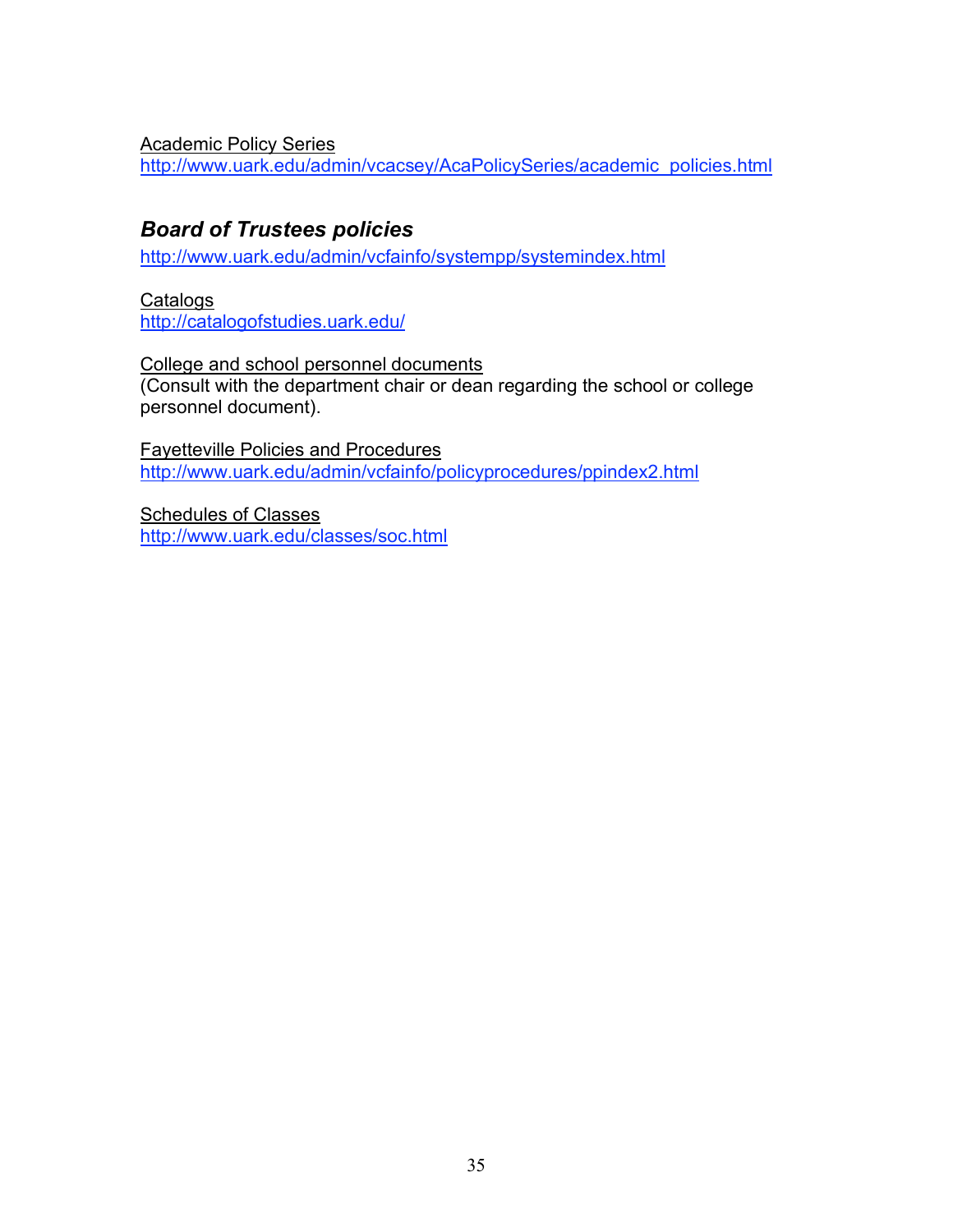Academic Policy Series
http://www.uark.edu/admin/vcacsey/AcaPolicySeries/academic_policies.html

### *Board of Trustees policies*

http://www.uark.edu/admin/vcfainfo/systempp/systemindex.html

Catalogs
http://catalogofstudies.uark.edu/

College and school personnel documents
(Consult with the department chair or dean regarding the school or college personnel document).

Fayetteville Policies and Procedures
http://www.uark.edu/admin/vcfainfo/policyprocedures/ppindex2.html

Schedules of Classes
http://www.uark.edu/classes/soc.html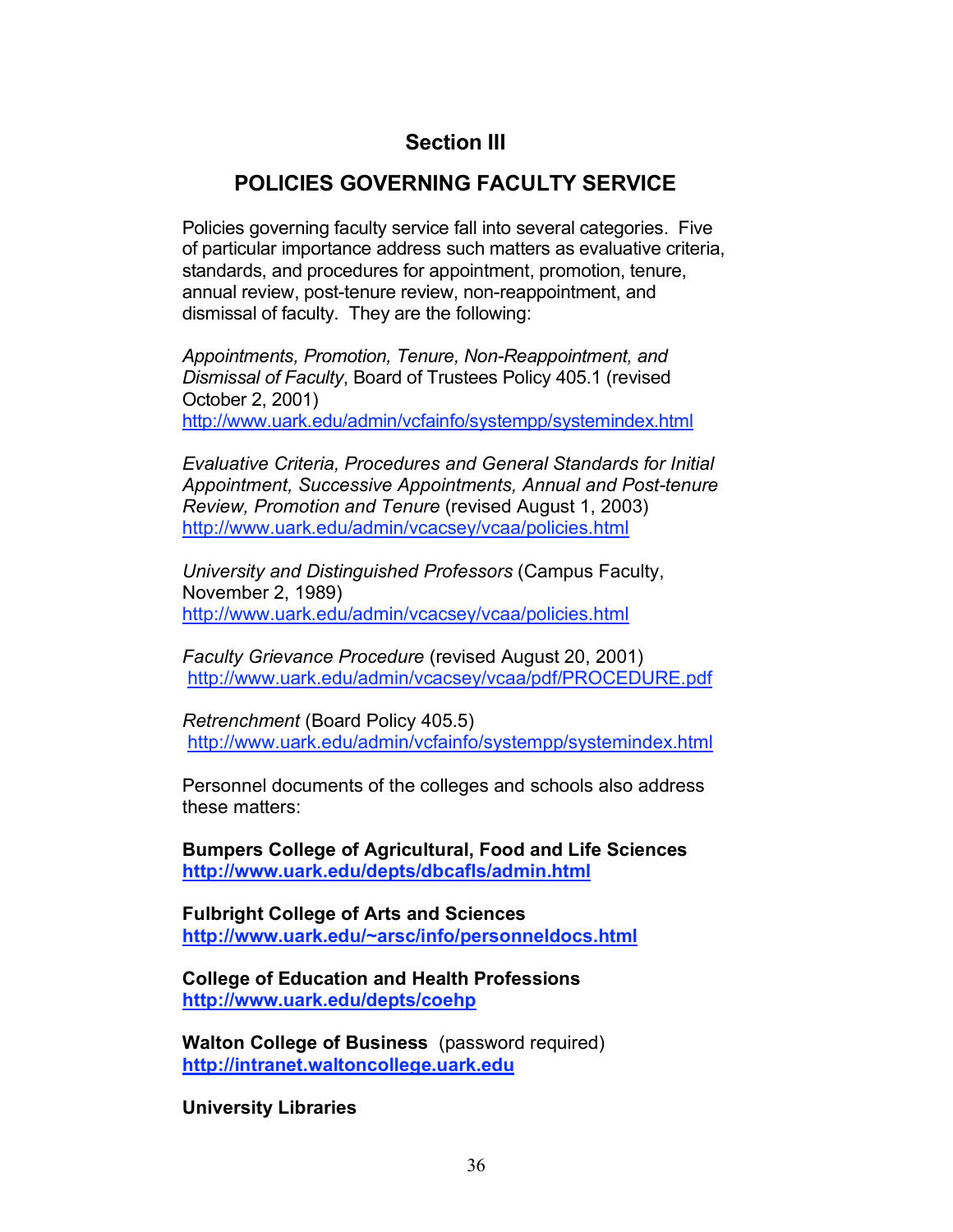# Section III

## POLICIES GOVERNING FACULTY SERVICE

Policies governing faculty service fall into several categories. Five of particular importance address such matters as evaluative criteria, standards, and procedures for appointment, promotion, tenure, annual review, post-tenure review, non-reappointment, and dismissal of faculty. They are the following:

*Appointments, Promotion, Tenure, Non-Reappointment, and Dismissal of Faculty*, Board of Trustees Policy 405.1 (revised October 2, 2001)
http://www.uark.edu/admin/vcfainfo/systempp/systemindex.html

*Evaluative Criteria, Procedures and General Standards for Initial Appointment, Successive Appointments, Annual and Post-tenure Review, Promotion and Tenure* (revised August 1, 2003)
http://www.uark.edu/admin/vcacsey/vcaa/policies.html

*University and Distinguished Professors* (Campus Faculty, November 2, 1989)
http://www.uark.edu/admin/vcacsey/vcaa/policies.html

*Faculty Grievance Procedure* (revised August 20, 2001)
http://www.uark.edu/admin/vcacsey/vcaa/pdf/PROCEDURE.pdf

*Retrenchment* (Board Policy 405.5)
http://www.uark.edu/admin/vcfainfo/systempp/systemindex.html

Personnel documents of the colleges and schools also address these matters:

**Bumpers College of Agricultural, Food and Life Sciences**
**http://www.uark.edu/depts/dbcafls/admin.html**

**Fulbright College of Arts and Sciences**
**http://www.uark.edu/~arsc/info/personneldocs.html**

**College of Education and Health Professions**
**http://www.uark.edu/depts/coehp**

**Walton College of Business** (password required)
**http://intranet.waltoncollege.uark.edu**

**University Libraries**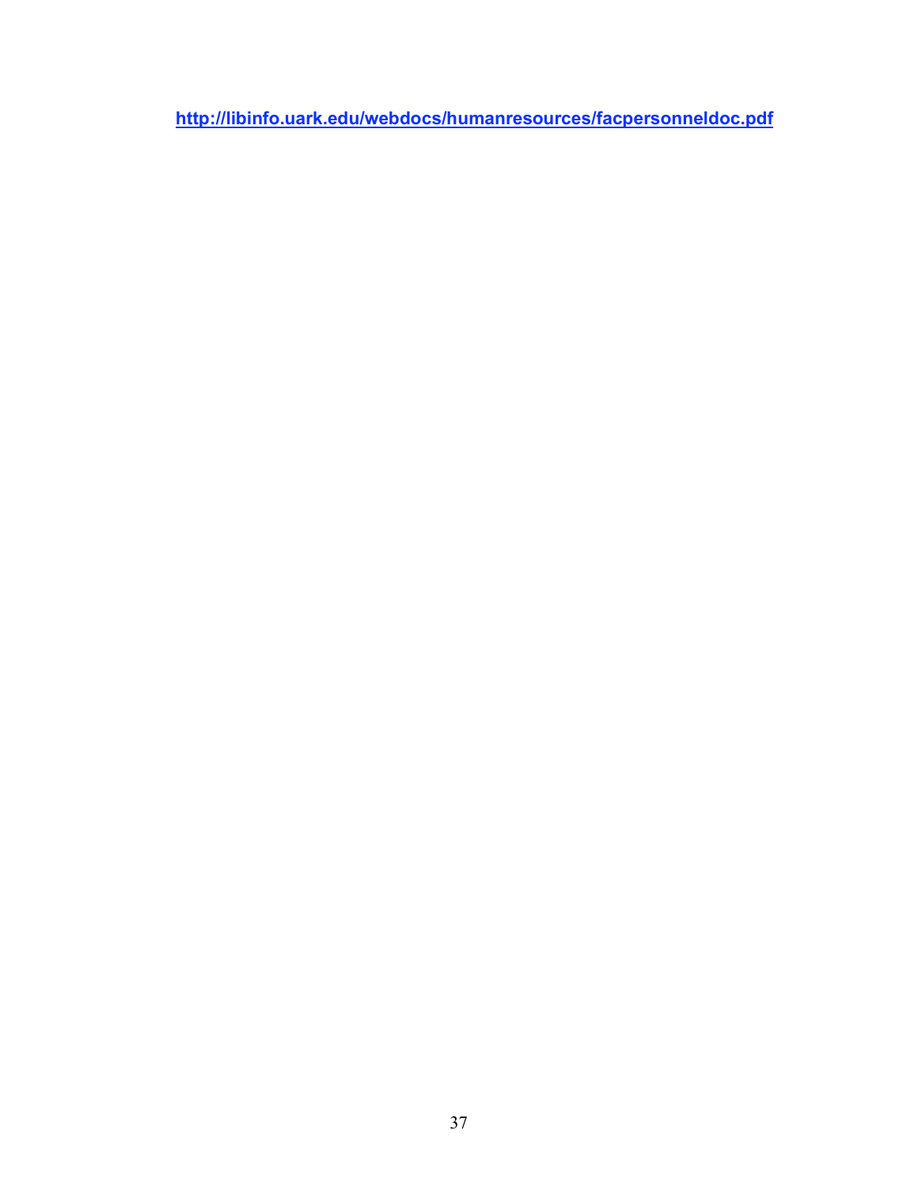**http://libinfo.uark.edu/webdocs/humanresources/facpersonneldoc.pdf**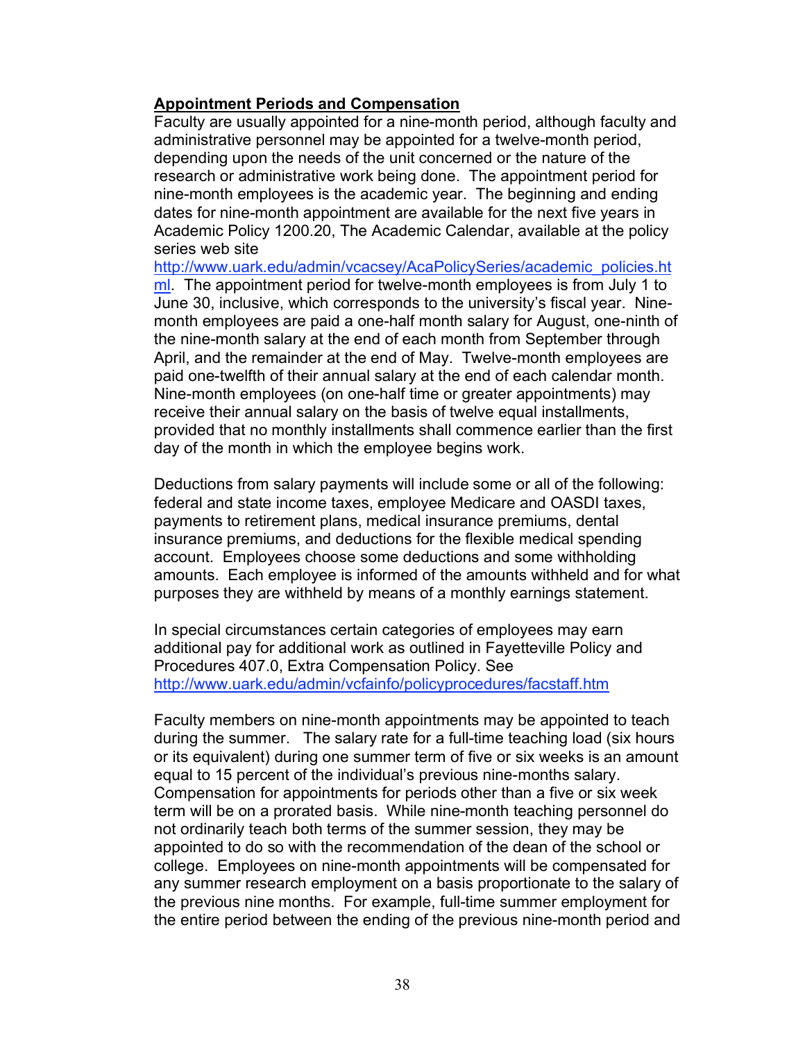## Appointment Periods and Compensation

Faculty are usually appointed for a nine-month period, although faculty and administrative personnel may be appointed for a twelve-month period, depending upon the needs of the unit concerned or the nature of the research or administrative work being done. The appointment period for nine-month employees is the academic year. The beginning and ending dates for nine-month appointment are available for the next five years in Academic Policy 1200.20, The Academic Calendar, available at the policy series web site [http://www.uark.edu/admin/vcacsey/AcaPolicySeries/academic_policies.html](http://www.uark.edu/admin/vcacsey/AcaPolicySeries/academic_policies.html). The appointment period for twelve-month employees is from July 1 to June 30, inclusive, which corresponds to the university's fiscal year. Nine-month employees are paid a one-half month salary for August, one-ninth of the nine-month salary at the end of each month from September through April, and the remainder at the end of May. Twelve-month employees are paid one-twelfth of their annual salary at the end of each calendar month. Nine-month employees (on one-half time or greater appointments) may receive their annual salary on the basis of twelve equal installments, provided that no monthly installments shall commence earlier than the first day of the month in which the employee begins work.

Deductions from salary payments will include some or all of the following: federal and state income taxes, employee Medicare and OASDI taxes, payments to retirement plans, medical insurance premiums, dental insurance premiums, and deductions for the flexible medical spending account. Employees choose some deductions and some withholding amounts. Each employee is informed of the amounts withheld and for what purposes they are withheld by means of a monthly earnings statement.

In special circumstances certain categories of employees may earn additional pay for additional work as outlined in Fayetteville Policy and Procedures 407.0, Extra Compensation Policy. See [http://www.uark.edu/admin/vcfainfo/policyprocedures/facstaff.htm](http://www.uark.edu/admin/vcfainfo/policyprocedures/facstaff.htm)

Faculty members on nine-month appointments may be appointed to teach during the summer. The salary rate for a full-time teaching load (six hours or its equivalent) during one summer term of five or six weeks is an amount equal to 15 percent of the individual's previous nine-months salary. Compensation for appointments for periods other than a five or six week term will be on a prorated basis. While nine-month teaching personnel do not ordinarily teach both terms of the summer session, they may be appointed to do so with the recommendation of the dean of the school or college. Employees on nine-month appointments will be compensated for any summer research employment on a basis proportionate to the salary of the previous nine months. For example, full-time summer employment for the entire period between the ending of the previous nine-month period and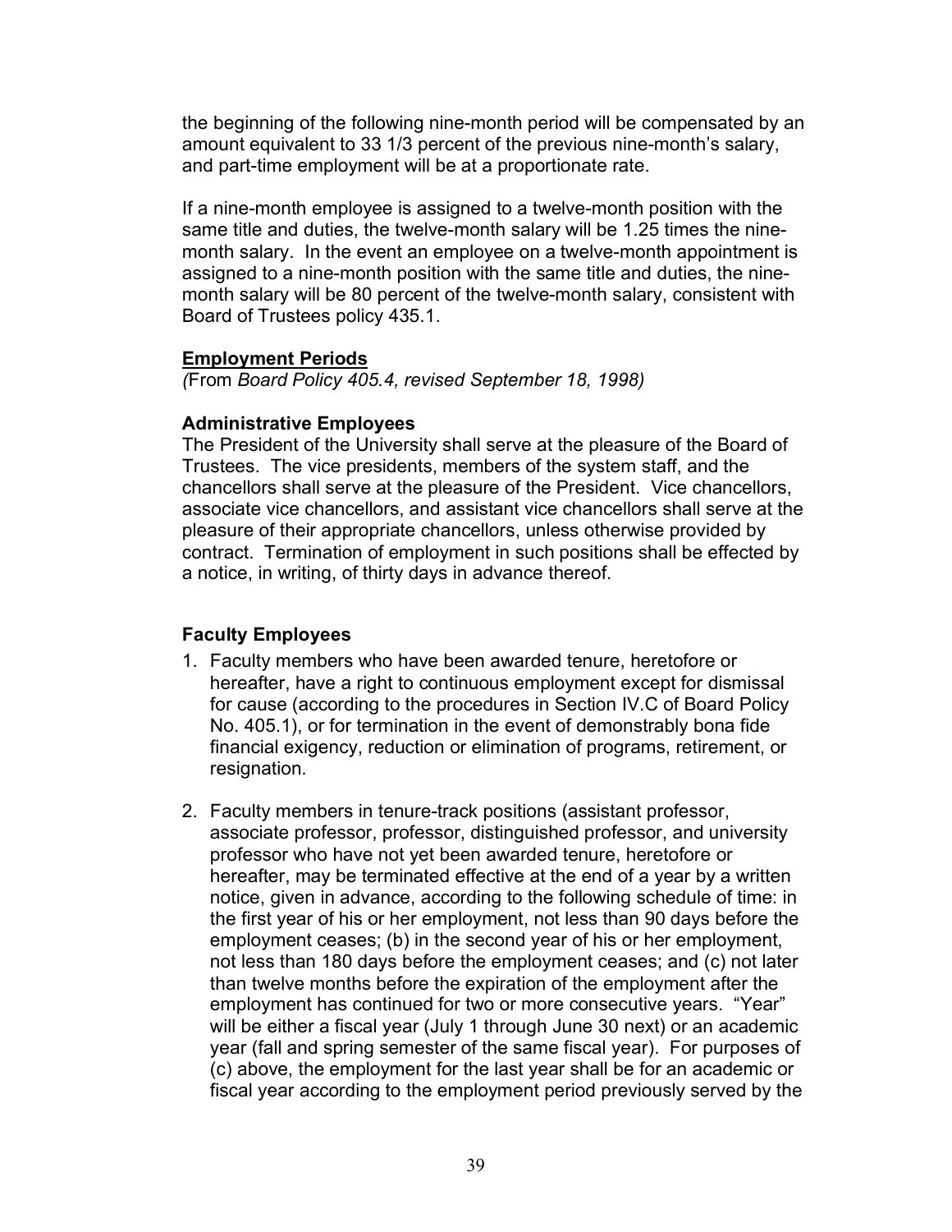the beginning of the following nine-month period will be compensated by an amount equivalent to 33 1/3 percent of the previous nine-month's salary, and part-time employment will be at a proportionate rate.

If a nine-month employee is assigned to a twelve-month position with the same title and duties, the twelve-month salary will be 1.25 times the nine-month salary. In the event an employee on a twelve-month appointment is assigned to a nine-month position with the same title and duties, the nine-month salary will be 80 percent of the twelve-month salary, consistent with Board of Trustees policy 435.1.

**Employment Periods**
*(*From *Board Policy 405.4, revised September 18, 1998)*

**Administrative Employees**
The President of the University shall serve at the pleasure of the Board of Trustees. The vice presidents, members of the system staff, and the chancellors shall serve at the pleasure of the President. Vice chancellors, associate vice chancellors, and assistant vice chancellors shall serve at the pleasure of their appropriate chancellors, unless otherwise provided by contract. Termination of employment in such positions shall be effected by a notice, in writing, of thirty days in advance thereof.

**Faculty Employees**

1. Faculty members who have been awarded tenure, heretofore or hereafter, have a right to continuous employment except for dismissal for cause (according to the procedures in Section IV.C of Board Policy No. 405.1), or for termination in the event of demonstrably bona fide financial exigency, reduction or elimination of programs, retirement, or resignation.

2. Faculty members in tenure-track positions (assistant professor, associate professor, professor, distinguished professor, and university professor who have not yet been awarded tenure, heretofore or hereafter, may be terminated effective at the end of a year by a written notice, given in advance, according to the following schedule of time: in the first year of his or her employment, not less than 90 days before the employment ceases; (b) in the second year of his or her employment, not less than 180 days before the employment ceases; and (c) not later than twelve months before the expiration of the employment after the employment has continued for two or more consecutive years. "Year" will be either a fiscal year (July 1 through June 30 next) or an academic year (fall and spring semester of the same fiscal year). For purposes of (c) above, the employment for the last year shall be for an academic or fiscal year according to the employment period previously served by the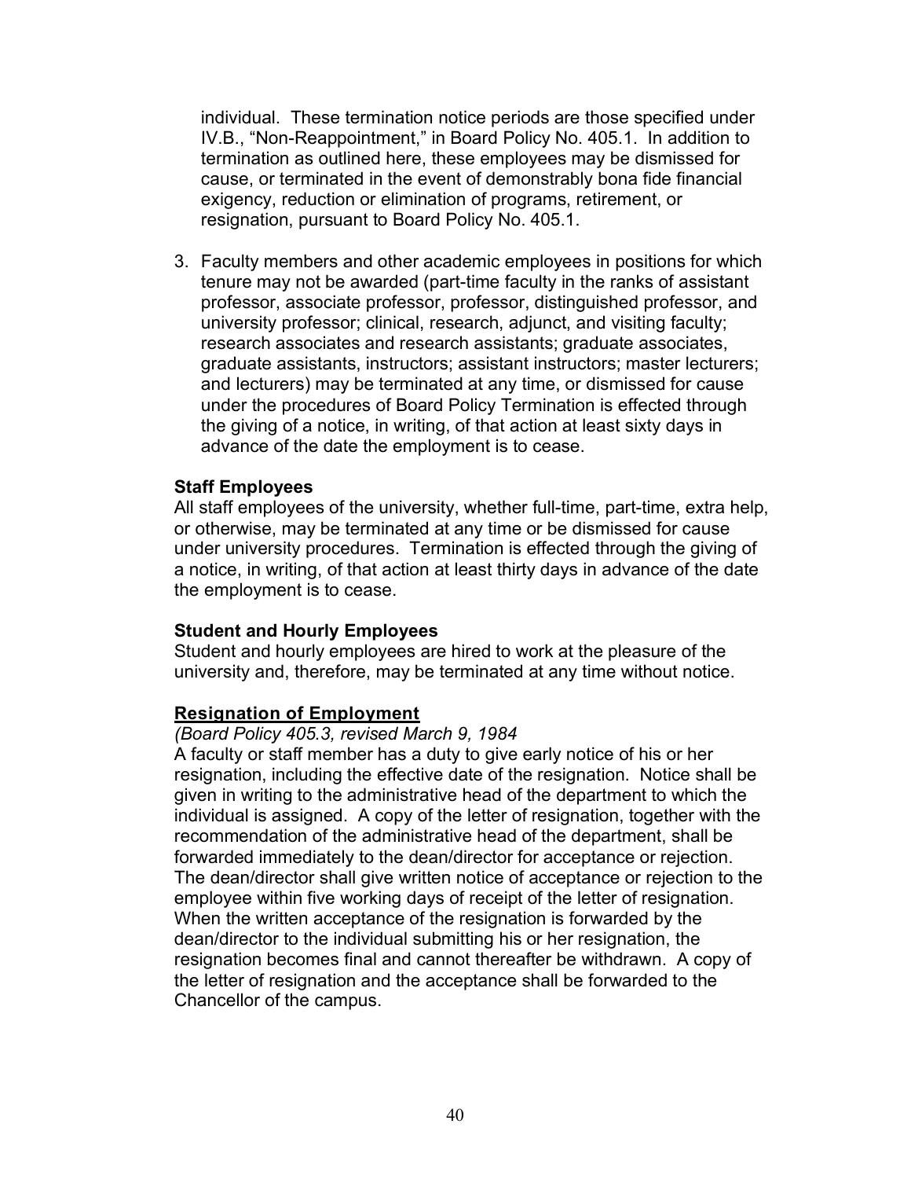individual. These termination notice periods are those specified under IV.B., "Non-Reappointment," in Board Policy No. 405.1. In addition to termination as outlined here, these employees may be dismissed for cause, or terminated in the event of demonstrably bona fide financial exigency, reduction or elimination of programs, retirement, or resignation, pursuant to Board Policy No. 405.1.

3. Faculty members and other academic employees in positions for which tenure may not be awarded (part-time faculty in the ranks of assistant professor, associate professor, professor, distinguished professor, and university professor; clinical, research, adjunct, and visiting faculty; research associates and research assistants; graduate associates, graduate assistants, instructors; assistant instructors; master lecturers; and lecturers) may be terminated at any time, or dismissed for cause under the procedures of Board Policy Termination is effected through the giving of a notice, in writing, of that action at least sixty days in advance of the date the employment is to cease.

**Staff Employees**
All staff employees of the university, whether full-time, part-time, extra help, or otherwise, may be terminated at any time or be dismissed for cause under university procedures. Termination is effected through the giving of a notice, in writing, of that action at least thirty days in advance of the date the employment is to cease.

**Student and Hourly Employees**
Student and hourly employees are hired to work at the pleasure of the university and, therefore, may be terminated at any time without notice.

**<u>Resignation of Employment</u>**
*(Board Policy 405.3, revised March 9, 1984*
A faculty or staff member has a duty to give early notice of his or her resignation, including the effective date of the resignation. Notice shall be given in writing to the administrative head of the department to which the individual is assigned. A copy of the letter of resignation, together with the recommendation of the administrative head of the department, shall be forwarded immediately to the dean/director for acceptance or rejection. The dean/director shall give written notice of acceptance or rejection to the employee within five working days of receipt of the letter of resignation. When the written acceptance of the resignation is forwarded by the dean/director to the individual submitting his or her resignation, the resignation becomes final and cannot thereafter be withdrawn. A copy of the letter of resignation and the acceptance shall be forwarded to the Chancellor of the campus.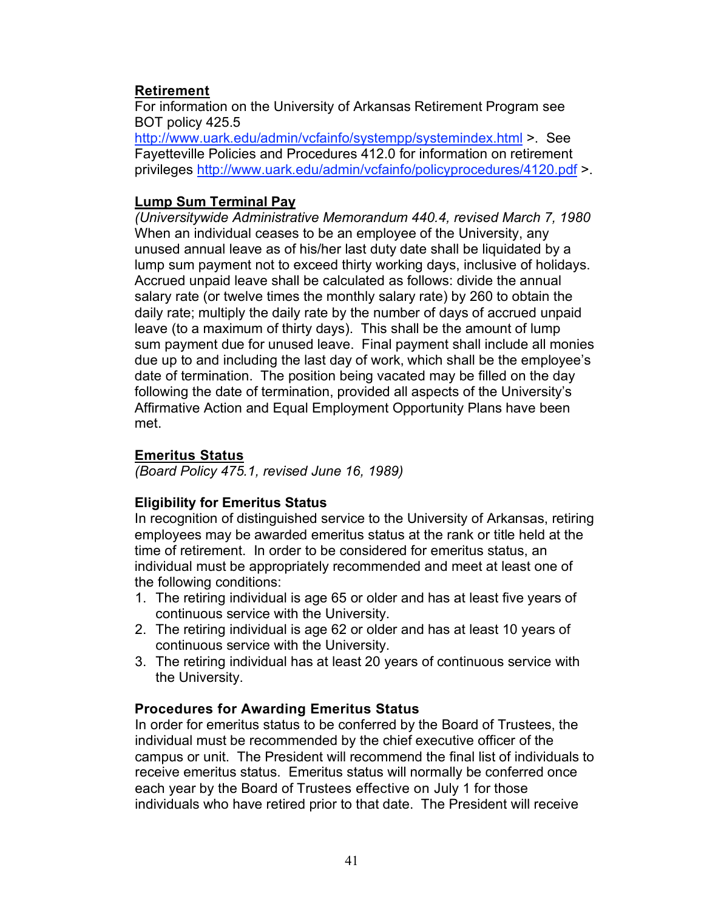## Retirement

For information on the University of Arkansas Retirement Program see BOT policy 425.5 http://www.uark.edu/admin/vcfainfo/systempp/systemindex.html >. See Fayetteville Policies and Procedures 412.0 for information on retirement privileges http://www.uark.edu/admin/vcfainfo/policyprocedures/4120.pdf >.

## Lump Sum Terminal Pay

*(Universitywide Administrative Memorandum 440.4, revised March 7, 1980*
When an individual ceases to be an employee of the University, any unused annual leave as of his/her last duty date shall be liquidated by a lump sum payment not to exceed thirty working days, inclusive of holidays. Accrued unpaid leave shall be calculated as follows: divide the annual salary rate (or twelve times the monthly salary rate) by 260 to obtain the daily rate; multiply the daily rate by the number of days of accrued unpaid leave (to a maximum of thirty days). This shall be the amount of lump sum payment due for unused leave. Final payment shall include all monies due up to and including the last day of work, which shall be the employee's date of termination. The position being vacated may be filled on the day following the date of termination, provided all aspects of the University's Affirmative Action and Equal Employment Opportunity Plans have been met.

## Emeritus Status

*(Board Policy 475.1, revised June 16, 1989)*

### Eligibility for Emeritus Status

In recognition of distinguished service to the University of Arkansas, retiring employees may be awarded emeritus status at the rank or title held at the time of retirement. In order to be considered for emeritus status, an individual must be appropriately recommended and meet at least one of the following conditions:

1. The retiring individual is age 65 or older and has at least five years of continuous service with the University.
2. The retiring individual is age 62 or older and has at least 10 years of continuous service with the University.
3. The retiring individual has at least 20 years of continuous service with the University.

### Procedures for Awarding Emeritus Status

In order for emeritus status to be conferred by the Board of Trustees, the individual must be recommended by the chief executive officer of the campus or unit. The President will recommend the final list of individuals to receive emeritus status. Emeritus status will normally be conferred once each year by the Board of Trustees effective on July 1 for those individuals who have retired prior to that date. The President will receive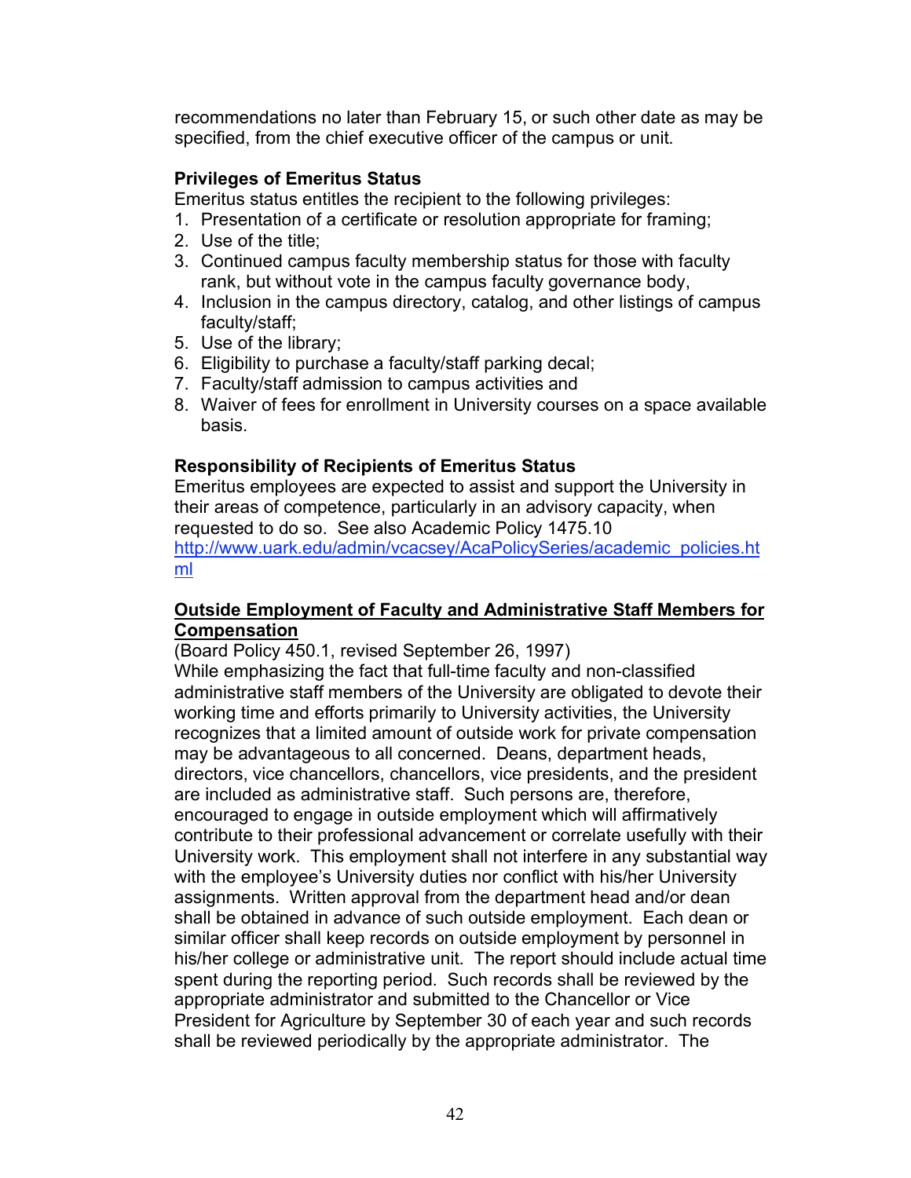recommendations no later than February 15, or such other date as may be specified, from the chief executive officer of the campus or unit.

**Privileges of Emeritus Status**

Emeritus status entitles the recipient to the following privileges:

1. Presentation of a certificate or resolution appropriate for framing;
2. Use of the title;
3. Continued campus faculty membership status for those with faculty rank, but without vote in the campus faculty governance body,
4. Inclusion in the campus directory, catalog, and other listings of campus faculty/staff;
5. Use of the library;
6. Eligibility to purchase a faculty/staff parking decal;
7. Faculty/staff admission to campus activities and
8. Waiver of fees for enrollment in University courses on a space available basis.

**Responsibility of Recipients of Emeritus Status**

Emeritus employees are expected to assist and support the University in their areas of competence, particularly in an advisory capacity, when requested to do so. See also Academic Policy 1475.10 [http://www.uark.edu/admin/vcacsey/AcaPolicySeries/academic_policies.html](http://www.uark.edu/admin/vcacsey/AcaPolicySeries/academic_policies.html)

**Outside Employment of Faculty and Administrative Staff Members for Compensation**

(Board Policy 450.1, revised September 26, 1997)

While emphasizing the fact that full-time faculty and non-classified administrative staff members of the University are obligated to devote their working time and efforts primarily to University activities, the University recognizes that a limited amount of outside work for private compensation may be advantageous to all concerned. Deans, department heads, directors, vice chancellors, chancellors, vice presidents, and the president are included as administrative staff. Such persons are, therefore, encouraged to engage in outside employment which will affirmatively contribute to their professional advancement or correlate usefully with their University work. This employment shall not interfere in any substantial way with the employee's University duties nor conflict with his/her University assignments. Written approval from the department head and/or dean shall be obtained in advance of such outside employment. Each dean or similar officer shall keep records on outside employment by personnel in his/her college or administrative unit. The report should include actual time spent during the reporting period. Such records shall be reviewed by the appropriate administrator and submitted to the Chancellor or Vice President for Agriculture by September 30 of each year and such records shall be reviewed periodically by the appropriate administrator. The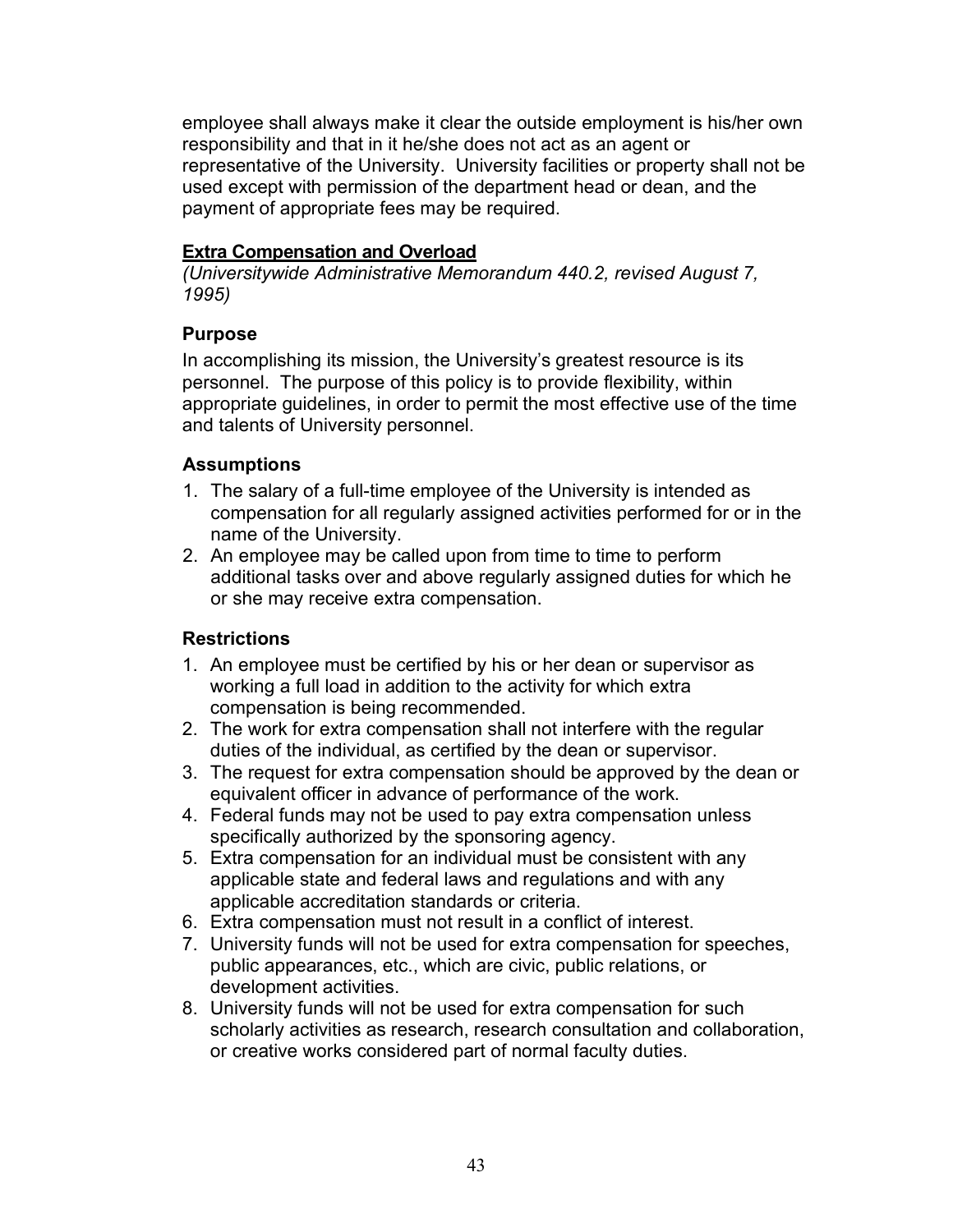employee shall always make it clear the outside employment is his/her own responsibility and that in it he/she does not act as an agent or representative of the University. University facilities or property shall not be used except with permission of the department head or dean, and the payment of appropriate fees may be required.

## **Extra Compensation and Overload**

*(Universitywide Administrative Memorandum 440.2, revised August 7, 1995)*

### Purpose

In accomplishing its mission, the University's greatest resource is its personnel. The purpose of this policy is to provide flexibility, within appropriate guidelines, in order to permit the most effective use of the time and talents of University personnel.

### Assumptions

1. The salary of a full-time employee of the University is intended as compensation for all regularly assigned activities performed for or in the name of the University.
2. An employee may be called upon from time to time to perform additional tasks over and above regularly assigned duties for which he or she may receive extra compensation.

### Restrictions

1. An employee must be certified by his or her dean or supervisor as working a full load in addition to the activity for which extra compensation is being recommended.
2. The work for extra compensation shall not interfere with the regular duties of the individual, as certified by the dean or supervisor.
3. The request for extra compensation should be approved by the dean or equivalent officer in advance of performance of the work.
4. Federal funds may not be used to pay extra compensation unless specifically authorized by the sponsoring agency.
5. Extra compensation for an individual must be consistent with any applicable state and federal laws and regulations and with any applicable accreditation standards or criteria.
6. Extra compensation must not result in a conflict of interest.
7. University funds will not be used for extra compensation for speeches, public appearances, etc., which are civic, public relations, or development activities.
8. University funds will not be used for extra compensation for such scholarly activities as research, research consultation and collaboration, or creative works considered part of normal faculty duties.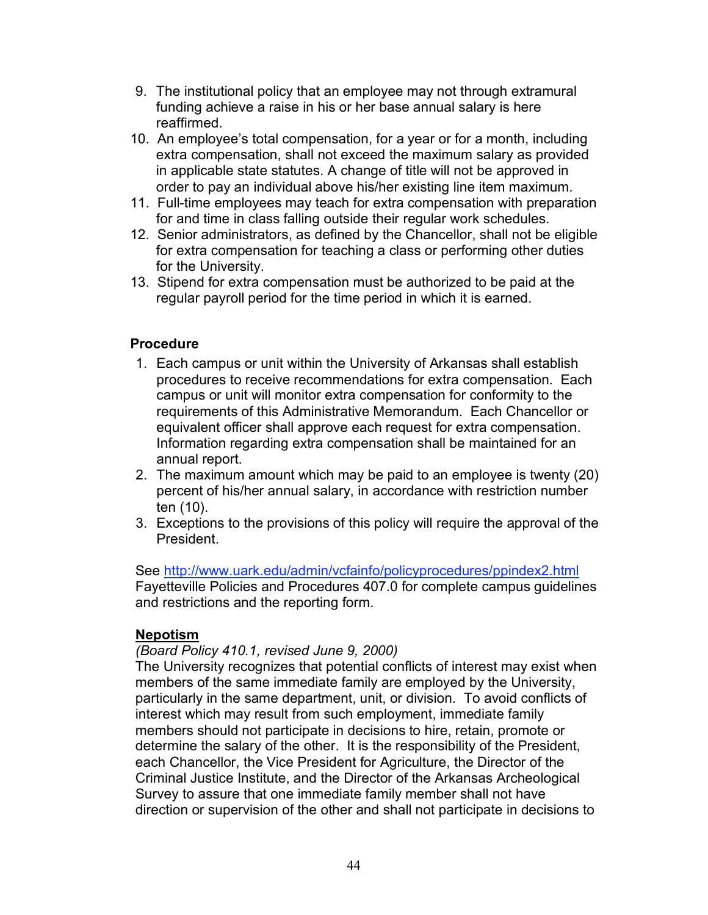9. The institutional policy that an employee may not through extramural funding achieve a raise in his or her base annual salary is here reaffirmed.
10. An employee's total compensation, for a year or for a month, including extra compensation, shall not exceed the maximum salary as provided in applicable state statutes. A change of title will not be approved in order to pay an individual above his/her existing line item maximum.
11. Full-time employees may teach for extra compensation with preparation for and time in class falling outside their regular work schedules.
12. Senior administrators, as defined by the Chancellor, shall not be eligible for extra compensation for teaching a class or performing other duties for the University.
13. Stipend for extra compensation must be authorized to be paid at the regular payroll period for the time period in which it is earned.

**Procedure**

1. Each campus or unit within the University of Arkansas shall establish procedures to receive recommendations for extra compensation. Each campus or unit will monitor extra compensation for conformity to the requirements of this Administrative Memorandum. Each Chancellor or equivalent officer shall approve each request for extra compensation. Information regarding extra compensation shall be maintained for an annual report.
2. The maximum amount which may be paid to an employee is twenty (20) percent of his/her annual salary, in accordance with restriction number ten (10).
3. Exceptions to the provisions of this policy will require the approval of the President.

See [http://www.uark.edu/admin/vcfainfo/policyprocedures/ppindex2.html](http://www.uark.edu/admin/vcfainfo/policyprocedures/ppindex2.html) Fayetteville Policies and Procedures 407.0 for complete campus guidelines and restrictions and the reporting form.

**Nepotism**

*(Board Policy 410.1, revised June 9, 2000)*

The University recognizes that potential conflicts of interest may exist when members of the same immediate family are employed by the University, particularly in the same department, unit, or division. To avoid conflicts of interest which may result from such employment, immediate family members should not participate in decisions to hire, retain, promote or determine the salary of the other. It is the responsibility of the President, each Chancellor, the Vice President for Agriculture, the Director of the Criminal Justice Institute, and the Director of the Arkansas Archeological Survey to assure that one immediate family member shall not have direction or supervision of the other and shall not participate in decisions to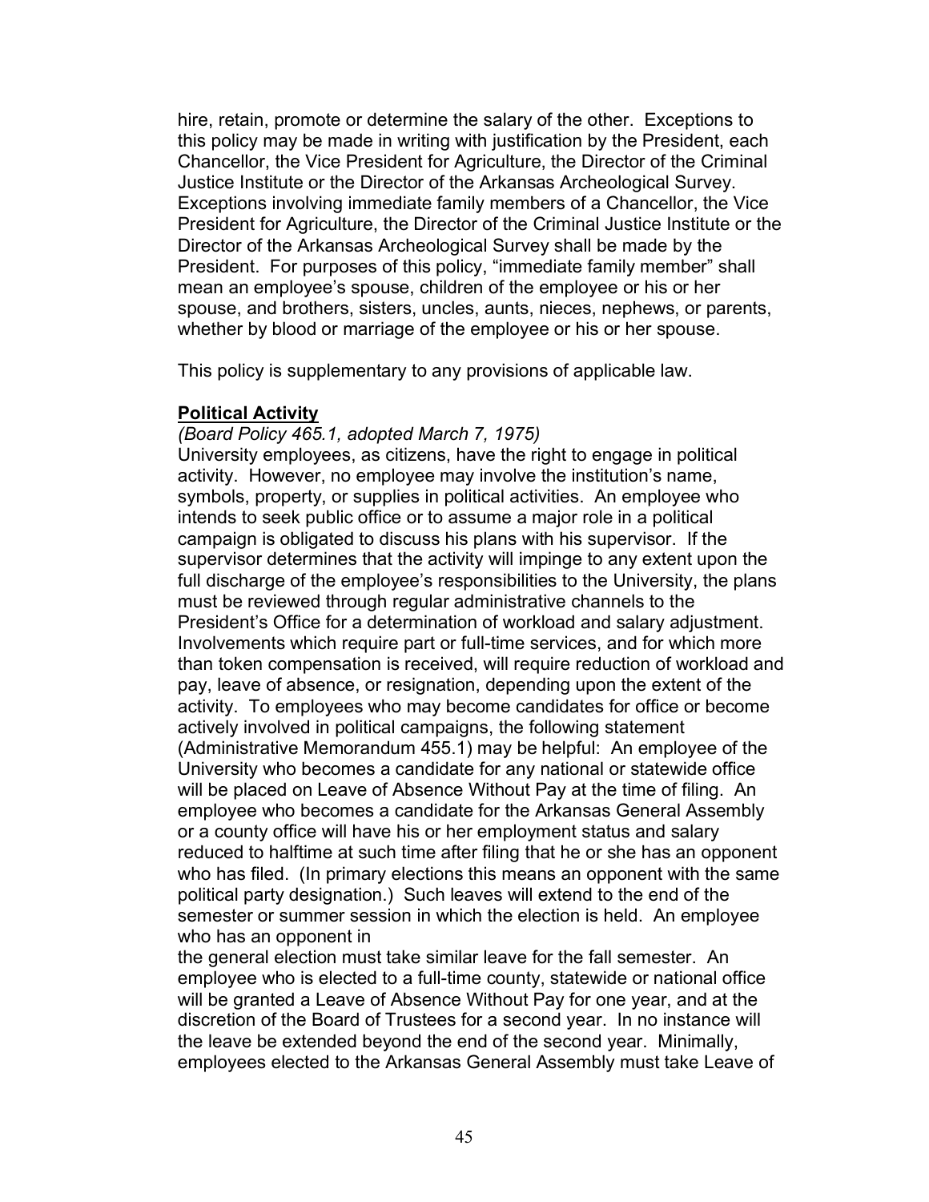hire, retain, promote or determine the salary of the other. Exceptions to this policy may be made in writing with justification by the President, each Chancellor, the Vice President for Agriculture, the Director of the Criminal Justice Institute or the Director of the Arkansas Archeological Survey. Exceptions involving immediate family members of a Chancellor, the Vice President for Agriculture, the Director of the Criminal Justice Institute or the Director of the Arkansas Archeological Survey shall be made by the President. For purposes of this policy, "immediate family member" shall mean an employee's spouse, children of the employee or his or her spouse, and brothers, sisters, uncles, aunts, nieces, nephews, or parents, whether by blood or marriage of the employee or his or her spouse.

This policy is supplementary to any provisions of applicable law.

**Political Activity**

*(Board Policy 465.1, adopted March 7, 1975)*

University employees, as citizens, have the right to engage in political activity. However, no employee may involve the institution's name, symbols, property, or supplies in political activities. An employee who intends to seek public office or to assume a major role in a political campaign is obligated to discuss his plans with his supervisor. If the supervisor determines that the activity will impinge to any extent upon the full discharge of the employee's responsibilities to the University, the plans must be reviewed through regular administrative channels to the President's Office for a determination of workload and salary adjustment. Involvements which require part or full-time services, and for which more than token compensation is received, will require reduction of workload and pay, leave of absence, or resignation, depending upon the extent of the activity. To employees who may become candidates for office or become actively involved in political campaigns, the following statement (Administrative Memorandum 455.1) may be helpful: An employee of the University who becomes a candidate for any national or statewide office will be placed on Leave of Absence Without Pay at the time of filing. An employee who becomes a candidate for the Arkansas General Assembly or a county office will have his or her employment status and salary reduced to halftime at such time after filing that he or she has an opponent who has filed. (In primary elections this means an opponent with the same political party designation.) Such leaves will extend to the end of the semester or summer session in which the election is held. An employee who has an opponent in the general election must take similar leave for the fall semester. An employee who is elected to a full-time county, statewide or national office will be granted a Leave of Absence Without Pay for one year, and at the discretion of the Board of Trustees for a second year. In no instance will the leave be extended beyond the end of the second year. Minimally, employees elected to the Arkansas General Assembly must take Leave of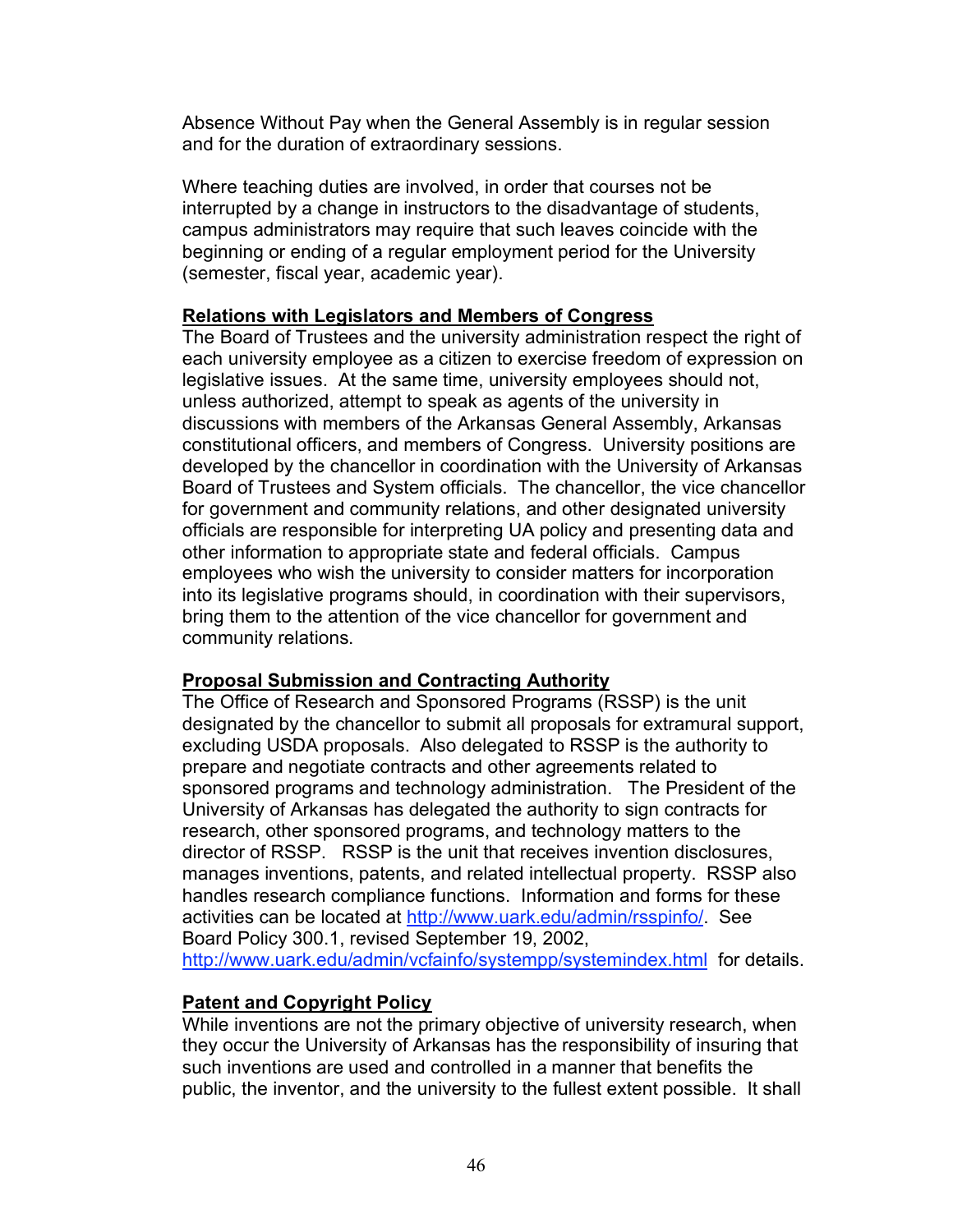Absence Without Pay when the General Assembly is in regular session and for the duration of extraordinary sessions.

Where teaching duties are involved, in order that courses not be interrupted by a change in instructors to the disadvantage of students, campus administrators may require that such leaves coincide with the beginning or ending of a regular employment period for the University (semester, fiscal year, academic year).

**Relations with Legislators and Members of Congress**

The Board of Trustees and the university administration respect the right of each university employee as a citizen to exercise freedom of expression on legislative issues. At the same time, university employees should not, unless authorized, attempt to speak as agents of the university in discussions with members of the Arkansas General Assembly, Arkansas constitutional officers, and members of Congress. University positions are developed by the chancellor in coordination with the University of Arkansas Board of Trustees and System officials. The chancellor, the vice chancellor for government and community relations, and other designated university officials are responsible for interpreting UA policy and presenting data and other information to appropriate state and federal officials. Campus employees who wish the university to consider matters for incorporation into its legislative programs should, in coordination with their supervisors, bring them to the attention of the vice chancellor for government and community relations.

**Proposal Submission and Contracting Authority**

The Office of Research and Sponsored Programs (RSSP) is the unit designated by the chancellor to submit all proposals for extramural support, excluding USDA proposals. Also delegated to RSSP is the authority to prepare and negotiate contracts and other agreements related to sponsored programs and technology administration. The President of the University of Arkansas has delegated the authority to sign contracts for research, other sponsored programs, and technology matters to the director of RSSP. RSSP is the unit that receives invention disclosures, manages inventions, patents, and related intellectual property. RSSP also handles research compliance functions. Information and forms for these activities can be located at http://www.uark.edu/admin/rsspinfo/. See Board Policy 300.1, revised September 19, 2002, http://www.uark.edu/admin/vcfainfo/systempp/systemindex.html for details.

**Patent and Copyright Policy**

While inventions are not the primary objective of university research, when they occur the University of Arkansas has the responsibility of insuring that such inventions are used and controlled in a manner that benefits the public, the inventor, and the university to the fullest extent possible. It shall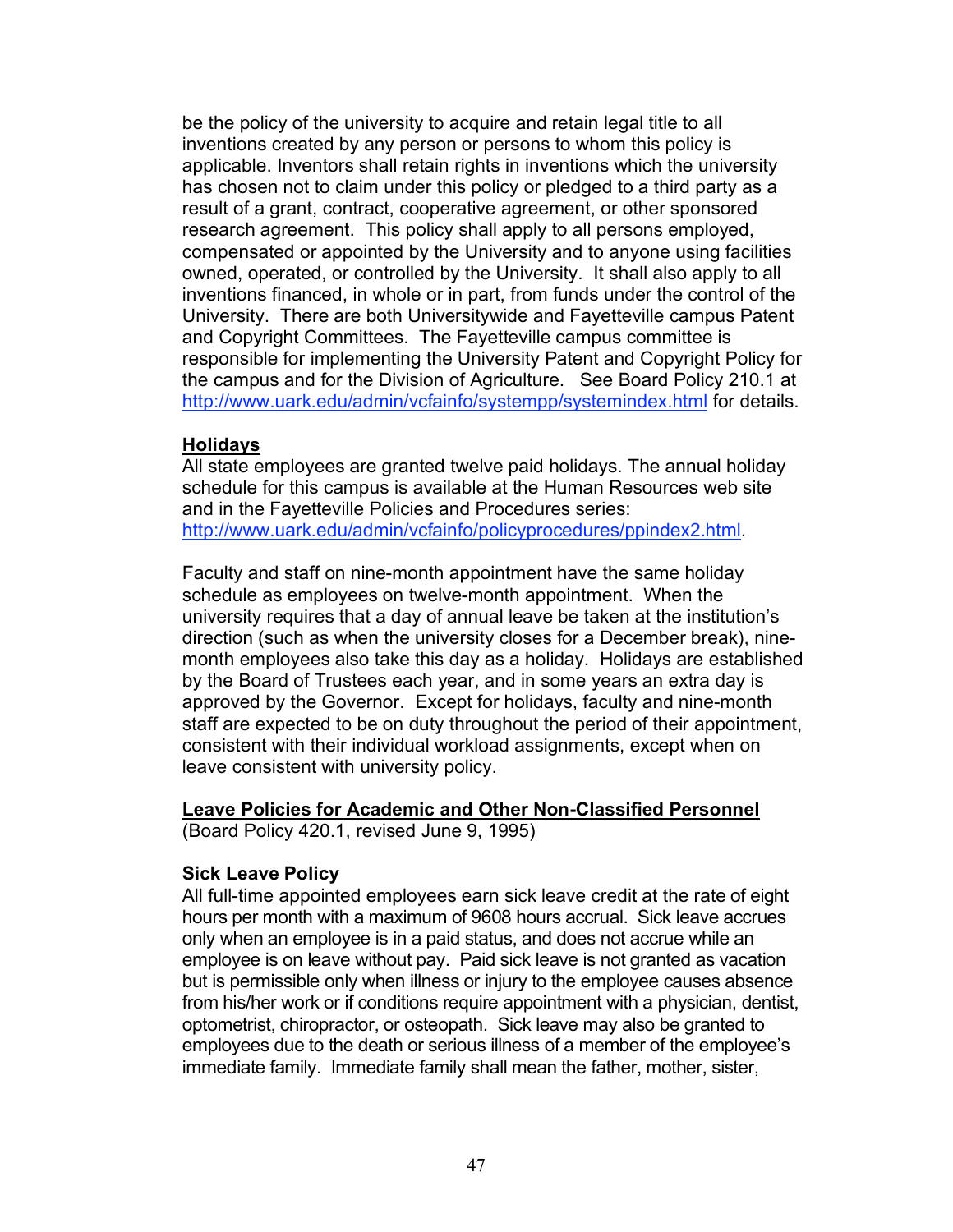be the policy of the university to acquire and retain legal title to all inventions created by any person or persons to whom this policy is applicable. Inventors shall retain rights in inventions which the university has chosen not to claim under this policy or pledged to a third party as a result of a grant, contract, cooperative agreement, or other sponsored research agreement. This policy shall apply to all persons employed, compensated or appointed by the University and to anyone using facilities owned, operated, or controlled by the University. It shall also apply to all inventions financed, in whole or in part, from funds under the control of the University. There are both Universitywide and Fayetteville campus Patent and Copyright Committees. The Fayetteville campus committee is responsible for implementing the University Patent and Copyright Policy for the campus and for the Division of Agriculture. See Board Policy 210.1 at http://www.uark.edu/admin/vcfainfo/systempp/systemindex.html for details.

## Holidays

All state employees are granted twelve paid holidays. The annual holiday schedule for this campus is available at the Human Resources web site and in the Fayetteville Policies and Procedures series: http://www.uark.edu/admin/vcfainfo/policyprocedures/ppindex2.html.

Faculty and staff on nine-month appointment have the same holiday schedule as employees on twelve-month appointment. When the university requires that a day of annual leave be taken at the institution's direction (such as when the university closes for a December break), nine-month employees also take this day as a holiday. Holidays are established by the Board of Trustees each year, and in some years an extra day is approved by the Governor. Except for holidays, faculty and nine-month staff are expected to be on duty throughout the period of their appointment, consistent with their individual workload assignments, except when on leave consistent with university policy.

## Leave Policies for Academic and Other Non-Classified Personnel

(Board Policy 420.1, revised June 9, 1995)

### Sick Leave Policy

All full-time appointed employees earn sick leave credit at the rate of eight hours per month with a maximum of 9608 hours accrual. Sick leave accrues only when an employee is in a paid status, and does not accrue while an employee is on leave without pay. Paid sick leave is not granted as vacation but is permissible only when illness or injury to the employee causes absence from his/her work or if conditions require appointment with a physician, dentist, optometrist, chiropractor, or osteopath. Sick leave may also be granted to employees due to the death or serious illness of a member of the employee's immediate family. Immediate family shall mean the father, mother, sister,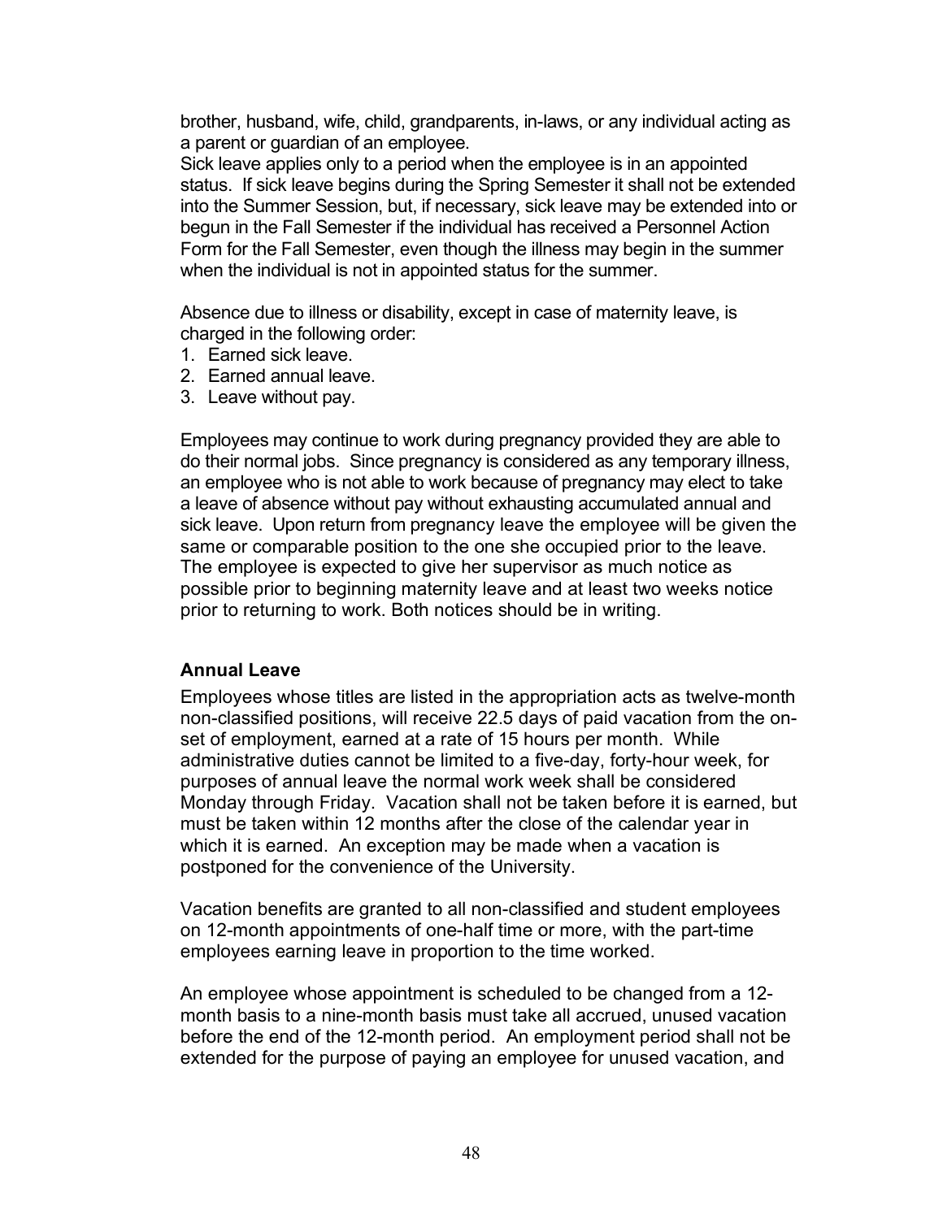brother, husband, wife, child, grandparents, in-laws, or any individual acting as a parent or guardian of an employee.

Sick leave applies only to a period when the employee is in an appointed status. If sick leave begins during the Spring Semester it shall not be extended into the Summer Session, but, if necessary, sick leave may be extended into or begun in the Fall Semester if the individual has received a Personnel Action Form for the Fall Semester, even though the illness may begin in the summer when the individual is not in appointed status for the summer.

Absence due to illness or disability, except in case of maternity leave, is charged in the following order:

1. Earned sick leave.
2. Earned annual leave.
3. Leave without pay.

Employees may continue to work during pregnancy provided they are able to do their normal jobs. Since pregnancy is considered as any temporary illness, an employee who is not able to work because of pregnancy may elect to take a leave of absence without pay without exhausting accumulated annual and sick leave. Upon return from pregnancy leave the employee will be given the same or comparable position to the one she occupied prior to the leave. The employee is expected to give her supervisor as much notice as possible prior to beginning maternity leave and at least two weeks notice prior to returning to work. Both notices should be in writing.

### Annual Leave

Employees whose titles are listed in the appropriation acts as twelve-month non-classified positions, will receive 22.5 days of paid vacation from the on-set of employment, earned at a rate of 15 hours per month. While administrative duties cannot be limited to a five-day, forty-hour week, for purposes of annual leave the normal work week shall be considered Monday through Friday. Vacation shall not be taken before it is earned, but must be taken within 12 months after the close of the calendar year in which it is earned. An exception may be made when a vacation is postponed for the convenience of the University.

Vacation benefits are granted to all non-classified and student employees on 12-month appointments of one-half time or more, with the part-time employees earning leave in proportion to the time worked.

An employee whose appointment is scheduled to be changed from a 12-month basis to a nine-month basis must take all accrued, unused vacation before the end of the 12-month period. An employment period shall not be extended for the purpose of paying an employee for unused vacation, and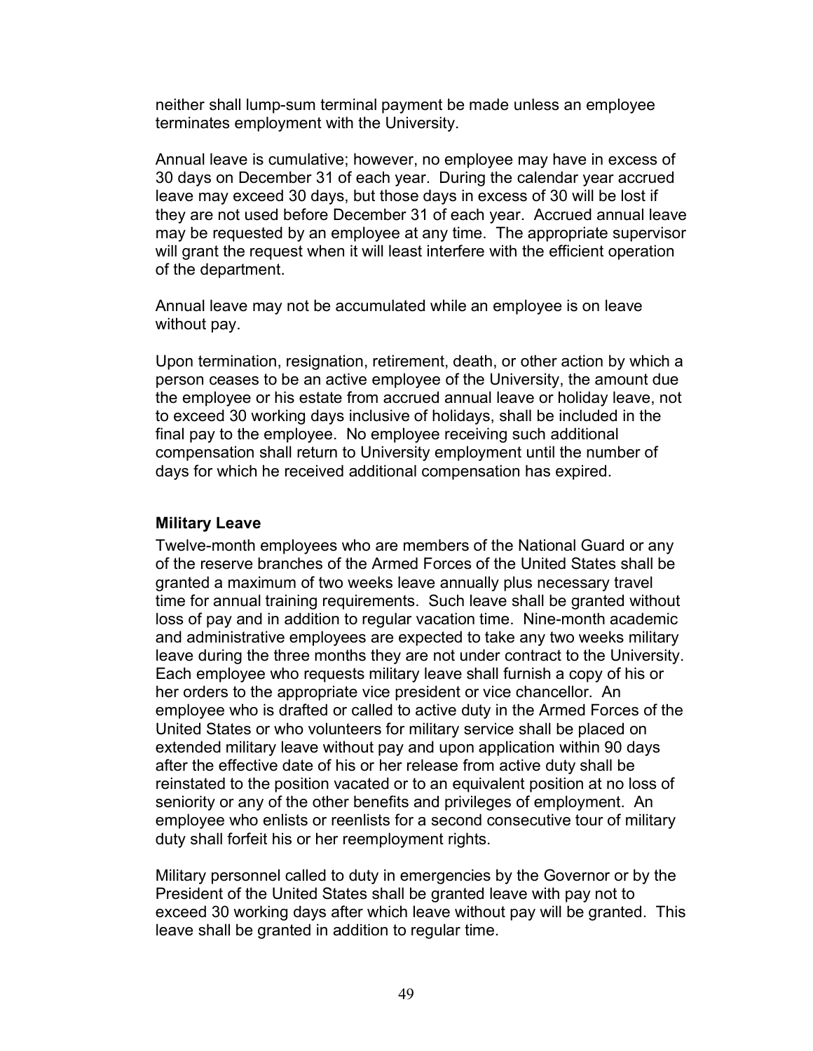neither shall lump-sum terminal payment be made unless an employee terminates employment with the University.

Annual leave is cumulative; however, no employee may have in excess of 30 days on December 31 of each year. During the calendar year accrued leave may exceed 30 days, but those days in excess of 30 will be lost if they are not used before December 31 of each year. Accrued annual leave may be requested by an employee at any time. The appropriate supervisor will grant the request when it will least interfere with the efficient operation of the department.

Annual leave may not be accumulated while an employee is on leave without pay.

Upon termination, resignation, retirement, death, or other action by which a person ceases to be an active employee of the University, the amount due the employee or his estate from accrued annual leave or holiday leave, not to exceed 30 working days inclusive of holidays, shall be included in the final pay to the employee. No employee receiving such additional compensation shall return to University employment until the number of days for which he received additional compensation has expired.

**Military Leave**

Twelve-month employees who are members of the National Guard or any of the reserve branches of the Armed Forces of the United States shall be granted a maximum of two weeks leave annually plus necessary travel time for annual training requirements. Such leave shall be granted without loss of pay and in addition to regular vacation time. Nine-month academic and administrative employees are expected to take any two weeks military leave during the three months they are not under contract to the University. Each employee who requests military leave shall furnish a copy of his or her orders to the appropriate vice president or vice chancellor. An employee who is drafted or called to active duty in the Armed Forces of the United States or who volunteers for military service shall be placed on extended military leave without pay and upon application within 90 days after the effective date of his or her release from active duty shall be reinstated to the position vacated or to an equivalent position at no loss of seniority or any of the other benefits and privileges of employment. An employee who enlists or reenlists for a second consecutive tour of military duty shall forfeit his or her reemployment rights.

Military personnel called to duty in emergencies by the Governor or by the President of the United States shall be granted leave with pay not to exceed 30 working days after which leave without pay will be granted. This leave shall be granted in addition to regular time.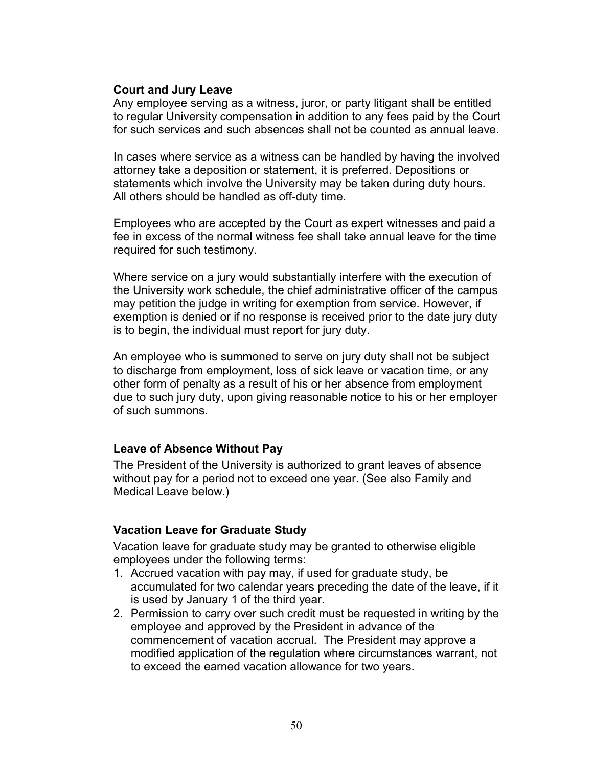**Court and Jury Leave**

Any employee serving as a witness, juror, or party litigant shall be entitled to regular University compensation in addition to any fees paid by the Court for such services and such absences shall not be counted as annual leave.

In cases where service as a witness can be handled by having the involved attorney take a deposition or statement, it is preferred. Depositions or statements which involve the University may be taken during duty hours. All others should be handled as off-duty time.

Employees who are accepted by the Court as expert witnesses and paid a fee in excess of the normal witness fee shall take annual leave for the time required for such testimony.

Where service on a jury would substantially interfere with the execution of the University work schedule, the chief administrative officer of the campus may petition the judge in writing for exemption from service. However, if exemption is denied or if no response is received prior to the date jury duty is to begin, the individual must report for jury duty.

An employee who is summoned to serve on jury duty shall not be subject to discharge from employment, loss of sick leave or vacation time, or any other form of penalty as a result of his or her absence from employment due to such jury duty, upon giving reasonable notice to his or her employer of such summons.

**Leave of Absence Without Pay**

The President of the University is authorized to grant leaves of absence without pay for a period not to exceed one year. (See also Family and Medical Leave below.)

**Vacation Leave for Graduate Study**

Vacation leave for graduate study may be granted to otherwise eligible employees under the following terms:

1. Accrued vacation with pay may, if used for graduate study, be accumulated for two calendar years preceding the date of the leave, if it is used by January 1 of the third year.
2. Permission to carry over such credit must be requested in writing by the employee and approved by the President in advance of the commencement of vacation accrual. The President may approve a modified application of the regulation where circumstances warrant, not to exceed the earned vacation allowance for two years.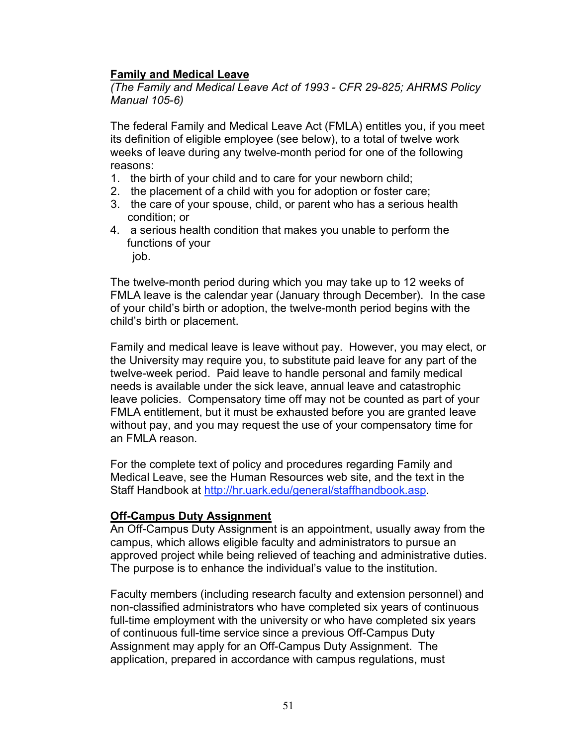**Family and Medical Leave**

*(The Family and Medical Leave Act of 1993 - CFR 29-825; AHRMS Policy Manual 105-6)*

The federal Family and Medical Leave Act (FMLA) entitles you, if you meet its definition of eligible employee (see below), to a total of twelve work weeks of leave during any twelve-month period for one of the following reasons:

1. the birth of your child and to care for your newborn child;
2. the placement of a child with you for adoption or foster care;
3. the care of your spouse, child, or parent who has a serious health condition; or
4. a serious health condition that makes you unable to perform the functions of your job.

The twelve-month period during which you may take up to 12 weeks of FMLA leave is the calendar year (January through December). In the case of your child's birth or adoption, the twelve-month period begins with the child's birth or placement.

Family and medical leave is leave without pay. However, you may elect, or the University may require you, to substitute paid leave for any part of the twelve-week period. Paid leave to handle personal and family medical needs is available under the sick leave, annual leave and catastrophic leave policies. Compensatory time off may not be counted as part of your FMLA entitlement, but it must be exhausted before you are granted leave without pay, and you may request the use of your compensatory time for an FMLA reason.

For the complete text of policy and procedures regarding Family and Medical Leave, see the Human Resources web site, and the text in the Staff Handbook at [http://hr.uark.edu/general/staffhandbook.asp](http://hr.uark.edu/general/staffhandbook.asp).

**Off-Campus Duty Assignment**

An Off-Campus Duty Assignment is an appointment, usually away from the campus, which allows eligible faculty and administrators to pursue an approved project while being relieved of teaching and administrative duties. The purpose is to enhance the individual's value to the institution.

Faculty members (including research faculty and extension personnel) and non-classified administrators who have completed six years of continuous full-time employment with the university or who have completed six years of continuous full-time service since a previous Off-Campus Duty Assignment may apply for an Off-Campus Duty Assignment. The application, prepared in accordance with campus regulations, must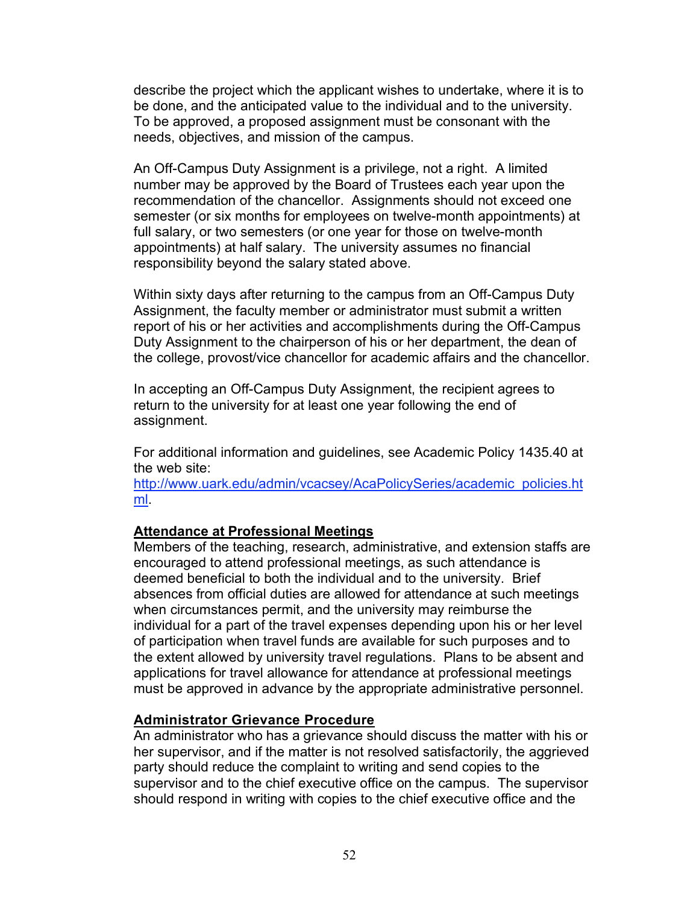describe the project which the applicant wishes to undertake, where it is to be done, and the anticipated value to the individual and to the university. To be approved, a proposed assignment must be consonant with the needs, objectives, and mission of the campus.

An Off-Campus Duty Assignment is a privilege, not a right. A limited number may be approved by the Board of Trustees each year upon the recommendation of the chancellor. Assignments should not exceed one semester (or six months for employees on twelve-month appointments) at full salary, or two semesters (or one year for those on twelve-month appointments) at half salary. The university assumes no financial responsibility beyond the salary stated above.

Within sixty days after returning to the campus from an Off-Campus Duty Assignment, the faculty member or administrator must submit a written report of his or her activities and accomplishments during the Off-Campus Duty Assignment to the chairperson of his or her department, the dean of the college, provost/vice chancellor for academic affairs and the chancellor.

In accepting an Off-Campus Duty Assignment, the recipient agrees to return to the university for at least one year following the end of assignment.

For additional information and guidelines, see Academic Policy 1435.40 at the web site: [http://www.uark.edu/admin/vcacsey/AcaPolicySeries/academic_policies.html](http://www.uark.edu/admin/vcacsey/AcaPolicySeries/academic_policies.html).

## Attendance at Professional Meetings

Members of the teaching, research, administrative, and extension staffs are encouraged to attend professional meetings, as such attendance is deemed beneficial to both the individual and to the university. Brief absences from official duties are allowed for attendance at such meetings when circumstances permit, and the university may reimburse the individual for a part of the travel expenses depending upon his or her level of participation when travel funds are available for such purposes and to the extent allowed by university travel regulations. Plans to be absent and applications for travel allowance for attendance at professional meetings must be approved in advance by the appropriate administrative personnel.

## Administrator Grievance Procedure

An administrator who has a grievance should discuss the matter with his or her supervisor, and if the matter is not resolved satisfactorily, the aggrieved party should reduce the complaint to writing and send copies to the supervisor and to the chief executive office on the campus. The supervisor should respond in writing with copies to the chief executive office and the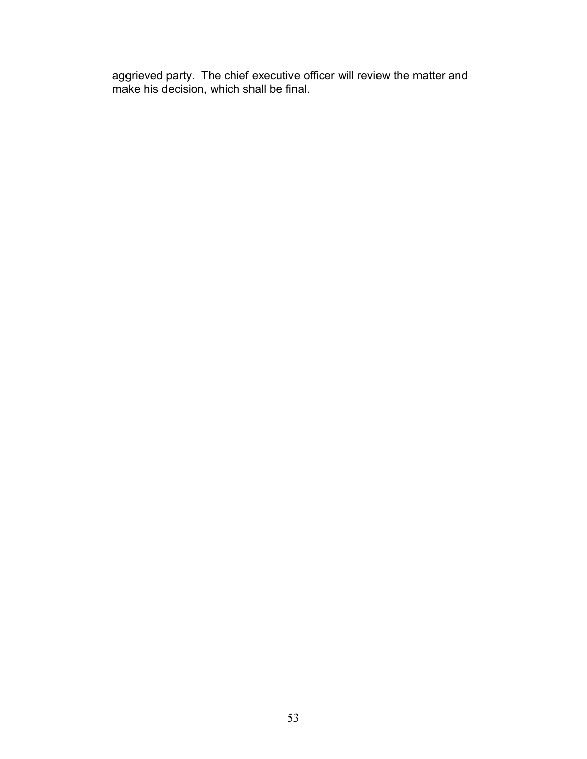aggrieved party. The chief executive officer will review the matter and make his decision, which shall be final.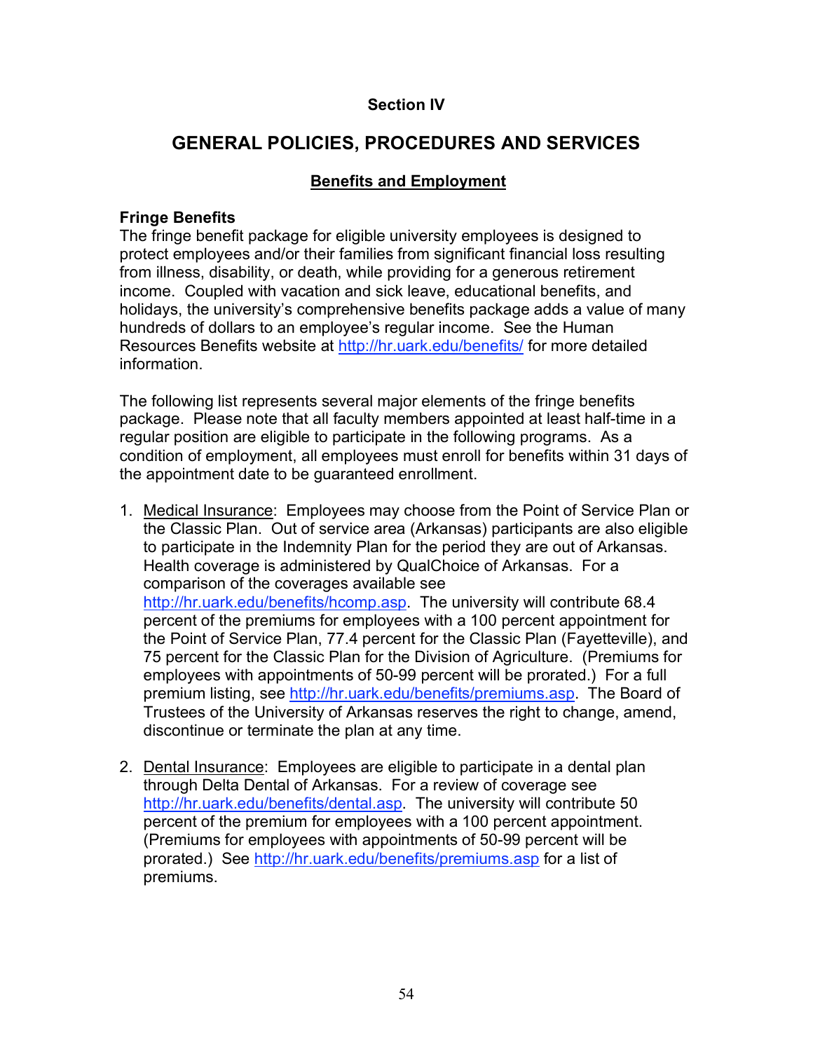## Section IV

# GENERAL POLICIES, PROCEDURES AND SERVICES

## Benefits and Employment

### Fringe Benefits

The fringe benefit package for eligible university employees is designed to protect employees and/or their families from significant financial loss resulting from illness, disability, or death, while providing for a generous retirement income. Coupled with vacation and sick leave, educational benefits, and holidays, the university's comprehensive benefits package adds a value of many hundreds of dollars to an employee's regular income. See the Human Resources Benefits website at http://hr.uark.edu/benefits/ for more detailed information.

The following list represents several major elements of the fringe benefits package. Please note that all faculty members appointed at least half-time in a regular position are eligible to participate in the following programs. As a condition of employment, all employees must enroll for benefits within 31 days of the appointment date to be guaranteed enrollment.

1. Medical Insurance: Employees may choose from the Point of Service Plan or the Classic Plan. Out of service area (Arkansas) participants are also eligible to participate in the Indemnity Plan for the period they are out of Arkansas. Health coverage is administered by QualChoice of Arkansas. For a comparison of the coverages available see http://hr.uark.edu/benefits/hcomp.asp. The university will contribute 68.4 percent of the premiums for employees with a 100 percent appointment for the Point of Service Plan, 77.4 percent for the Classic Plan (Fayetteville), and 75 percent for the Classic Plan for the Division of Agriculture. (Premiums for employees with appointments of 50-99 percent will be prorated.) For a full premium listing, see http://hr.uark.edu/benefits/premiums.asp. The Board of Trustees of the University of Arkansas reserves the right to change, amend, discontinue or terminate the plan at any time.

2. Dental Insurance: Employees are eligible to participate in a dental plan through Delta Dental of Arkansas. For a review of coverage see http://hr.uark.edu/benefits/dental.asp. The university will contribute 50 percent of the premium for employees with a 100 percent appointment. (Premiums for employees with appointments of 50-99 percent will be prorated.) See http://hr.uark.edu/benefits/premiums.asp for a list of premiums.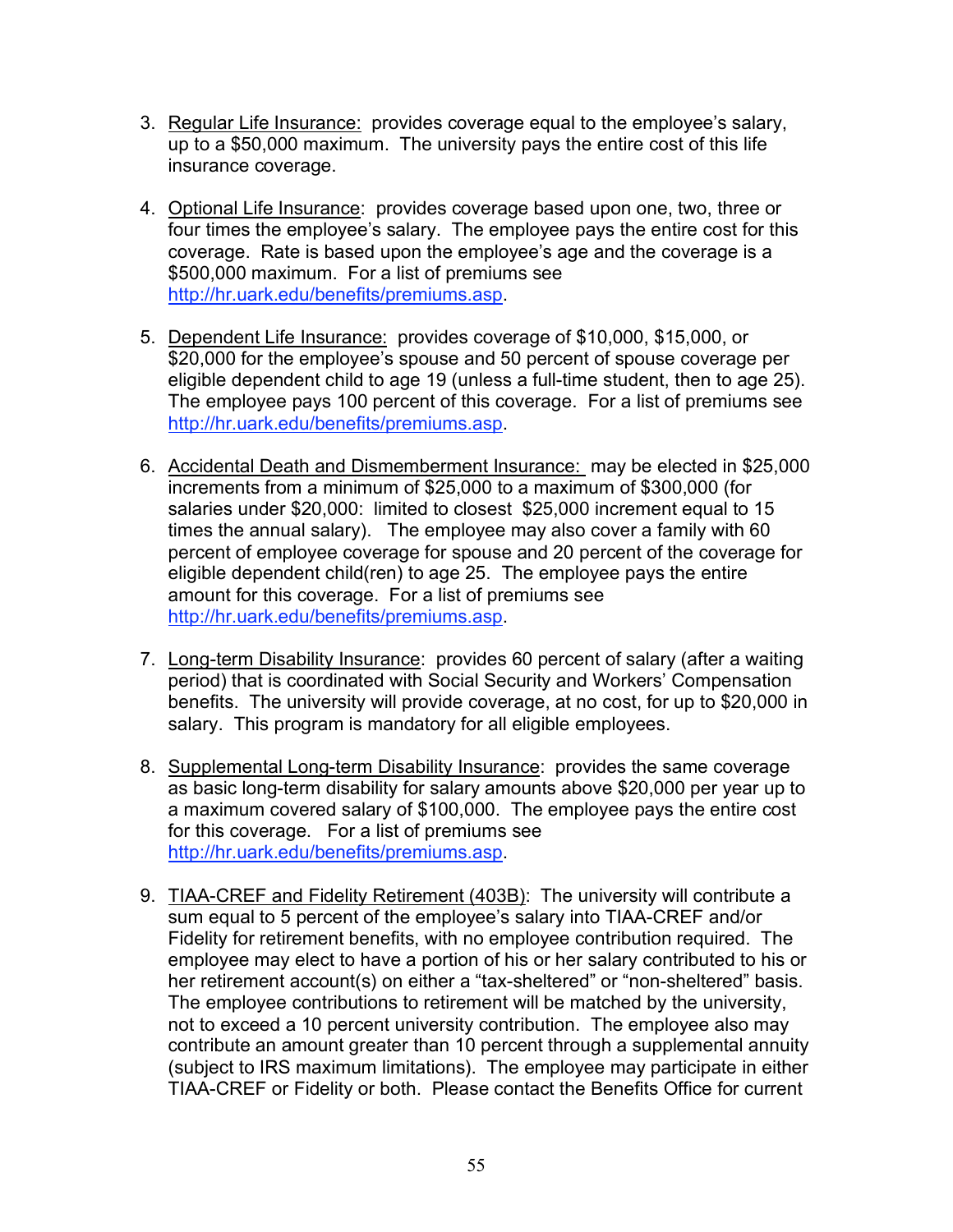3. Regular Life Insurance: provides coverage equal to the employee's salary, up to a $50,000 maximum. The university pays the entire cost of this life insurance coverage.

4. Optional Life Insurance: provides coverage based upon one, two, three or four times the employee's salary. The employee pays the entire cost for this coverage. Rate is based upon the employee's age and the coverage is a $500,000 maximum. For a list of premiums see http://hr.uark.edu/benefits/premiums.asp.

5. Dependent Life Insurance: provides coverage of $10,000, $15,000, or $20,000 for the employee's spouse and 50 percent of spouse coverage per eligible dependent child to age 19 (unless a full-time student, then to age 25). The employee pays 100 percent of this coverage. For a list of premiums see http://hr.uark.edu/benefits/premiums.asp.

6. Accidental Death and Dismemberment Insurance: may be elected in $25,000 increments from a minimum of $25,000 to a maximum of $300,000 (for salaries under $20,000: limited to closest $25,000 increment equal to 15 times the annual salary). The employee may also cover a family with 60 percent of employee coverage for spouse and 20 percent of the coverage for eligible dependent child(ren) to age 25. The employee pays the entire amount for this coverage. For a list of premiums see http://hr.uark.edu/benefits/premiums.asp.

7. Long-term Disability Insurance: provides 60 percent of salary (after a waiting period) that is coordinated with Social Security and Workers' Compensation benefits. The university will provide coverage, at no cost, for up to $20,000 in salary. This program is mandatory for all eligible employees.

8. Supplemental Long-term Disability Insurance: provides the same coverage as basic long-term disability for salary amounts above $20,000 per year up to a maximum covered salary of $100,000. The employee pays the entire cost for this coverage. For a list of premiums see http://hr.uark.edu/benefits/premiums.asp.

9. TIAA-CREF and Fidelity Retirement (403B): The university will contribute a sum equal to 5 percent of the employee's salary into TIAA-CREF and/or Fidelity for retirement benefits, with no employee contribution required. The employee may elect to have a portion of his or her salary contributed to his or her retirement account(s) on either a "tax-sheltered" or "non-sheltered" basis. The employee contributions to retirement will be matched by the university, not to exceed a 10 percent university contribution. The employee also may contribute an amount greater than 10 percent through a supplemental annuity (subject to IRS maximum limitations). The employee may participate in either TIAA-CREF or Fidelity or both. Please contact the Benefits Office for current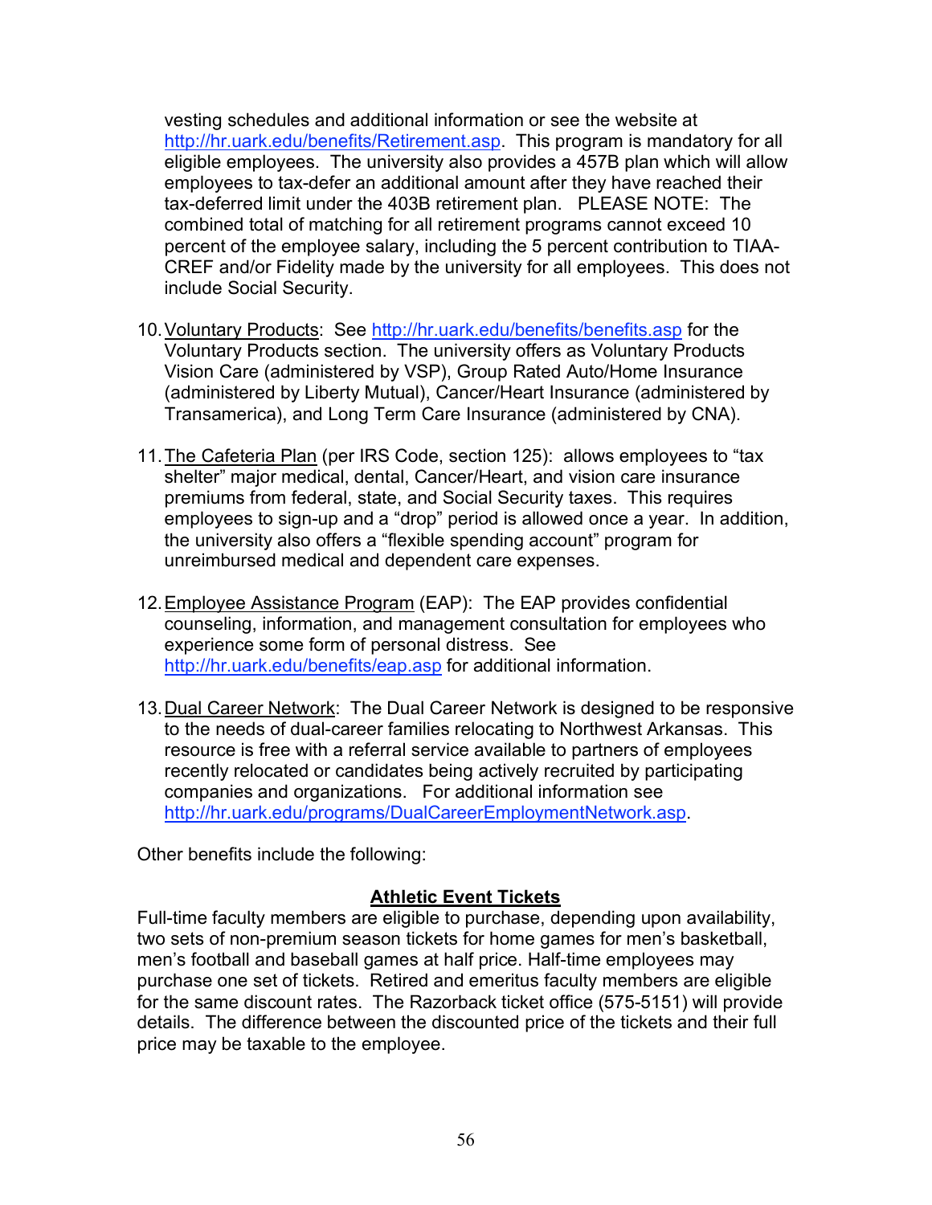vesting schedules and additional information or see the website at http://hr.uark.edu/benefits/Retirement.asp. This program is mandatory for all eligible employees. The university also provides a 457B plan which will allow employees to tax-defer an additional amount after they have reached their tax-deferred limit under the 403B retirement plan. PLEASE NOTE: The combined total of matching for all retirement programs cannot exceed 10 percent of the employee salary, including the 5 percent contribution to TIAA-CREF and/or Fidelity made by the university for all employees. This does not include Social Security.

10. Voluntary Products: See http://hr.uark.edu/benefits/benefits.asp for the Voluntary Products section. The university offers as Voluntary Products Vision Care (administered by VSP), Group Rated Auto/Home Insurance (administered by Liberty Mutual), Cancer/Heart Insurance (administered by Transamerica), and Long Term Care Insurance (administered by CNA).

11. The Cafeteria Plan (per IRS Code, section 125): allows employees to "tax shelter" major medical, dental, Cancer/Heart, and vision care insurance premiums from federal, state, and Social Security taxes. This requires employees to sign-up and a "drop" period is allowed once a year. In addition, the university also offers a "flexible spending account" program for unreimbursed medical and dependent care expenses.

12. Employee Assistance Program (EAP): The EAP provides confidential counseling, information, and management consultation for employees who experience some form of personal distress. See http://hr.uark.edu/benefits/eap.asp for additional information.

13. Dual Career Network: The Dual Career Network is designed to be responsive to the needs of dual-career families relocating to Northwest Arkansas. This resource is free with a referral service available to partners of employees recently relocated or candidates being actively recruited by participating companies and organizations. For additional information see http://hr.uark.edu/programs/DualCareerEmploymentNetwork.asp.

Other benefits include the following:

## Athletic Event Tickets

Full-time faculty members are eligible to purchase, depending upon availability, two sets of non-premium season tickets for home games for men's basketball, men's football and baseball games at half price. Half-time employees may purchase one set of tickets. Retired and emeritus faculty members are eligible for the same discount rates. The Razorback ticket office (575-5151) will provide details. The difference between the discounted price of the tickets and their full price may be taxable to the employee.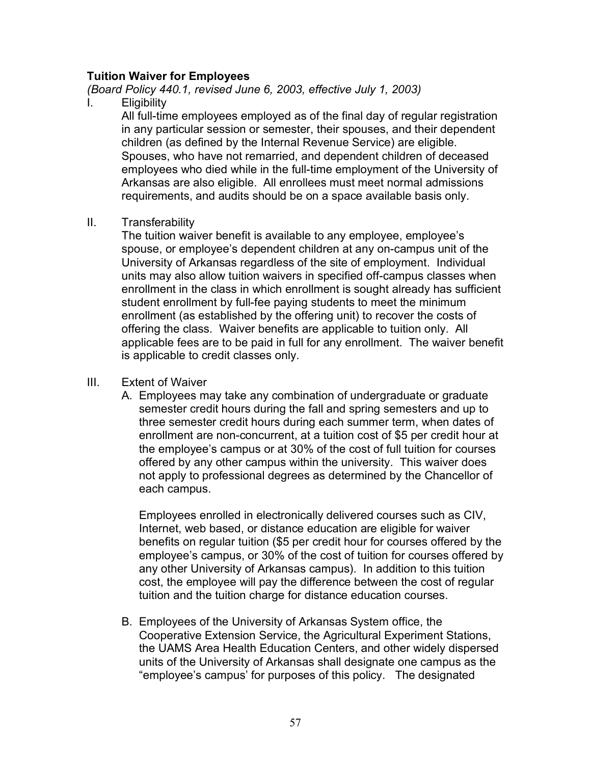**Tuition Waiver for Employees**

*(Board Policy 440.1, revised June 6, 2003, effective July 1, 2003)*

I. Eligibility

All full-time employees employed as of the final day of regular registration in any particular session or semester, their spouses, and their dependent children (as defined by the Internal Revenue Service) are eligible. Spouses, who have not remarried, and dependent children of deceased employees who died while in the full-time employment of the University of Arkansas are also eligible. All enrollees must meet normal admissions requirements, and audits should be on a space available basis only.

II. Transferability

The tuition waiver benefit is available to any employee, employee's spouse, or employee's dependent children at any on-campus unit of the University of Arkansas regardless of the site of employment. Individual units may also allow tuition waivers in specified off-campus classes when enrollment in the class in which enrollment is sought already has sufficient student enrollment by full-fee paying students to meet the minimum enrollment (as established by the offering unit) to recover the costs of offering the class. Waiver benefits are applicable to tuition only. All applicable fees are to be paid in full for any enrollment. The waiver benefit is applicable to credit classes only.

III. Extent of Waiver

A. Employees may take any combination of undergraduate or graduate semester credit hours during the fall and spring semesters and up to three semester credit hours during each summer term, when dates of enrollment are non-concurrent, at a tuition cost of $5 per credit hour at the employee's campus or at 30% of the cost of full tuition for courses offered by any other campus within the university. This waiver does not apply to professional degrees as determined by the Chancellor of each campus.

Employees enrolled in electronically delivered courses such as CIV, Internet, web based, or distance education are eligible for waiver benefits on regular tuition ($5 per credit hour for courses offered by the employee's campus, or 30% of the cost of tuition for courses offered by any other University of Arkansas campus). In addition to this tuition cost, the employee will pay the difference between the cost of regular tuition and the tuition charge for distance education courses.

B. Employees of the University of Arkansas System office, the Cooperative Extension Service, the Agricultural Experiment Stations, the UAMS Area Health Education Centers, and other widely dispersed units of the University of Arkansas shall designate one campus as the "employee's campus' for purposes of this policy. The designated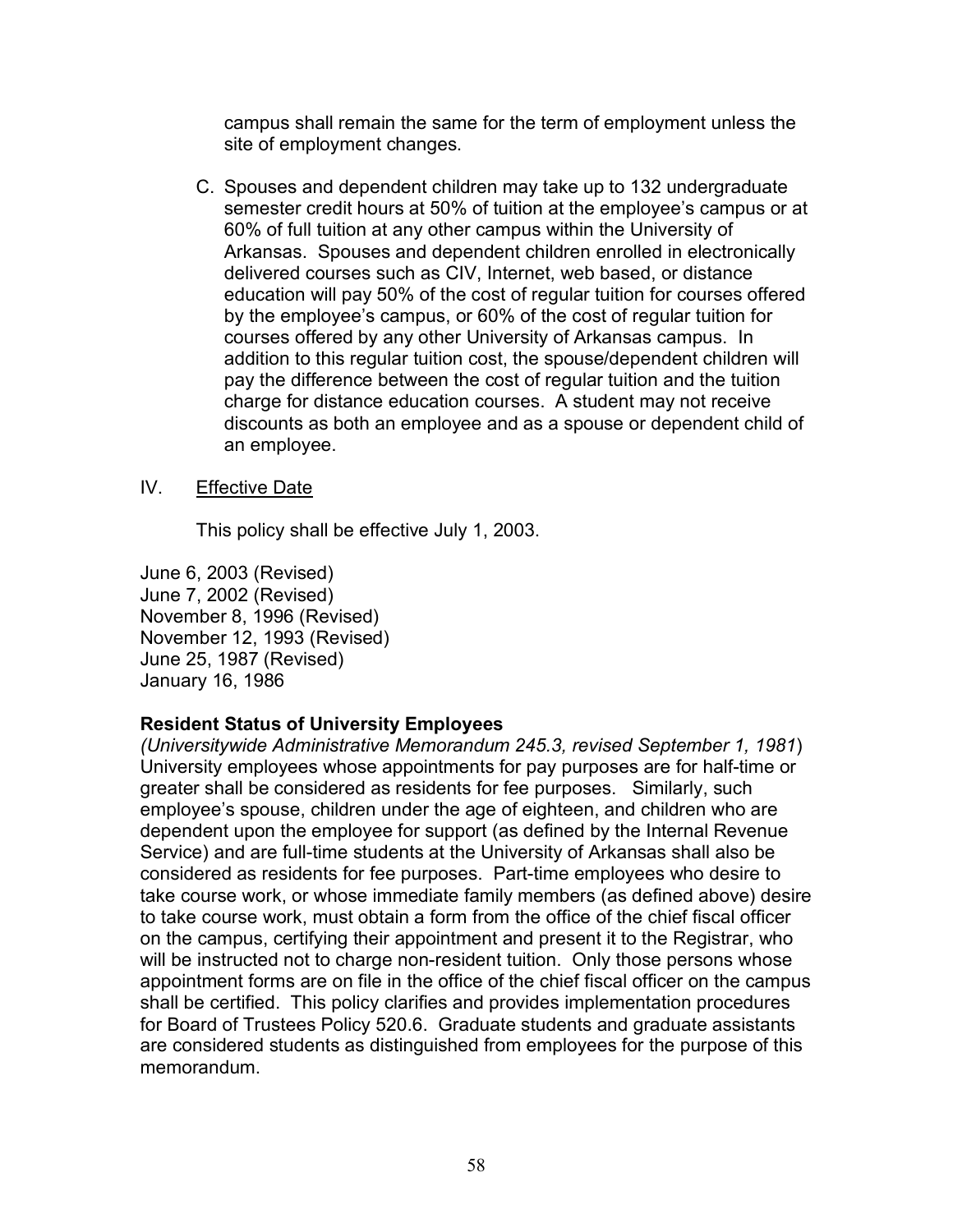campus shall remain the same for the term of employment unless the site of employment changes.

C. Spouses and dependent children may take up to 132 undergraduate semester credit hours at 50% of tuition at the employee's campus or at 60% of full tuition at any other campus within the University of Arkansas. Spouses and dependent children enrolled in electronically delivered courses such as CIV, Internet, web based, or distance education will pay 50% of the cost of regular tuition for courses offered by the employee's campus, or 60% of the cost of regular tuition for courses offered by any other University of Arkansas campus. In addition to this regular tuition cost, the spouse/dependent children will pay the difference between the cost of regular tuition and the tuition charge for distance education courses. A student may not receive discounts as both an employee and as a spouse or dependent child of an employee.

IV. Effective Date

This policy shall be effective July 1, 2003.

June 6, 2003 (Revised)
June 7, 2002 (Revised)
November 8, 1996 (Revised)
November 12, 1993 (Revised)
June 25, 1987 (Revised)
January 16, 1986

**Resident Status of University Employees**
*(Universitywide Administrative Memorandum 245.3, revised September 1, 1981*)
University employees whose appointments for pay purposes are for half-time or greater shall be considered as residents for fee purposes. Similarly, such employee's spouse, children under the age of eighteen, and children who are dependent upon the employee for support (as defined by the Internal Revenue Service) and are full-time students at the University of Arkansas shall also be considered as residents for fee purposes. Part-time employees who desire to take course work, or whose immediate family members (as defined above) desire to take course work, must obtain a form from the office of the chief fiscal officer on the campus, certifying their appointment and present it to the Registrar, who will be instructed not to charge non-resident tuition. Only those persons whose appointment forms are on file in the office of the chief fiscal officer on the campus shall be certified. This policy clarifies and provides implementation procedures for Board of Trustees Policy 520.6. Graduate students and graduate assistants are considered students as distinguished from employees for the purpose of this memorandum.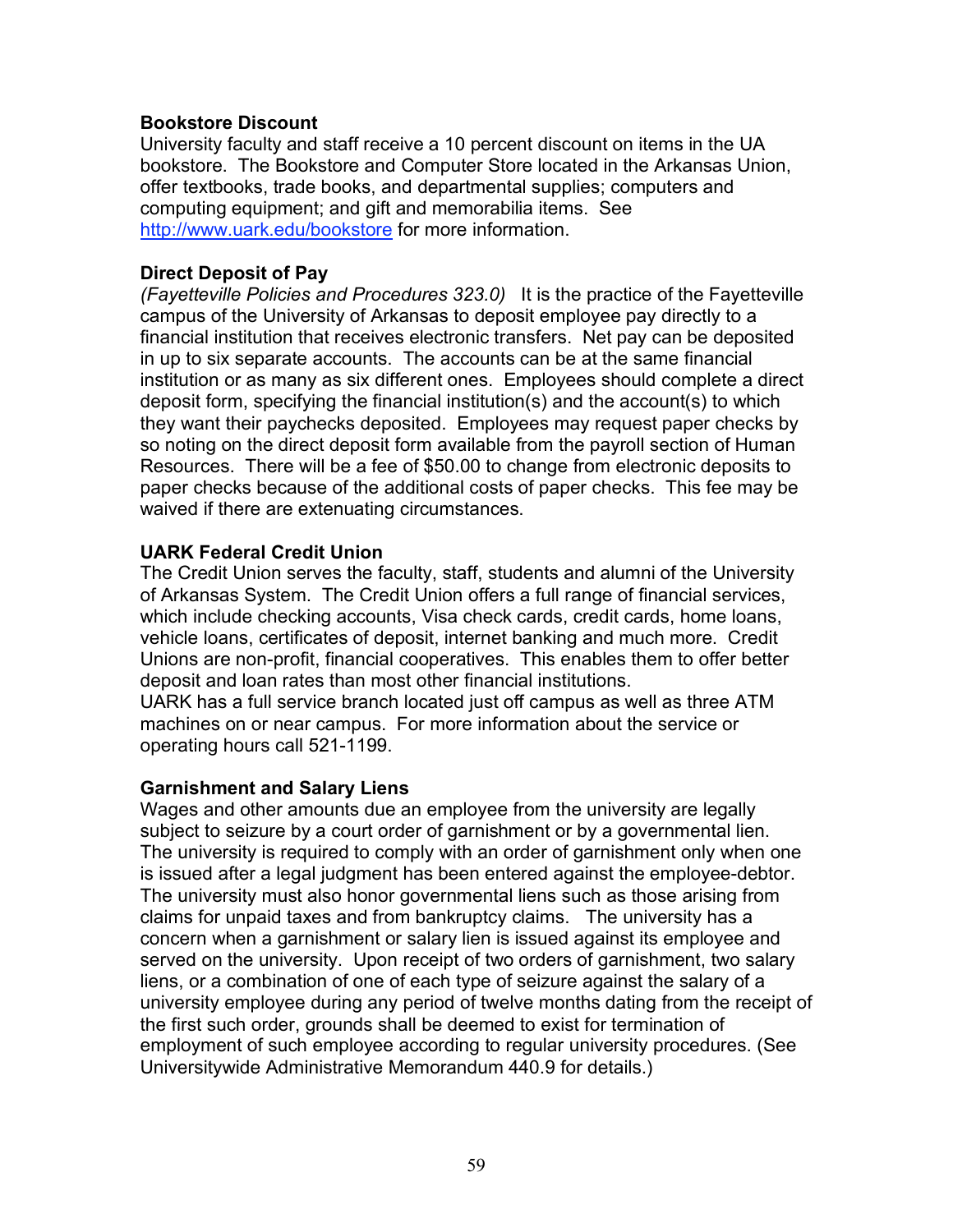**Bookstore Discount**

University faculty and staff receive a 10 percent discount on items in the UA bookstore. The Bookstore and Computer Store located in the Arkansas Union, offer textbooks, trade books, and departmental supplies; computers and computing equipment; and gift and memorabilia items. See http://www.uark.edu/bookstore for more information.

**Direct Deposit of Pay**

*(Fayetteville Policies and Procedures 323.0)* It is the practice of the Fayetteville campus of the University of Arkansas to deposit employee pay directly to a financial institution that receives electronic transfers. Net pay can be deposited in up to six separate accounts. The accounts can be at the same financial institution or as many as six different ones. Employees should complete a direct deposit form, specifying the financial institution(s) and the account(s) to which they want their paychecks deposited. Employees may request paper checks by so noting on the direct deposit form available from the payroll section of Human Resources. There will be a fee of $50.00 to change from electronic deposits to paper checks because of the additional costs of paper checks. This fee may be waived if there are extenuating circumstances.

**UARK Federal Credit Union**

The Credit Union serves the faculty, staff, students and alumni of the University of Arkansas System. The Credit Union offers a full range of financial services, which include checking accounts, Visa check cards, credit cards, home loans, vehicle loans, certificates of deposit, internet banking and much more. Credit Unions are non-profit, financial cooperatives. This enables them to offer better deposit and loan rates than most other financial institutions.
UARK has a full service branch located just off campus as well as three ATM machines on or near campus. For more information about the service or operating hours call 521-1199.

**Garnishment and Salary Liens**

Wages and other amounts due an employee from the university are legally subject to seizure by a court order of garnishment or by a governmental lien. The university is required to comply with an order of garnishment only when one is issued after a legal judgment has been entered against the employee-debtor. The university must also honor governmental liens such as those arising from claims for unpaid taxes and from bankruptcy claims. The university has a concern when a garnishment or salary lien is issued against its employee and served on the university. Upon receipt of two orders of garnishment, two salary liens, or a combination of one of each type of seizure against the salary of a university employee during any period of twelve months dating from the receipt of the first such order, grounds shall be deemed to exist for termination of employment of such employee according to regular university procedures. (See Universitywide Administrative Memorandum 440.9 for details.)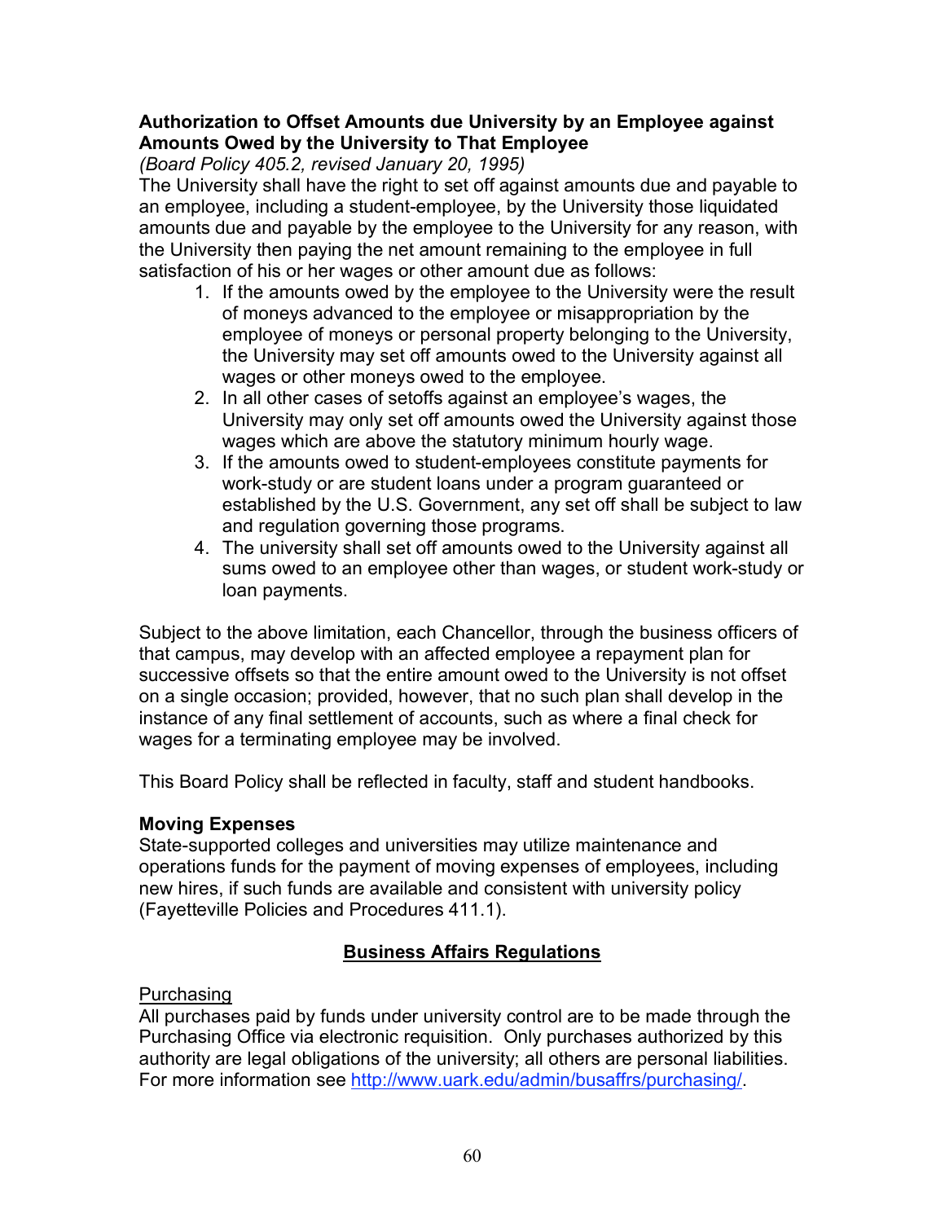**Authorization to Offset Amounts due University by an Employee against Amounts Owed by the University to That Employee**

*(Board Policy 405.2, revised January 20, 1995)*

The University shall have the right to set off against amounts due and payable to an employee, including a student-employee, by the University those liquidated amounts due and payable by the employee to the University for any reason, with the University then paying the net amount remaining to the employee in full satisfaction of his or her wages or other amount due as follows:

1. If the amounts owed by the employee to the University were the result of moneys advanced to the employee or misappropriation by the employee of moneys or personal property belonging to the University, the University may set off amounts owed to the University against all wages or other moneys owed to the employee.
2. In all other cases of setoffs against an employee's wages, the University may only set off amounts owed the University against those wages which are above the statutory minimum hourly wage.
3. If the amounts owed to student-employees constitute payments for work-study or are student loans under a program guaranteed or established by the U.S. Government, any set off shall be subject to law and regulation governing those programs.
4. The university shall set off amounts owed to the University against all sums owed to an employee other than wages, or student work-study or loan payments.

Subject to the above limitation, each Chancellor, through the business officers of that campus, may develop with an affected employee a repayment plan for successive offsets so that the entire amount owed to the University is not offset on a single occasion; provided, however, that no such plan shall develop in the instance of any final settlement of accounts, such as where a final check for wages for a terminating employee may be involved.

This Board Policy shall be reflected in faculty, staff and student handbooks.

**Moving Expenses**

State-supported colleges and universities may utilize maintenance and operations funds for the payment of moving expenses of employees, including new hires, if such funds are available and consistent with university policy (Fayetteville Policies and Procedures 411.1).

## Business Affairs Regulations

Purchasing

All purchases paid by funds under university control are to be made through the Purchasing Office via electronic requisition. Only purchases authorized by this authority are legal obligations of the university; all others are personal liabilities. For more information see [http://www.uark.edu/admin/busaffrs/purchasing/](http://www.uark.edu/admin/busaffrs/purchasing/).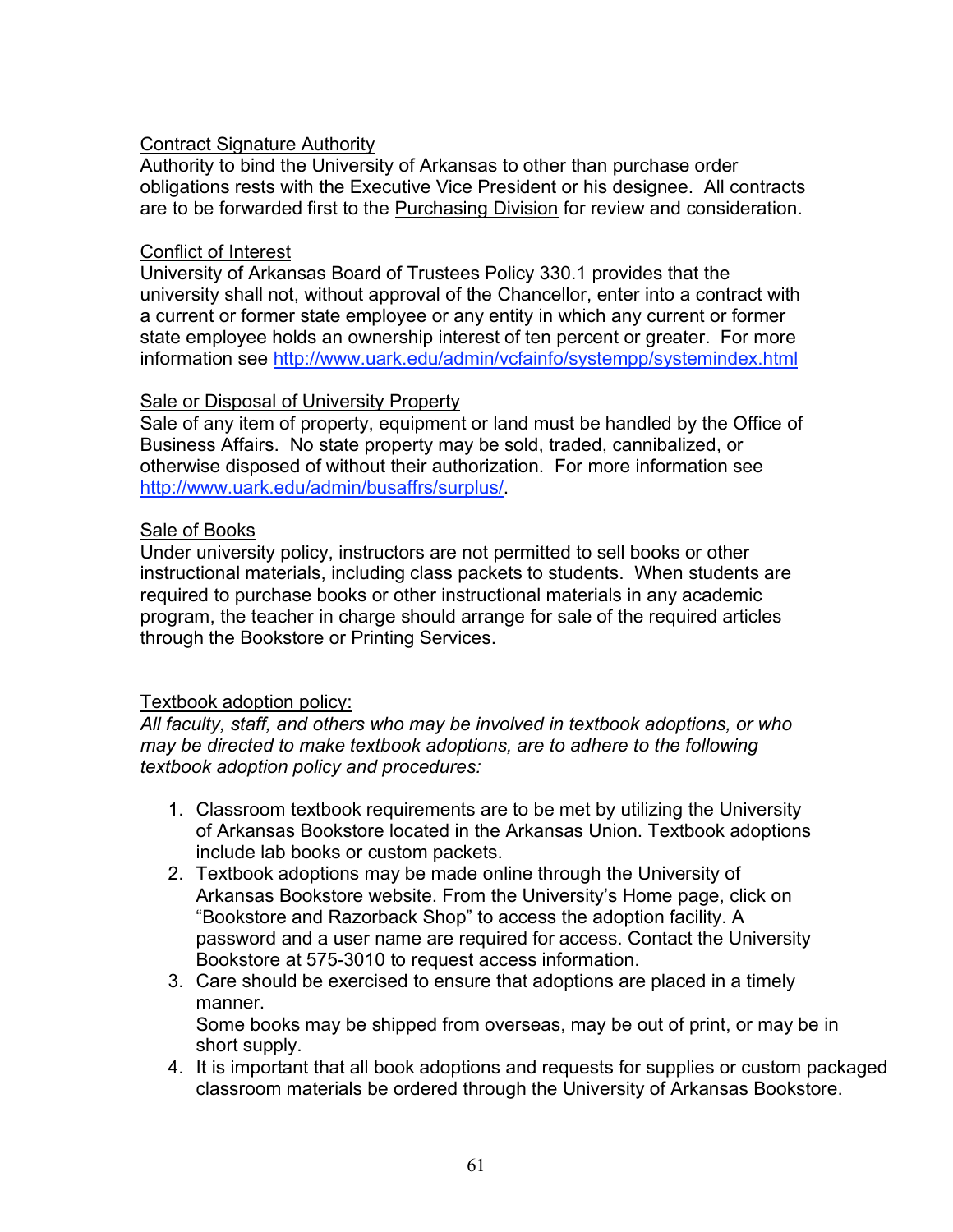<u>Contract Signature Authority</u>

Authority to bind the University of Arkansas to other than purchase order obligations rests with the Executive Vice President or his designee. All contracts are to be forwarded first to the <u>Purchasing Division</u> for review and consideration.

<u>Conflict of Interest</u>

University of Arkansas Board of Trustees Policy 330.1 provides that the university shall not, without approval of the Chancellor, enter into a contract with a current or former state employee or any entity in which any current or former state employee holds an ownership interest of ten percent or greater. For more information see http://www.uark.edu/admin/vcfainfo/systempp/systemindex.html

<u>Sale or Disposal of University Property</u>

Sale of any item of property, equipment or land must be handled by the Office of Business Affairs. No state property may be sold, traded, cannibalized, or otherwise disposed of without their authorization. For more information see http://www.uark.edu/admin/busaffrs/surplus/.

<u>Sale of Books</u>

Under university policy, instructors are not permitted to sell books or other instructional materials, including class packets to students. When students are required to purchase books or other instructional materials in any academic program, the teacher in charge should arrange for sale of the required articles through the Bookstore or Printing Services.

<u>Textbook adoption policy:</u>

*All faculty, staff, and others who may be involved in textbook adoptions, or who may be directed to make textbook adoptions, are to adhere to the following textbook adoption policy and procedures:*

1. Classroom textbook requirements are to be met by utilizing the University of Arkansas Bookstore located in the Arkansas Union. Textbook adoptions include lab books or custom packets.
2. Textbook adoptions may be made online through the University of Arkansas Bookstore website. From the University's Home page, click on "Bookstore and Razorback Shop" to access the adoption facility. A password and a user name are required for access. Contact the University Bookstore at 575-3010 to request access information.
3. Care should be exercised to ensure that adoptions are placed in a timely manner.
   Some books may be shipped from overseas, may be out of print, or may be in short supply.
4. It is important that all book adoptions and requests for supplies or custom packaged classroom materials be ordered through the University of Arkansas Bookstore.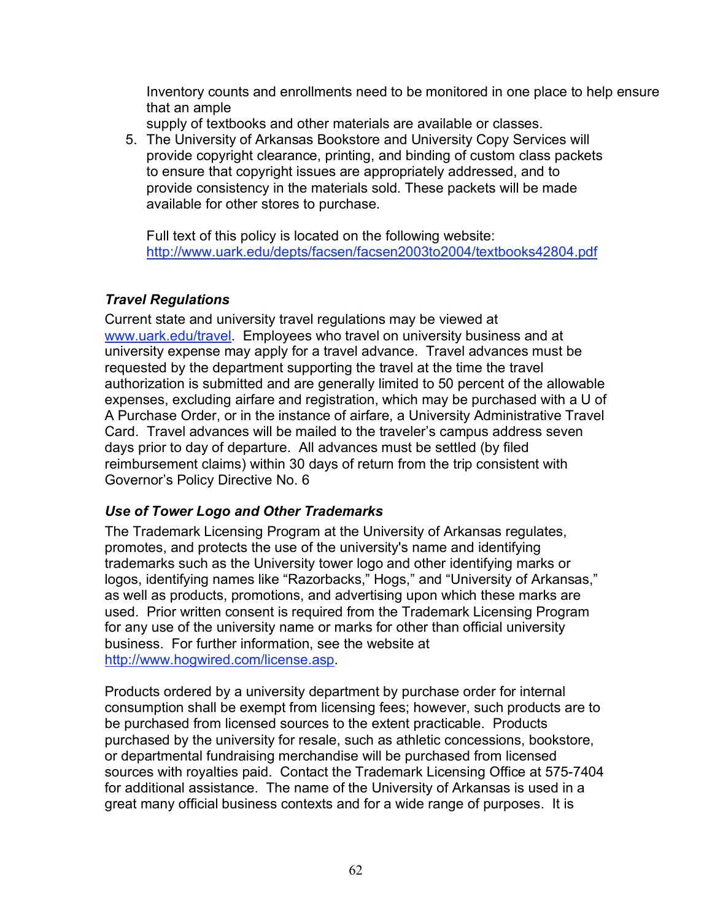Inventory counts and enrollments need to be monitored in one place to help ensure that an ample supply of textbooks and other materials are available or classes.

5. The University of Arkansas Bookstore and University Copy Services will provide copyright clearance, printing, and binding of custom class packets to ensure that copyright issues are appropriately addressed, and to provide consistency in the materials sold. These packets will be made available for other stores to purchase.

   Full text of this policy is located on the following website: http://www.uark.edu/depts/facsen/facsen2003to2004/textbooks42804.pdf

### *Travel Regulations*

Current state and university travel regulations may be viewed at www.uark.edu/travel. Employees who travel on university business and at university expense may apply for a travel advance. Travel advances must be requested by the department supporting the travel at the time the travel authorization is submitted and are generally limited to 50 percent of the allowable expenses, excluding airfare and registration, which may be purchased with a U of A Purchase Order, or in the instance of airfare, a University Administrative Travel Card. Travel advances will be mailed to the traveler's campus address seven days prior to day of departure. All advances must be settled (by filed reimbursement claims) within 30 days of return from the trip consistent with Governor's Policy Directive No. 6

### *Use of Tower Logo and Other Trademarks*

The Trademark Licensing Program at the University of Arkansas regulates, promotes, and protects the use of the university's name and identifying trademarks such as the University tower logo and other identifying marks or logos, identifying names like "Razorbacks," Hogs," and "University of Arkansas," as well as products, promotions, and advertising upon which these marks are used. Prior written consent is required from the Trademark Licensing Program for any use of the university name or marks for other than official university business. For further information, see the website at http://www.hogwired.com/license.asp.

Products ordered by a university department by purchase order for internal consumption shall be exempt from licensing fees; however, such products are to be purchased from licensed sources to the extent practicable. Products purchased by the university for resale, such as athletic concessions, bookstore, or departmental fundraising merchandise will be purchased from licensed sources with royalties paid. Contact the Trademark Licensing Office at 575-7404 for additional assistance. The name of the University of Arkansas is used in a great many official business contexts and for a wide range of purposes. It is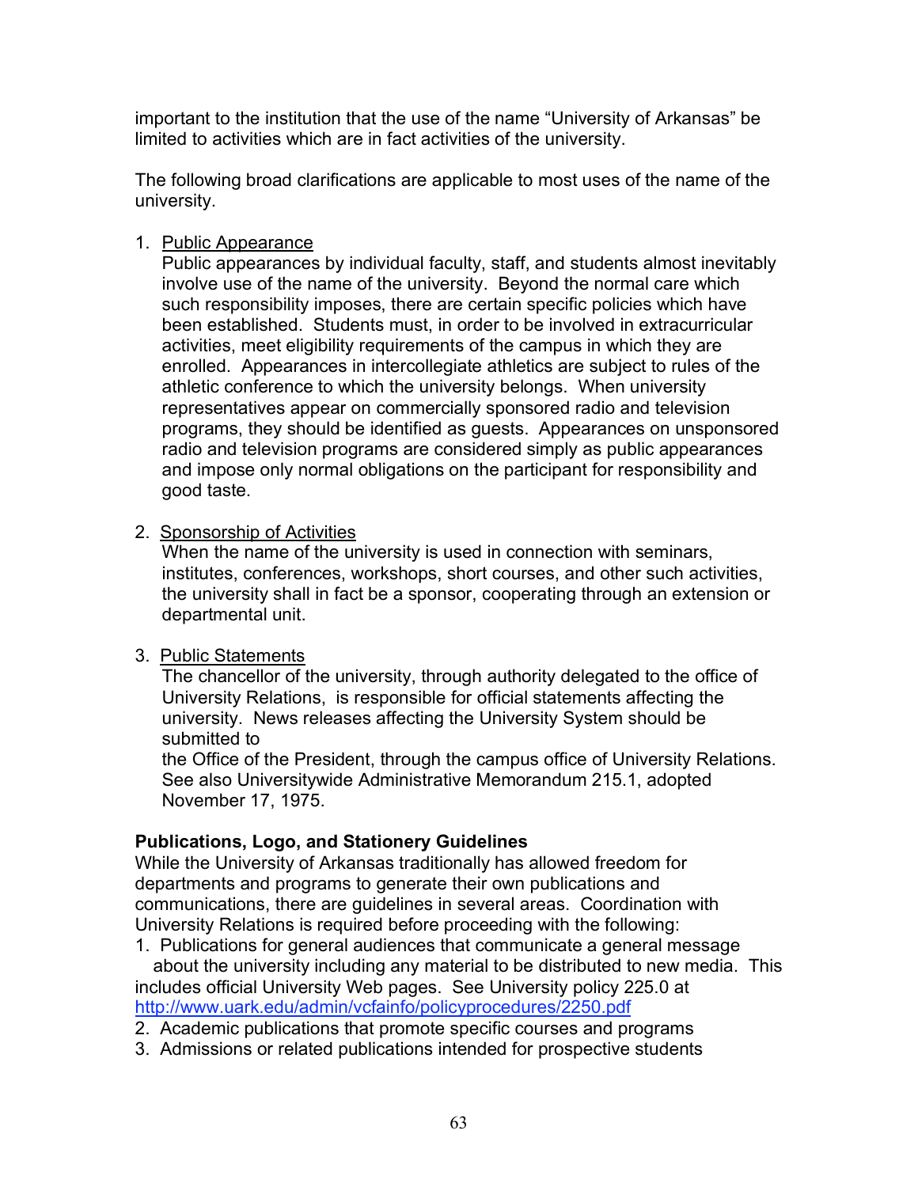important to the institution that the use of the name "University of Arkansas" be limited to activities which are in fact activities of the university.

The following broad clarifications are applicable to most uses of the name of the university.

1. Public Appearance
   Public appearances by individual faculty, staff, and students almost inevitably involve use of the name of the university. Beyond the normal care which such responsibility imposes, there are certain specific policies which have been established. Students must, in order to be involved in extracurricular activities, meet eligibility requirements of the campus in which they are enrolled. Appearances in intercollegiate athletics are subject to rules of the athletic conference to which the university belongs. When university representatives appear on commercially sponsored radio and television programs, they should be identified as guests. Appearances on unsponsored radio and television programs are considered simply as public appearances and impose only normal obligations on the participant for responsibility and good taste.

2. Sponsorship of Activities
   When the name of the university is used in connection with seminars, institutes, conferences, workshops, short courses, and other such activities, the university shall in fact be a sponsor, cooperating through an extension or departmental unit.

3. Public Statements
   The chancellor of the university, through authority delegated to the office of University Relations, is responsible for official statements affecting the university. News releases affecting the University System should be submitted to the Office of the President, through the campus office of University Relations. See also Universitywide Administrative Memorandum 215.1, adopted November 17, 1975.

**Publications, Logo, and Stationery Guidelines**

While the University of Arkansas traditionally has allowed freedom for departments and programs to generate their own publications and communications, there are guidelines in several areas. Coordination with University Relations is required before proceeding with the following:

1. Publications for general audiences that communicate a general message about the university including any material to be distributed to new media. This includes official University Web pages. See University policy 225.0 at http://www.uark.edu/admin/vcfainfo/policyprocedures/2250.pdf
2. Academic publications that promote specific courses and programs
3. Admissions or related publications intended for prospective students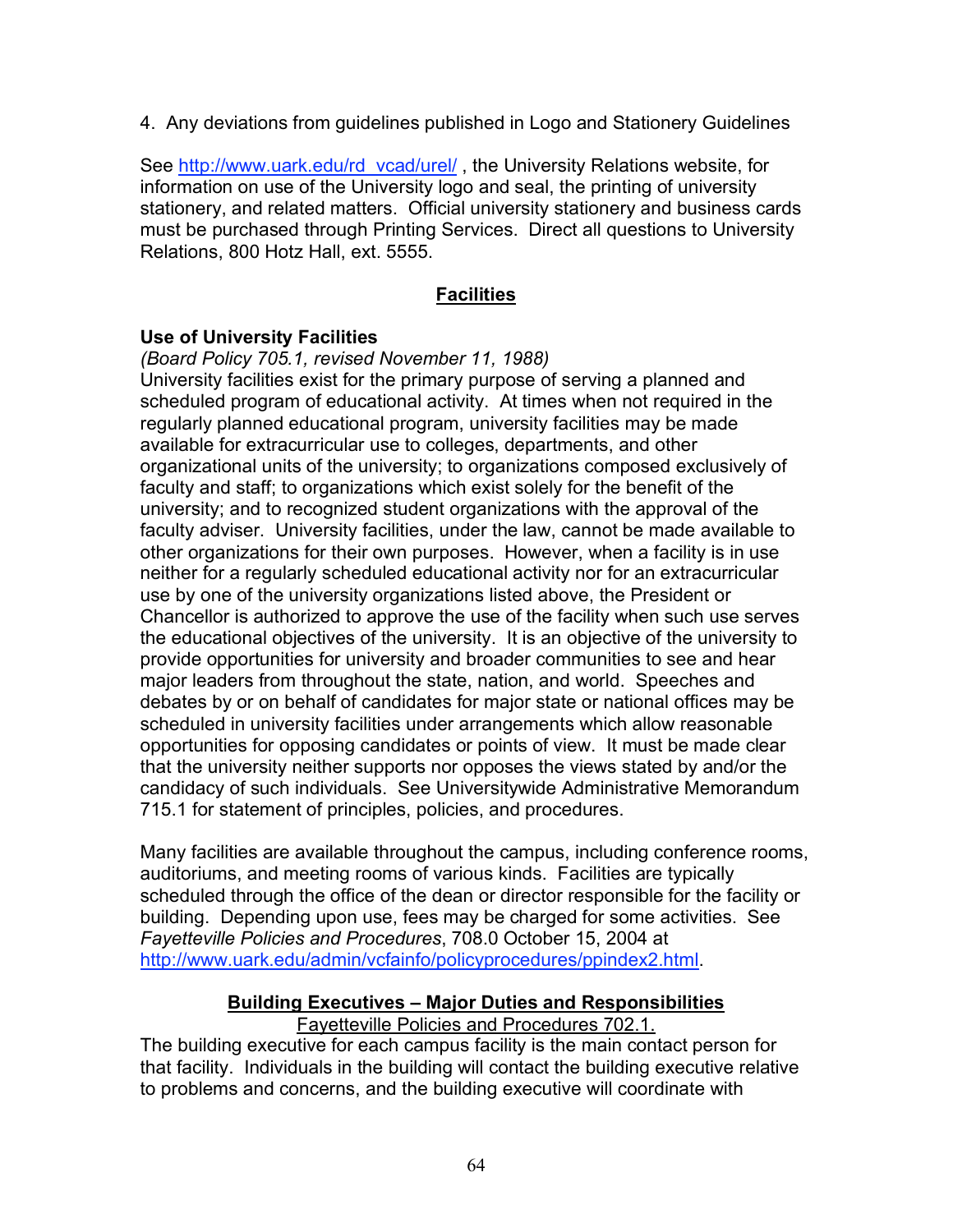4. Any deviations from guidelines published in Logo and Stationery Guidelines

See http://www.uark.edu/rd_vcad/urel/ , the University Relations website, for information on use of the University logo and seal, the printing of university stationery, and related matters. Official university stationery and business cards must be purchased through Printing Services. Direct all questions to University Relations, 800 Hotz Hall, ext. 5555.

## Facilities

### Use of University Facilities

*(Board Policy 705.1, revised November 11, 1988)*
University facilities exist for the primary purpose of serving a planned and scheduled program of educational activity. At times when not required in the regularly planned educational program, university facilities may be made available for extracurricular use to colleges, departments, and other organizational units of the university; to organizations composed exclusively of faculty and staff; to organizations which exist solely for the benefit of the university; and to recognized student organizations with the approval of the faculty adviser. University facilities, under the law, cannot be made available to other organizations for their own purposes. However, when a facility is in use neither for a regularly scheduled educational activity nor for an extracurricular use by one of the university organizations listed above, the President or Chancellor is authorized to approve the use of the facility when such use serves the educational objectives of the university. It is an objective of the university to provide opportunities for university and broader communities to see and hear major leaders from throughout the state, nation, and world. Speeches and debates by or on behalf of candidates for major state or national offices may be scheduled in university facilities under arrangements which allow reasonable opportunities for opposing candidates or points of view. It must be made clear that the university neither supports nor opposes the views stated by and/or the candidacy of such individuals. See Universitywide Administrative Memorandum 715.1 for statement of principles, policies, and procedures.

Many facilities are available throughout the campus, including conference rooms, auditoriums, and meeting rooms of various kinds. Facilities are typically scheduled through the office of the dean or director responsible for the facility or building. Depending upon use, fees may be charged for some activities. See *Fayetteville Policies and Procedures*, 708.0 October 15, 2004 at http://www.uark.edu/admin/vcfainfo/policyprocedures/ppindex2.html.

## Building Executives – Major Duties and Responsibilities

Fayetteville Policies and Procedures 702.1.

The building executive for each campus facility is the main contact person for that facility. Individuals in the building will contact the building executive relative to problems and concerns, and the building executive will coordinate with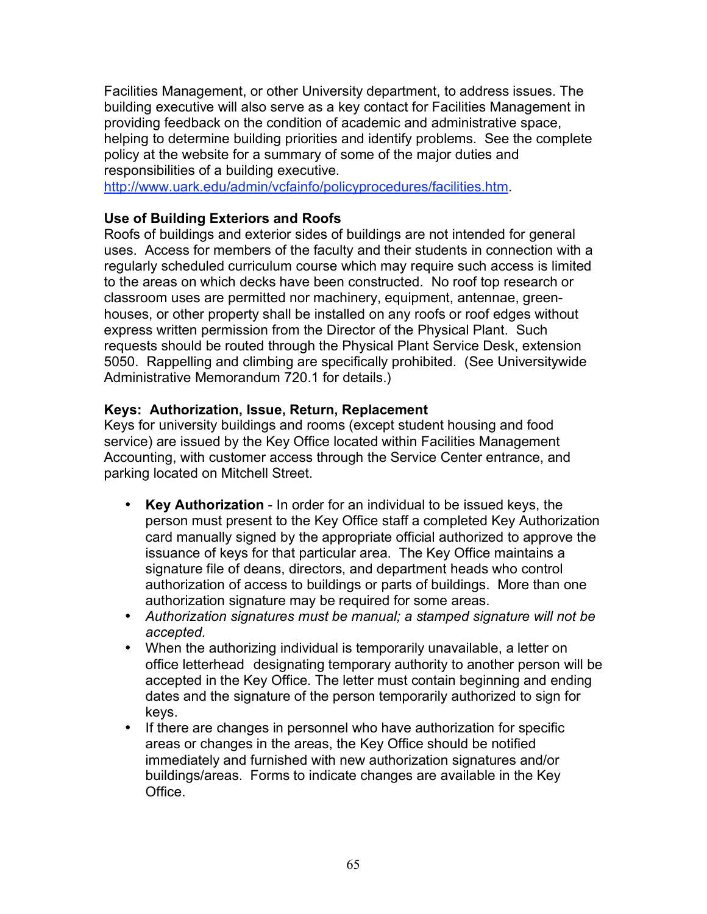Facilities Management, or other University department, to address issues. The building executive will also serve as a key contact for Facilities Management in providing feedback on the condition of academic and administrative space, helping to determine building priorities and identify problems. See the complete policy at the website for a summary of some of the major duties and responsibilities of a building executive. http://www.uark.edu/admin/vcfainfo/policyprocedures/facilities.htm.

**Use of Building Exteriors and Roofs**

Roofs of buildings and exterior sides of buildings are not intended for general uses. Access for members of the faculty and their students in connection with a regularly scheduled curriculum course which may require such access is limited to the areas on which decks have been constructed. No roof top research or classroom uses are permitted nor machinery, equipment, antennae, green-houses, or other property shall be installed on any roofs or roof edges without express written permission from the Director of the Physical Plant. Such requests should be routed through the Physical Plant Service Desk, extension 5050. Rappelling and climbing are specifically prohibited. (See Universitywide Administrative Memorandum 720.1 for details.)

**Keys: Authorization, Issue, Return, Replacement**

Keys for university buildings and rooms (except student housing and food service) are issued by the Key Office located within Facilities Management Accounting, with customer access through the Service Center entrance, and parking located on Mitchell Street.

- **Key Authorization** - In order for an individual to be issued keys, the person must present to the Key Office staff a completed Key Authorization card manually signed by the appropriate official authorized to approve the issuance of keys for that particular area. The Key Office maintains a signature file of deans, directors, and department heads who control authorization of access to buildings or parts of buildings. More than one authorization signature may be required for some areas.
- *Authorization signatures must be manual; a stamped signature will not be accepted.*
- When the authorizing individual is temporarily unavailable, a letter on office letterhead designating temporary authority to another person will be accepted in the Key Office. The letter must contain beginning and ending dates and the signature of the person temporarily authorized to sign for keys.
- If there are changes in personnel who have authorization for specific areas or changes in the areas, the Key Office should be notified immediately and furnished with new authorization signatures and/or buildings/areas. Forms to indicate changes are available in the Key Office.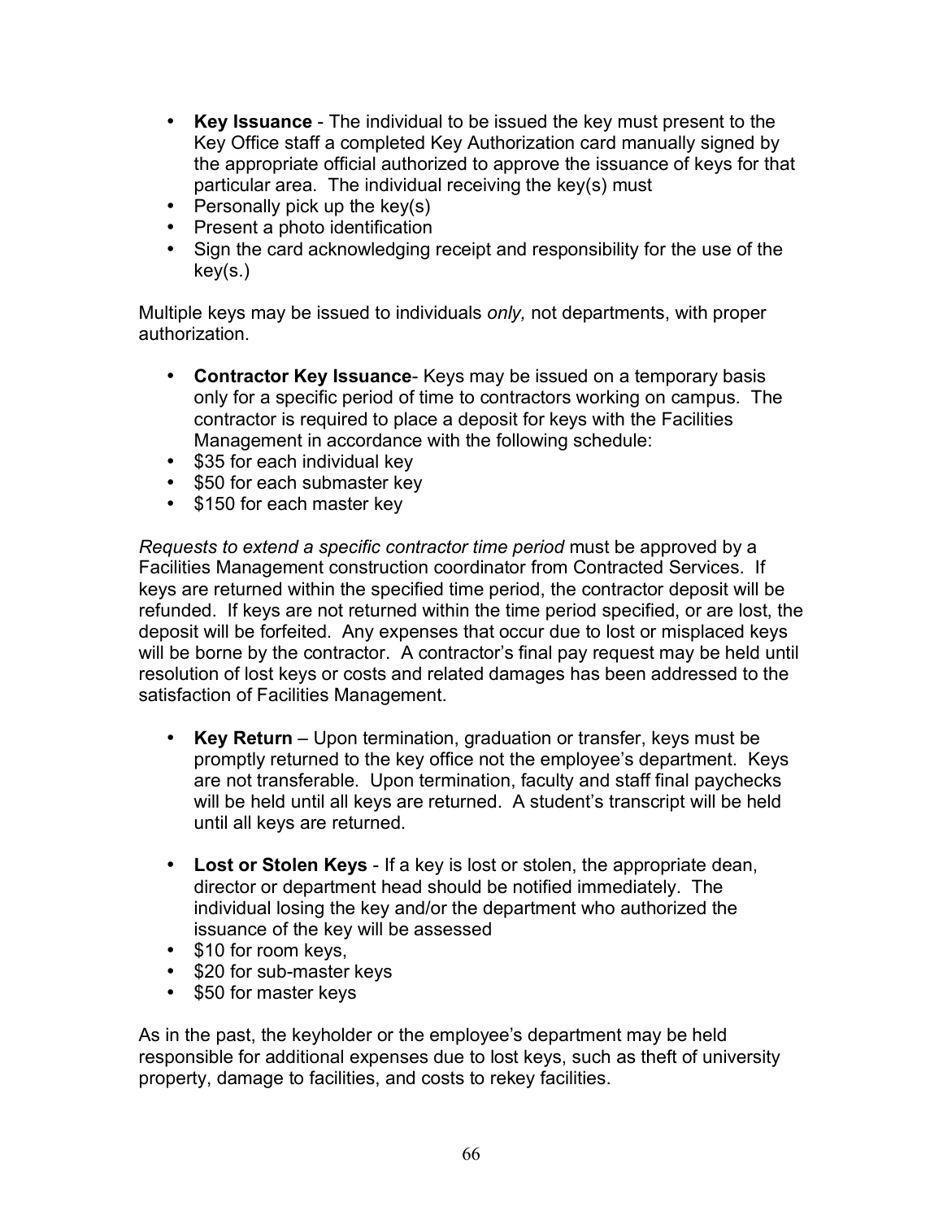- **Key Issuance** - The individual to be issued the key must present to the Key Office staff a completed Key Authorization card manually signed by the appropriate official authorized to approve the issuance of keys for that particular area. The individual receiving the key(s) must
- Personally pick up the key(s)
- Present a photo identification
- Sign the card acknowledging receipt and responsibility for the use of the key(s.)

Multiple keys may be issued to individuals *only,* not departments, with proper authorization.

- **Contractor Key Issuance**- Keys may be issued on a temporary basis only for a specific period of time to contractors working on campus. The contractor is required to place a deposit for keys with the Facilities Management in accordance with the following schedule:
- $35 for each individual key
- $50 for each submaster key
- $150 for each master key

*Requests to extend a specific contractor time period* must be approved by a Facilities Management construction coordinator from Contracted Services. If keys are returned within the specified time period, the contractor deposit will be refunded. If keys are not returned within the time period specified, or are lost, the deposit will be forfeited. Any expenses that occur due to lost or misplaced keys will be borne by the contractor. A contractor's final pay request may be held until resolution of lost keys or costs and related damages has been addressed to the satisfaction of Facilities Management.

- **Key Return** – Upon termination, graduation or transfer, keys must be promptly returned to the key office not the employee's department. Keys are not transferable. Upon termination, faculty and staff final paychecks will be held until all keys are returned. A student's transcript will be held until all keys are returned.

- **Lost or Stolen Keys** - If a key is lost or stolen, the appropriate dean, director or department head should be notified immediately. The individual losing the key and/or the department who authorized the issuance of the key will be assessed
- $10 for room keys,
- $20 for sub-master keys
- $50 for master keys

As in the past, the keyholder or the employee's department may be held responsible for additional expenses due to lost keys, such as theft of university property, damage to facilities, and costs to rekey facilities.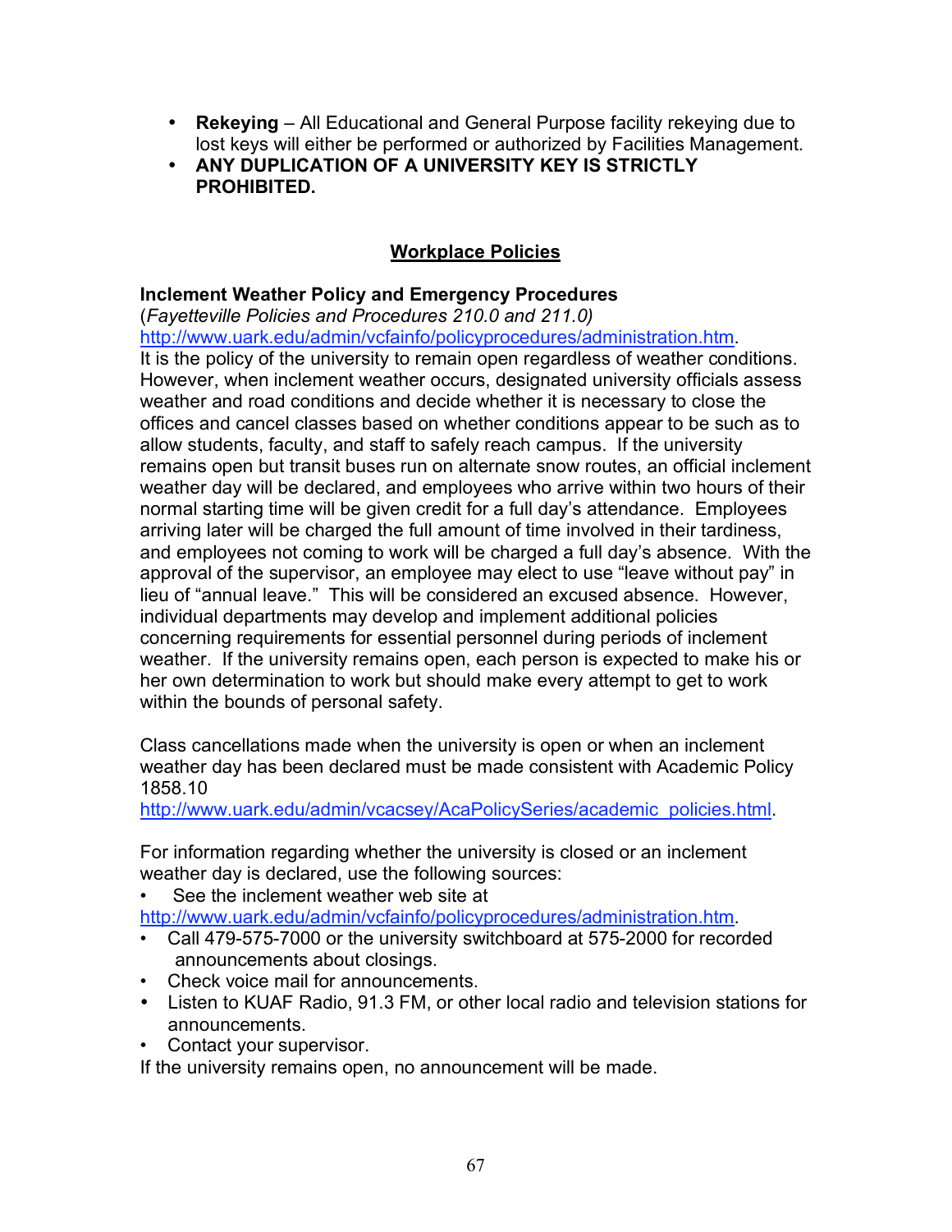- **Rekeying** – All Educational and General Purpose facility rekeying due to lost keys will either be performed or authorized by Facilities Management.
- **ANY DUPLICATION OF A UNIVERSITY KEY IS STRICTLY PROHIBITED.**

## Workplace Policies

### Inclement Weather Policy and Emergency Procedures

(*Fayetteville Policies and Procedures 210.0 and 211.0)*
http://www.uark.edu/admin/vcfainfo/policyprocedures/administration.htm.
It is the policy of the university to remain open regardless of weather conditions. However, when inclement weather occurs, designated university officials assess weather and road conditions and decide whether it is necessary to close the offices and cancel classes based on whether conditions appear to be such as to allow students, faculty, and staff to safely reach campus. If the university remains open but transit buses run on alternate snow routes, an official inclement weather day will be declared, and employees who arrive within two hours of their normal starting time will be given credit for a full day's attendance. Employees arriving later will be charged the full amount of time involved in their tardiness, and employees not coming to work will be charged a full day's absence. With the approval of the supervisor, an employee may elect to use "leave without pay" in lieu of "annual leave." This will be considered an excused absence. However, individual departments may develop and implement additional policies concerning requirements for essential personnel during periods of inclement weather. If the university remains open, each person is expected to make his or her own determination to work but should make every attempt to get to work within the bounds of personal safety.

Class cancellations made when the university is open or when an inclement weather day has been declared must be made consistent with Academic Policy 1858.10
http://www.uark.edu/admin/vcacsey/AcaPolicySeries/academic_policies.html.

For information regarding whether the university is closed or an inclement weather day is declared, use the following sources:

- See the inclement weather web site at http://www.uark.edu/admin/vcfainfo/policyprocedures/administration.htm.
- Call 479-575-7000 or the university switchboard at 575-2000 for recorded announcements about closings.
- Check voice mail for announcements.
- Listen to KUAF Radio, 91.3 FM, or other local radio and television stations for announcements.
- Contact your supervisor.

If the university remains open, no announcement will be made.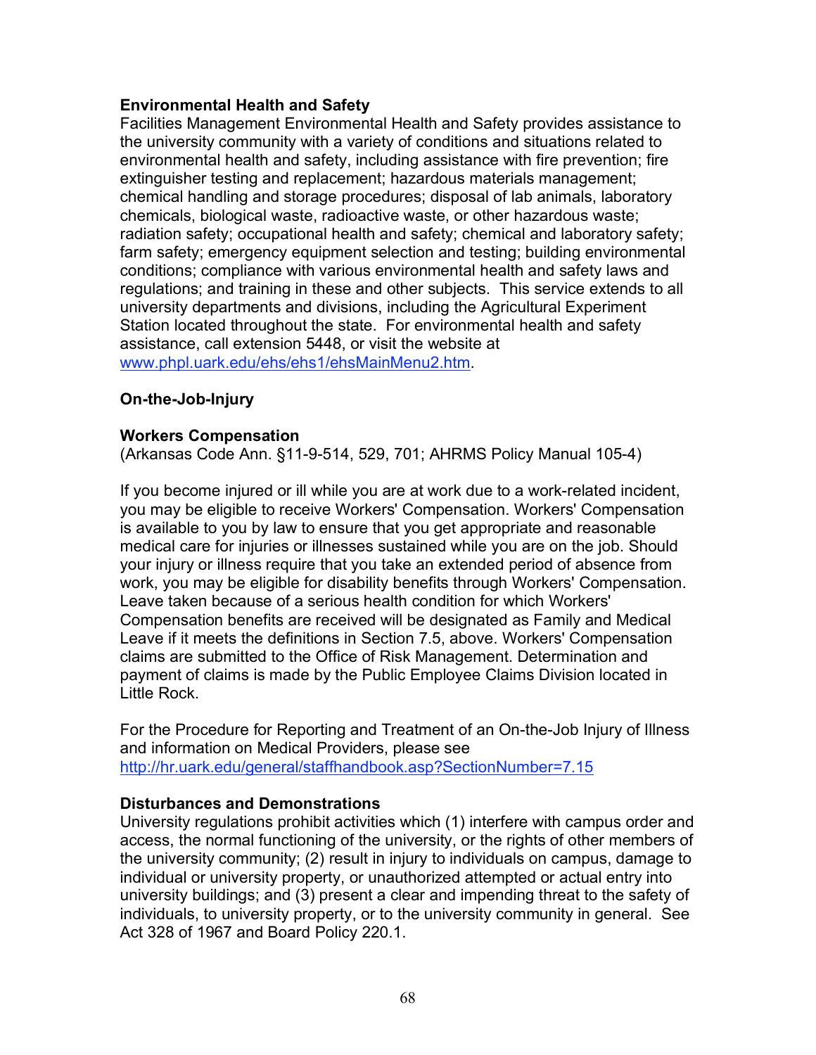**Environmental Health and Safety**

Facilities Management Environmental Health and Safety provides assistance to the university community with a variety of conditions and situations related to environmental health and safety, including assistance with fire prevention; fire extinguisher testing and replacement; hazardous materials management; chemical handling and storage procedures; disposal of lab animals, laboratory chemicals, biological waste, radioactive waste, or other hazardous waste; radiation safety; occupational health and safety; chemical and laboratory safety; farm safety; emergency equipment selection and testing; building environmental conditions; compliance with various environmental health and safety laws and regulations; and training in these and other subjects. This service extends to all university departments and divisions, including the Agricultural Experiment Station located throughout the state. For environmental health and safety assistance, call extension 5448, or visit the website at www.phpl.uark.edu/ehs/ehs1/ehsMainMenu2.htm.

**On-the-Job-Injury**

**Workers Compensation**

(Arkansas Code Ann. §11-9-514, 529, 701; AHRMS Policy Manual 105-4)

If you become injured or ill while you are at work due to a work-related incident, you may be eligible to receive Workers' Compensation. Workers' Compensation is available to you by law to ensure that you get appropriate and reasonable medical care for injuries or illnesses sustained while you are on the job. Should your injury or illness require that you take an extended period of absence from work, you may be eligible for disability benefits through Workers' Compensation. Leave taken because of a serious health condition for which Workers' Compensation benefits are received will be designated as Family and Medical Leave if it meets the definitions in Section 7.5, above. Workers' Compensation claims are submitted to the Office of Risk Management. Determination and payment of claims is made by the Public Employee Claims Division located in Little Rock.

For the Procedure for Reporting and Treatment of an On-the-Job Injury of Illness and information on Medical Providers, please see http://hr.uark.edu/general/staffhandbook.asp?SectionNumber=7.15

**Disturbances and Demonstrations**

University regulations prohibit activities which (1) interfere with campus order and access, the normal functioning of the university, or the rights of other members of the university community; (2) result in injury to individuals on campus, damage to individual or university property, or unauthorized attempted or actual entry into university buildings; and (3) present a clear and impending threat to the safety of individuals, to university property, or to the university community in general. See Act 328 of 1967 and Board Policy 220.1.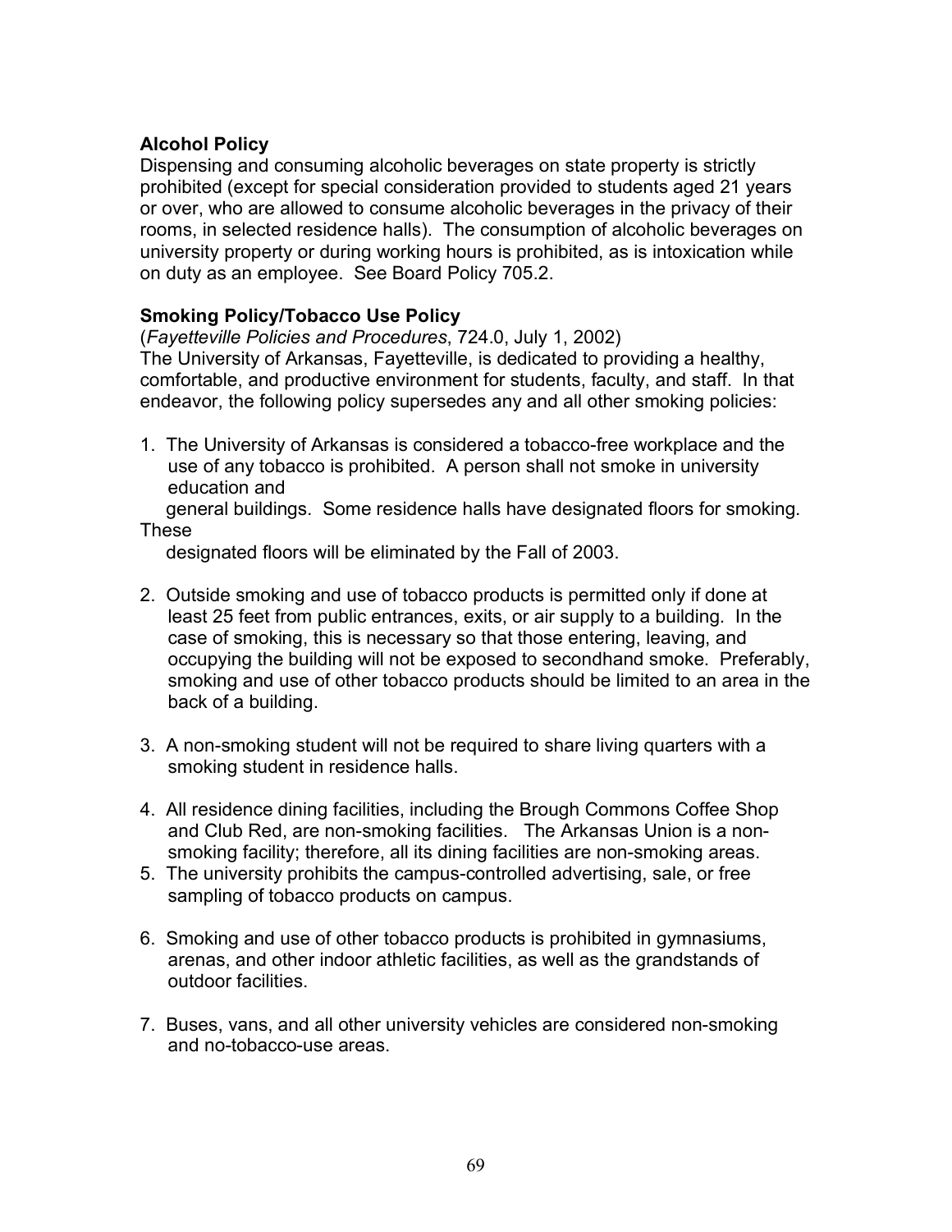**Alcohol Policy**

Dispensing and consuming alcoholic beverages on state property is strictly prohibited (except for special consideration provided to students aged 21 years or over, who are allowed to consume alcoholic beverages in the privacy of their rooms, in selected residence halls). The consumption of alcoholic beverages on university property or during working hours is prohibited, as is intoxication while on duty as an employee. See Board Policy 705.2.

**Smoking Policy/Tobacco Use Policy**

(*Fayetteville Policies and Procedures*, 724.0, July 1, 2002)
The University of Arkansas, Fayetteville, is dedicated to providing a healthy, comfortable, and productive environment for students, faculty, and staff. In that endeavor, the following policy supersedes any and all other smoking policies:

1. The University of Arkansas is considered a tobacco-free workplace and the use of any tobacco is prohibited. A person shall not smoke in university education and general buildings. Some residence halls have designated floors for smoking. These designated floors will be eliminated by the Fall of 2003.

2. Outside smoking and use of tobacco products is permitted only if done at least 25 feet from public entrances, exits, or air supply to a building. In the case of smoking, this is necessary so that those entering, leaving, and occupying the building will not be exposed to secondhand smoke. Preferably, smoking and use of other tobacco products should be limited to an area in the back of a building.

3. A non-smoking student will not be required to share living quarters with a smoking student in residence halls.

4. All residence dining facilities, including the Brough Commons Coffee Shop and Club Red, are non-smoking facilities. The Arkansas Union is a non-smoking facility; therefore, all its dining facilities are non-smoking areas.

5. The university prohibits the campus-controlled advertising, sale, or free sampling of tobacco products on campus.

6. Smoking and use of other tobacco products is prohibited in gymnasiums, arenas, and other indoor athletic facilities, as well as the grandstands of outdoor facilities.

7. Buses, vans, and all other university vehicles are considered non-smoking and no-tobacco-use areas.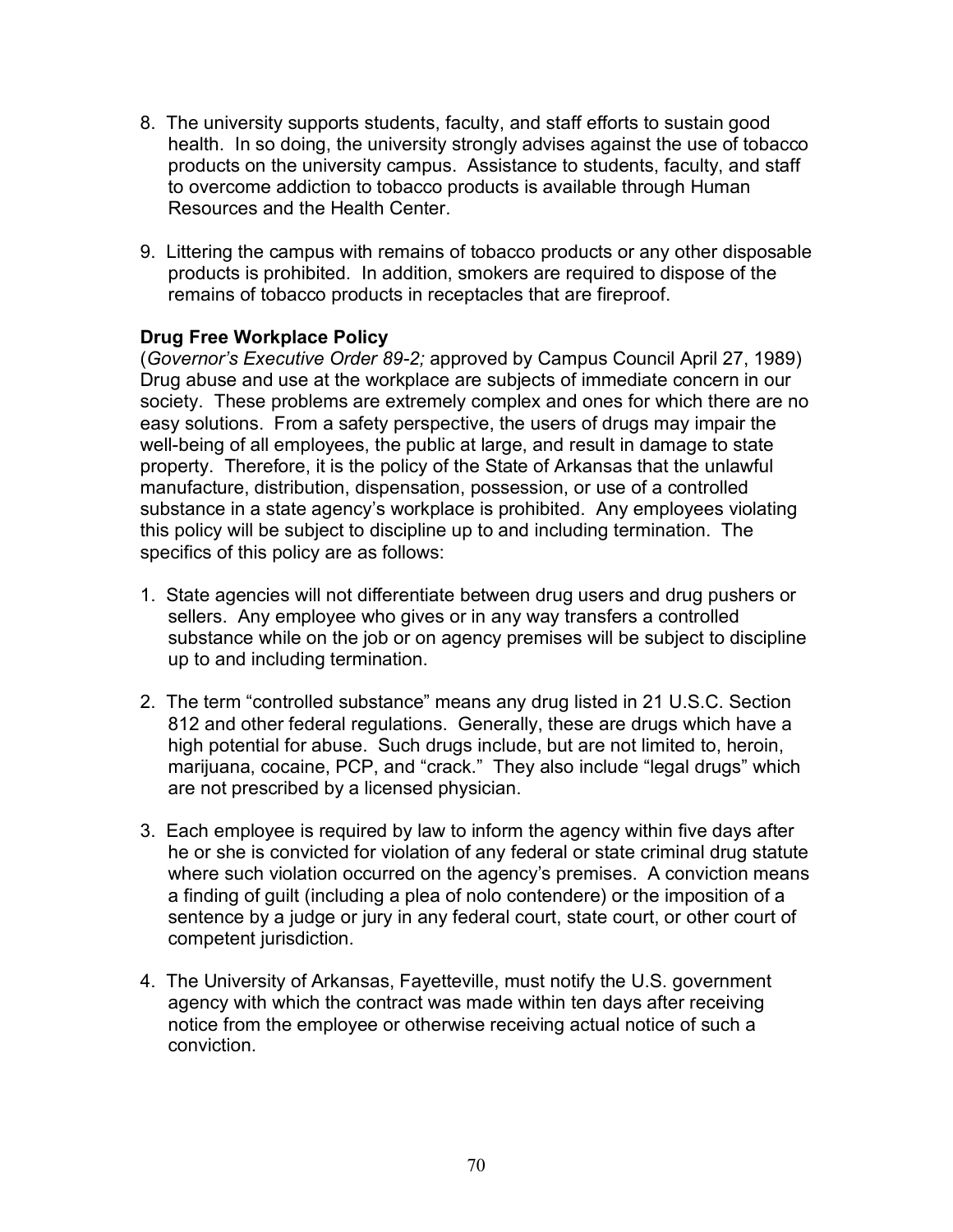8. The university supports students, faculty, and staff efforts to sustain good health. In so doing, the university strongly advises against the use of tobacco products on the university campus. Assistance to students, faculty, and staff to overcome addiction to tobacco products is available through Human Resources and the Health Center.

9. Littering the campus with remains of tobacco products or any other disposable products is prohibited. In addition, smokers are required to dispose of the remains of tobacco products in receptacles that are fireproof.

**Drug Free Workplace Policy**

(*Governor's Executive Order 89-2;* approved by Campus Council April 27, 1989) Drug abuse and use at the workplace are subjects of immediate concern in our society. These problems are extremely complex and ones for which there are no easy solutions. From a safety perspective, the users of drugs may impair the well-being of all employees, the public at large, and result in damage to state property. Therefore, it is the policy of the State of Arkansas that the unlawful manufacture, distribution, dispensation, possession, or use of a controlled substance in a state agency's workplace is prohibited. Any employees violating this policy will be subject to discipline up to and including termination. The specifics of this policy are as follows:

1. State agencies will not differentiate between drug users and drug pushers or sellers. Any employee who gives or in any way transfers a controlled substance while on the job or on agency premises will be subject to discipline up to and including termination.

2. The term "controlled substance" means any drug listed in 21 U.S.C. Section 812 and other federal regulations. Generally, these are drugs which have a high potential for abuse. Such drugs include, but are not limited to, heroin, marijuana, cocaine, PCP, and "crack." They also include "legal drugs" which are not prescribed by a licensed physician.

3. Each employee is required by law to inform the agency within five days after he or she is convicted for violation of any federal or state criminal drug statute where such violation occurred on the agency's premises. A conviction means a finding of guilt (including a plea of nolo contendere) or the imposition of a sentence by a judge or jury in any federal court, state court, or other court of competent jurisdiction.

4. The University of Arkansas, Fayetteville, must notify the U.S. government agency with which the contract was made within ten days after receiving notice from the employee or otherwise receiving actual notice of such a conviction.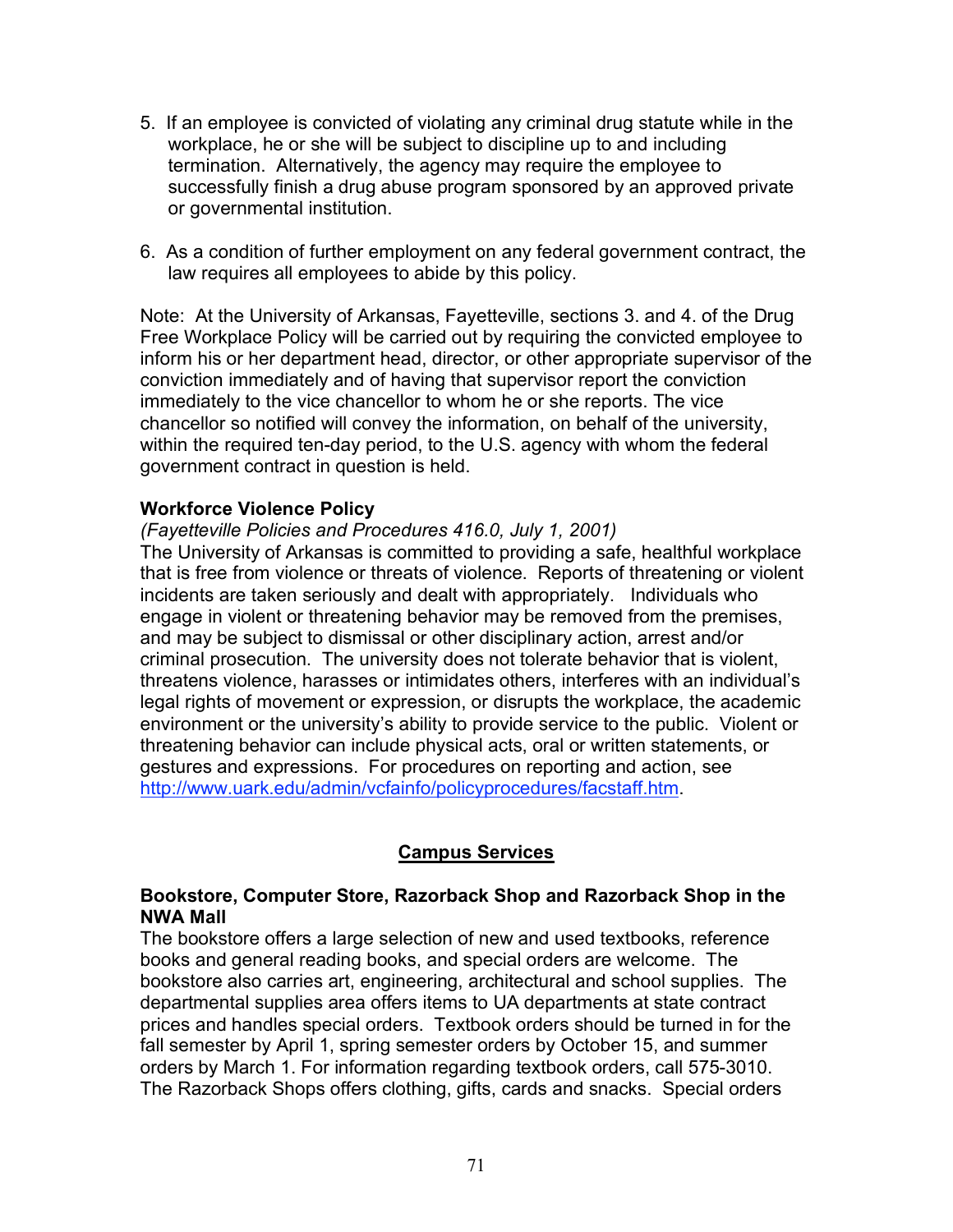5. If an employee is convicted of violating any criminal drug statute while in the workplace, he or she will be subject to discipline up to and including termination. Alternatively, the agency may require the employee to successfully finish a drug abuse program sponsored by an approved private or governmental institution.

6. As a condition of further employment on any federal government contract, the law requires all employees to abide by this policy.

Note: At the University of Arkansas, Fayetteville, sections 3. and 4. of the Drug Free Workplace Policy will be carried out by requiring the convicted employee to inform his or her department head, director, or other appropriate supervisor of the conviction immediately and of having that supervisor report the conviction immediately to the vice chancellor to whom he or she reports. The vice chancellor so notified will convey the information, on behalf of the university, within the required ten-day period, to the U.S. agency with whom the federal government contract in question is held.

**Workforce Violence Policy**

*(Fayetteville Policies and Procedures 416.0, July 1, 2001)*

The University of Arkansas is committed to providing a safe, healthful workplace that is free from violence or threats of violence. Reports of threatening or violent incidents are taken seriously and dealt with appropriately. Individuals who engage in violent or threatening behavior may be removed from the premises, and may be subject to dismissal or other disciplinary action, arrest and/or criminal prosecution. The university does not tolerate behavior that is violent, threatens violence, harasses or intimidates others, interferes with an individual's legal rights of movement or expression, or disrupts the workplace, the academic environment or the university's ability to provide service to the public. Violent or threatening behavior can include physical acts, oral or written statements, or gestures and expressions. For procedures on reporting and action, see http://www.uark.edu/admin/vcfainfo/policyprocedures/facstaff.htm.

## Campus Services

**Bookstore, Computer Store, Razorback Shop and Razorback Shop in the NWA Mall**

The bookstore offers a large selection of new and used textbooks, reference books and general reading books, and special orders are welcome. The bookstore also carries art, engineering, architectural and school supplies. The departmental supplies area offers items to UA departments at state contract prices and handles special orders. Textbook orders should be turned in for the fall semester by April 1, spring semester orders by October 15, and summer orders by March 1. For information regarding textbook orders, call 575-3010. The Razorback Shops offers clothing, gifts, cards and snacks. Special orders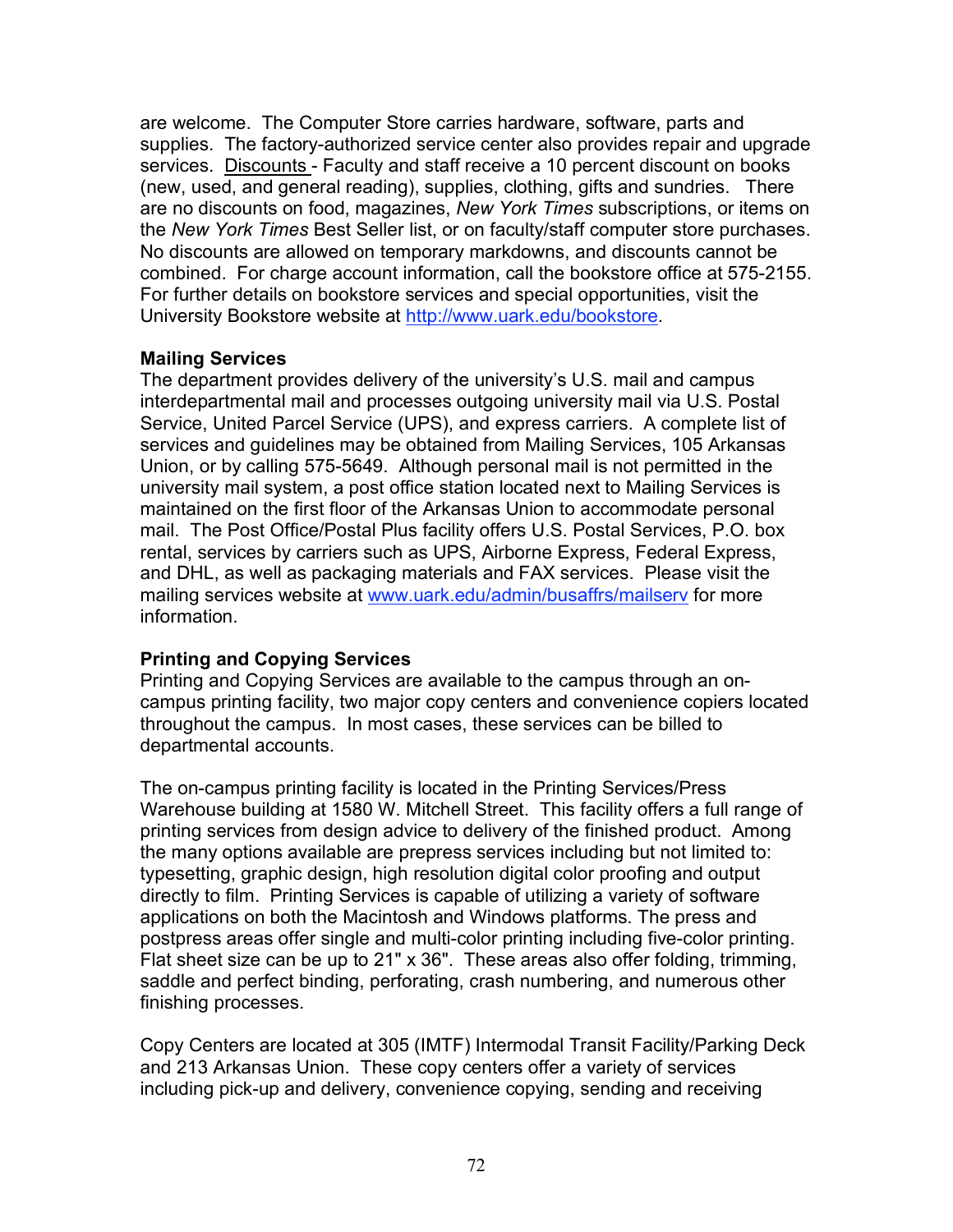are welcome. The Computer Store carries hardware, software, parts and supplies. The factory-authorized service center also provides repair and upgrade services. Discounts - Faculty and staff receive a 10 percent discount on books (new, used, and general reading), supplies, clothing, gifts and sundries. There are no discounts on food, magazines, *New York Times* subscriptions, or items on the *New York Times* Best Seller list, or on faculty/staff computer store purchases. No discounts are allowed on temporary markdowns, and discounts cannot be combined. For charge account information, call the bookstore office at 575-2155. For further details on bookstore services and special opportunities, visit the University Bookstore website at http://www.uark.edu/bookstore.

**Mailing Services**

The department provides delivery of the university's U.S. mail and campus interdepartmental mail and processes outgoing university mail via U.S. Postal Service, United Parcel Service (UPS), and express carriers. A complete list of services and guidelines may be obtained from Mailing Services, 105 Arkansas Union, or by calling 575-5649. Although personal mail is not permitted in the university mail system, a post office station located next to Mailing Services is maintained on the first floor of the Arkansas Union to accommodate personal mail. The Post Office/Postal Plus facility offers U.S. Postal Services, P.O. box rental, services by carriers such as UPS, Airborne Express, Federal Express, and DHL, as well as packaging materials and FAX services. Please visit the mailing services website at www.uark.edu/admin/busaffrs/mailserv for more information.

**Printing and Copying Services**

Printing and Copying Services are available to the campus through an on-campus printing facility, two major copy centers and convenience copiers located throughout the campus. In most cases, these services can be billed to departmental accounts.

The on-campus printing facility is located in the Printing Services/Press Warehouse building at 1580 W. Mitchell Street. This facility offers a full range of printing services from design advice to delivery of the finished product. Among the many options available are prepress services including but not limited to: typesetting, graphic design, high resolution digital color proofing and output directly to film. Printing Services is capable of utilizing a variety of software applications on both the Macintosh and Windows platforms. The press and postpress areas offer single and multi-color printing including five-color printing. Flat sheet size can be up to 21" x 36". These areas also offer folding, trimming, saddle and perfect binding, perforating, crash numbering, and numerous other finishing processes.

Copy Centers are located at 305 (IMTF) Intermodal Transit Facility/Parking Deck and 213 Arkansas Union. These copy centers offer a variety of services including pick-up and delivery, convenience copying, sending and receiving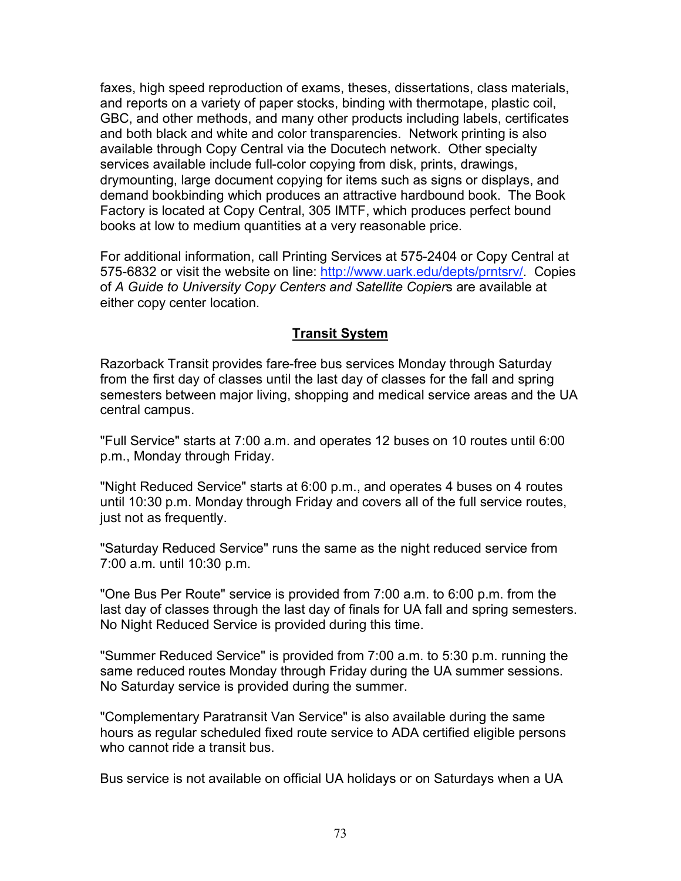faxes, high speed reproduction of exams, theses, dissertations, class materials, and reports on a variety of paper stocks, binding with thermotape, plastic coil, GBC, and other methods, and many other products including labels, certificates and both black and white and color transparencies. Network printing is also available through Copy Central via the Docutech network. Other specialty services available include full-color copying from disk, prints, drawings, drymounting, large document copying for items such as signs or displays, and demand bookbinding which produces an attractive hardbound book. The Book Factory is located at Copy Central, 305 IMTF, which produces perfect bound books at low to medium quantities at a very reasonable price.

For additional information, call Printing Services at 575-2404 or Copy Central at 575-6832 or visit the website on line: http://www.uark.edu/depts/prntsrv/. Copies of *A Guide to University Copy Centers and Satellite Copier*s are available at either copy center location.

## Transit System

Razorback Transit provides fare-free bus services Monday through Saturday from the first day of classes until the last day of classes for the fall and spring semesters between major living, shopping and medical service areas and the UA central campus.

"Full Service" starts at 7:00 a.m. and operates 12 buses on 10 routes until 6:00 p.m., Monday through Friday.

"Night Reduced Service" starts at 6:00 p.m., and operates 4 buses on 4 routes until 10:30 p.m. Monday through Friday and covers all of the full service routes, just not as frequently.

"Saturday Reduced Service" runs the same as the night reduced service from 7:00 a.m. until 10:30 p.m.

"One Bus Per Route" service is provided from 7:00 a.m. to 6:00 p.m. from the last day of classes through the last day of finals for UA fall and spring semesters. No Night Reduced Service is provided during this time.

"Summer Reduced Service" is provided from 7:00 a.m. to 5:30 p.m. running the same reduced routes Monday through Friday during the UA summer sessions. No Saturday service is provided during the summer.

"Complementary Paratransit Van Service" is also available during the same hours as regular scheduled fixed route service to ADA certified eligible persons who cannot ride a transit bus.

Bus service is not available on official UA holidays or on Saturdays when a UA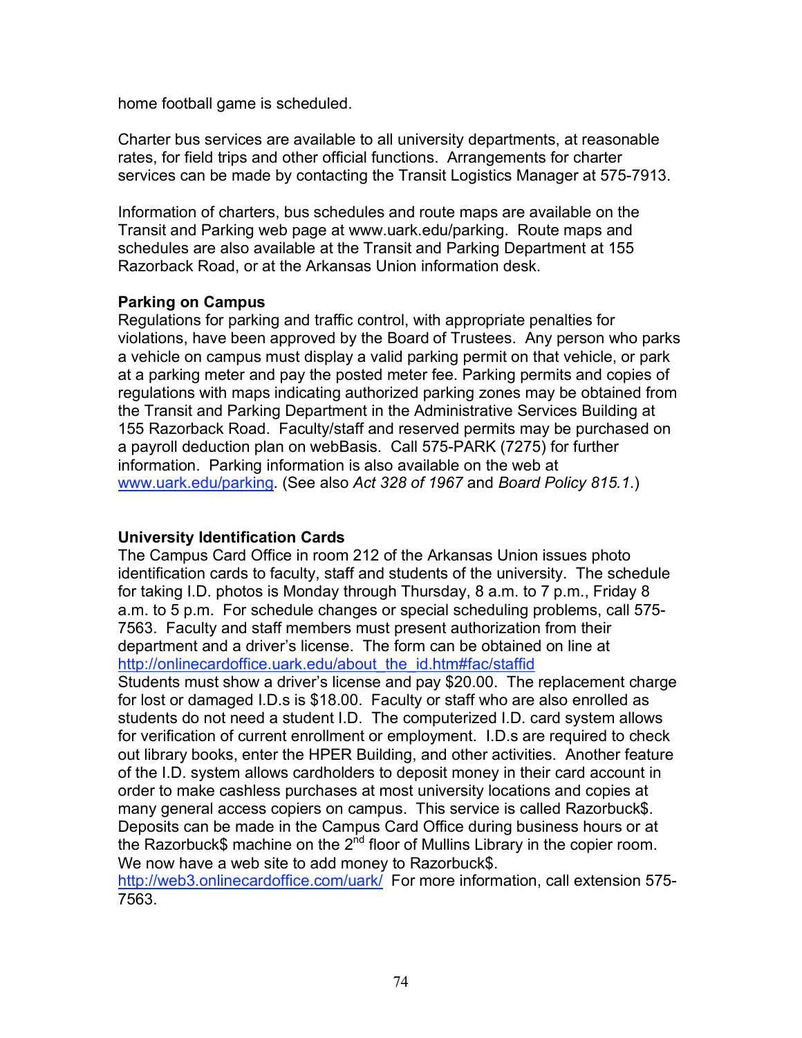home football game is scheduled.

Charter bus services are available to all university departments, at reasonable rates, for field trips and other official functions. Arrangements for charter services can be made by contacting the Transit Logistics Manager at 575-7913.

Information of charters, bus schedules and route maps are available on the Transit and Parking web page at www.uark.edu/parking. Route maps and schedules are also available at the Transit and Parking Department at 155 Razorback Road, or at the Arkansas Union information desk.

**Parking on Campus**

Regulations for parking and traffic control, with appropriate penalties for violations, have been approved by the Board of Trustees. Any person who parks a vehicle on campus must display a valid parking permit on that vehicle, or park at a parking meter and pay the posted meter fee. Parking permits and copies of regulations with maps indicating authorized parking zones may be obtained from the Transit and Parking Department in the Administrative Services Building at 155 Razorback Road. Faculty/staff and reserved permits may be purchased on a payroll deduction plan on webBasis. Call 575-PARK (7275) for further information. Parking information is also available on the web at www.uark.edu/parking. (See also *Act 328 of 1967* and *Board Policy 815.1*.)

**University Identification Cards**

The Campus Card Office in room 212 of the Arkansas Union issues photo identification cards to faculty, staff and students of the university. The schedule for taking I.D. photos is Monday through Thursday, 8 a.m. to 7 p.m., Friday 8 a.m. to 5 p.m. For schedule changes or special scheduling problems, call 575-7563. Faculty and staff members must present authorization from their department and a driver's license. The form can be obtained on line at http://onlinecardoffice.uark.edu/about_the_id.htm#fac/staffid
Students must show a driver's license and pay $20.00. The replacement charge for lost or damaged I.D.s is $18.00. Faculty or staff who are also enrolled as students do not need a student I.D. The computerized I.D. card system allows for verification of current enrollment or employment. I.D.s are required to check out library books, enter the HPER Building, and other activities. Another feature of the I.D. system allows cardholders to deposit money in their card account in order to make cashless purchases at most university locations and copies at many general access copiers on campus. This service is called Razorbuck$. Deposits can be made in the Campus Card Office during business hours or at the Razorbuck$ machine on the 2nd floor of Mullins Library in the copier room. We now have a web site to add money to Razorbuck$.
http://web3.onlinecardoffice.com/uark/ For more information, call extension 575-7563.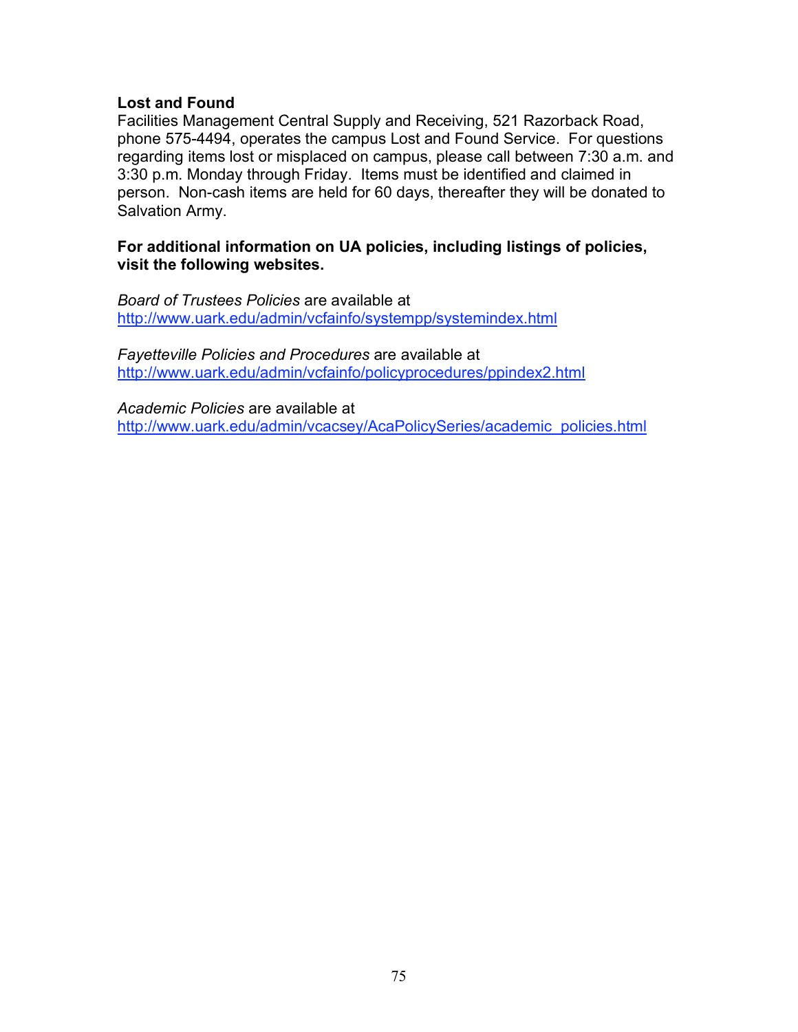### Lost and Found

Facilities Management Central Supply and Receiving, 521 Razorback Road, phone 575-4494, operates the campus Lost and Found Service. For questions regarding items lost or misplaced on campus, please call between 7:30 a.m. and 3:30 p.m. Monday through Friday. Items must be identified and claimed in person. Non-cash items are held for 60 days, thereafter they will be donated to Salvation Army.

**For additional information on UA policies, including listings of policies, visit the following websites.**

*Board of Trustees Policies* are available at
http://www.uark.edu/admin/vcfainfo/systempp/systemindex.html

*Fayetteville Policies and Procedures* are available at
http://www.uark.edu/admin/vcfainfo/policyprocedures/ppindex2.html

*Academic Policies* are available at
http://www.uark.edu/admin/vcacsey/AcaPolicySeries/academic_policies.html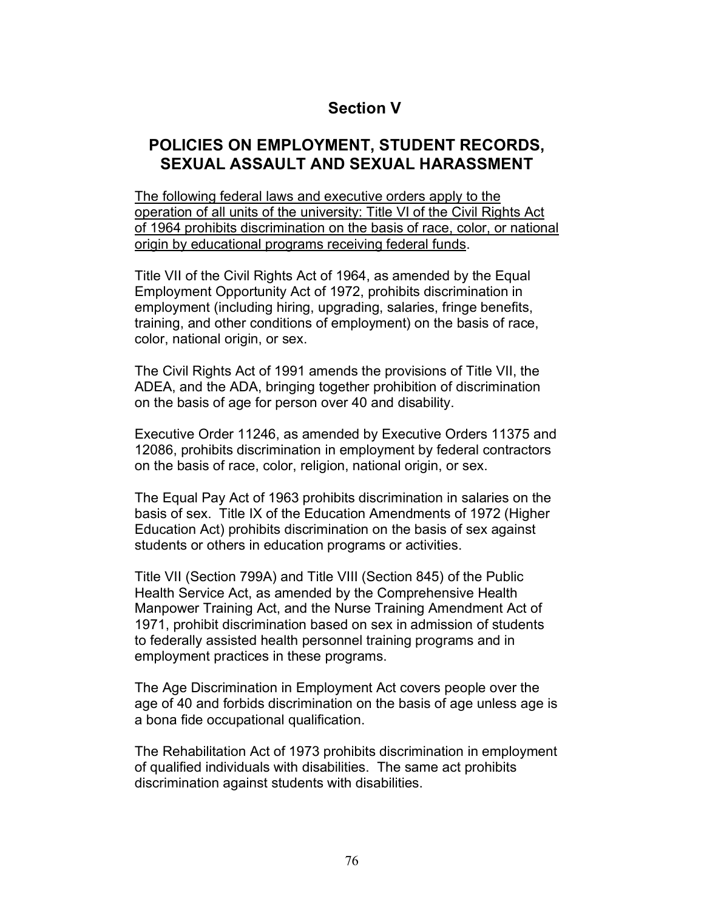# Section V

## POLICIES ON EMPLOYMENT, STUDENT RECORDS, SEXUAL ASSAULT AND SEXUAL HARASSMENT

<u>The following federal laws and executive orders apply to the operation of all units of the university: Title VI of the Civil Rights Act of 1964 prohibits discrimination on the basis of race, color, or national origin by educational programs receiving federal funds</u>.

Title VII of the Civil Rights Act of 1964, as amended by the Equal Employment Opportunity Act of 1972, prohibits discrimination in employment (including hiring, upgrading, salaries, fringe benefits, training, and other conditions of employment) on the basis of race, color, national origin, or sex.

The Civil Rights Act of 1991 amends the provisions of Title VII, the ADEA, and the ADA, bringing together prohibition of discrimination on the basis of age for person over 40 and disability.

Executive Order 11246, as amended by Executive Orders 11375 and 12086, prohibits discrimination in employment by federal contractors on the basis of race, color, religion, national origin, or sex.

The Equal Pay Act of 1963 prohibits discrimination in salaries on the basis of sex. Title IX of the Education Amendments of 1972 (Higher Education Act) prohibits discrimination on the basis of sex against students or others in education programs or activities.

Title VII (Section 799A) and Title VIII (Section 845) of the Public Health Service Act, as amended by the Comprehensive Health Manpower Training Act, and the Nurse Training Amendment Act of 1971, prohibit discrimination based on sex in admission of students to federally assisted health personnel training programs and in employment practices in these programs.

The Age Discrimination in Employment Act covers people over the age of 40 and forbids discrimination on the basis of age unless age is a bona fide occupational qualification.

The Rehabilitation Act of 1973 prohibits discrimination in employment of qualified individuals with disabilities. The same act prohibits discrimination against students with disabilities.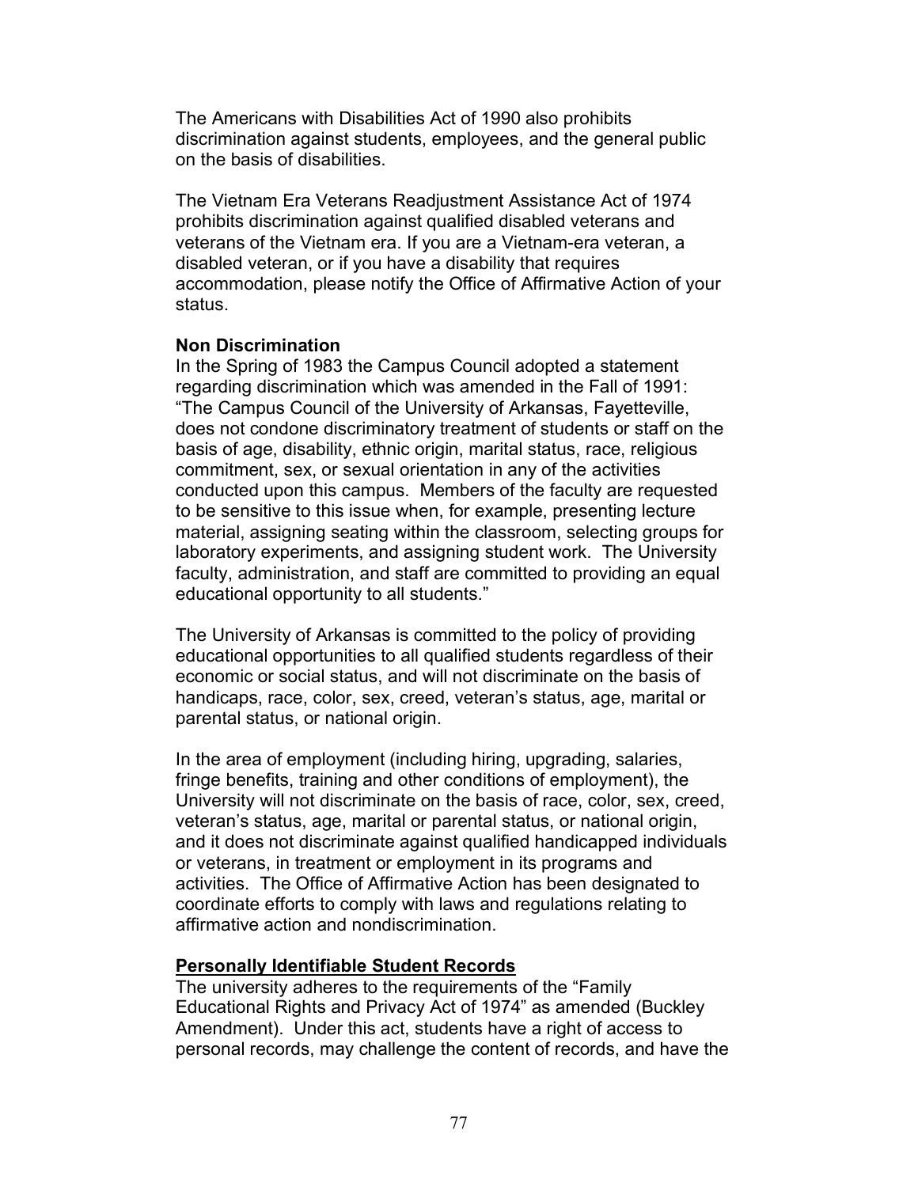The Americans with Disabilities Act of 1990 also prohibits discrimination against students, employees, and the general public on the basis of disabilities.

The Vietnam Era Veterans Readjustment Assistance Act of 1974 prohibits discrimination against qualified disabled veterans and veterans of the Vietnam era. If you are a Vietnam-era veteran, a disabled veteran, or if you have a disability that requires accommodation, please notify the Office of Affirmative Action of your status.

**Non Discrimination**

In the Spring of 1983 the Campus Council adopted a statement regarding discrimination which was amended in the Fall of 1991: "The Campus Council of the University of Arkansas, Fayetteville, does not condone discriminatory treatment of students or staff on the basis of age, disability, ethnic origin, marital status, race, religious commitment, sex, or sexual orientation in any of the activities conducted upon this campus. Members of the faculty are requested to be sensitive to this issue when, for example, presenting lecture material, assigning seating within the classroom, selecting groups for laboratory experiments, and assigning student work. The University faculty, administration, and staff are committed to providing an equal educational opportunity to all students."

The University of Arkansas is committed to the policy of providing educational opportunities to all qualified students regardless of their economic or social status, and will not discriminate on the basis of handicaps, race, color, sex, creed, veteran's status, age, marital or parental status, or national origin.

In the area of employment (including hiring, upgrading, salaries, fringe benefits, training and other conditions of employment), the University will not discriminate on the basis of race, color, sex, creed, veteran's status, age, marital or parental status, or national origin, and it does not discriminate against qualified handicapped individuals or veterans, in treatment or employment in its programs and activities. The Office of Affirmative Action has been designated to coordinate efforts to comply with laws and regulations relating to affirmative action and nondiscrimination.

**Personally Identifiable Student Records**

The university adheres to the requirements of the "Family Educational Rights and Privacy Act of 1974" as amended (Buckley Amendment). Under this act, students have a right of access to personal records, may challenge the content of records, and have the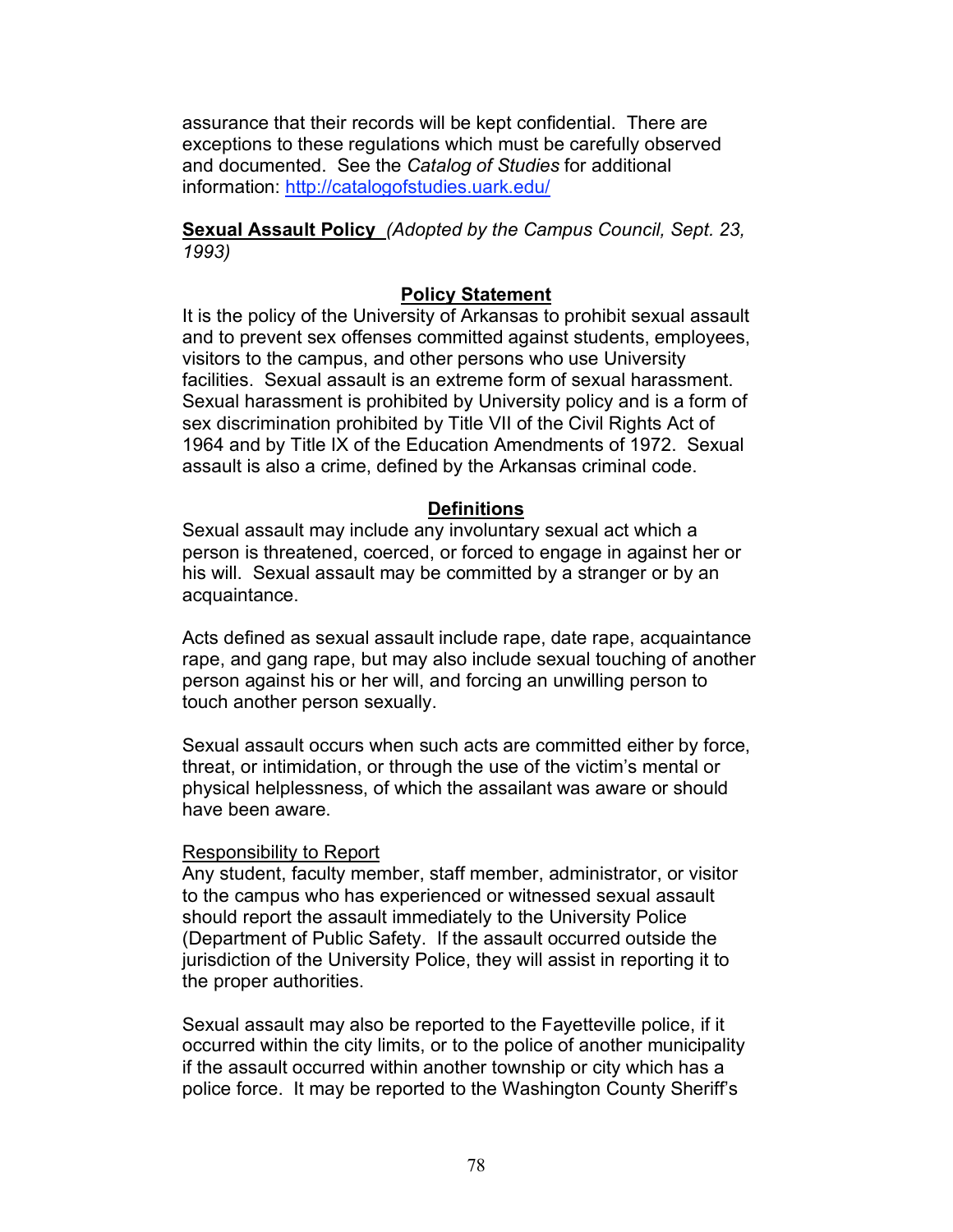assurance that their records will be kept confidential. There are exceptions to these regulations which must be carefully observed and documented. See the *Catalog of Studies* for additional information: http://catalogofstudies.uark.edu/

**Sexual Assault Policy** *(Adopted by the Campus Council, Sept. 23, 1993)*

**Policy Statement**

It is the policy of the University of Arkansas to prohibit sexual assault and to prevent sex offenses committed against students, employees, visitors to the campus, and other persons who use University facilities. Sexual assault is an extreme form of sexual harassment. Sexual harassment is prohibited by University policy and is a form of sex discrimination prohibited by Title VII of the Civil Rights Act of 1964 and by Title IX of the Education Amendments of 1972. Sexual assault is also a crime, defined by the Arkansas criminal code.

**Definitions**

Sexual assault may include any involuntary sexual act which a person is threatened, coerced, or forced to engage in against her or his will. Sexual assault may be committed by a stranger or by an acquaintance.

Acts defined as sexual assault include rape, date rape, acquaintance rape, and gang rape, but may also include sexual touching of another person against his or her will, and forcing an unwilling person to touch another person sexually.

Sexual assault occurs when such acts are committed either by force, threat, or intimidation, or through the use of the victim's mental or physical helplessness, of which the assailant was aware or should have been aware.

Responsibility to Report

Any student, faculty member, staff member, administrator, or visitor to the campus who has experienced or witnessed sexual assault should report the assault immediately to the University Police (Department of Public Safety. If the assault occurred outside the jurisdiction of the University Police, they will assist in reporting it to the proper authorities.

Sexual assault may also be reported to the Fayetteville police, if it occurred within the city limits, or to the police of another municipality if the assault occurred within another township or city which has a police force. It may be reported to the Washington County Sheriff's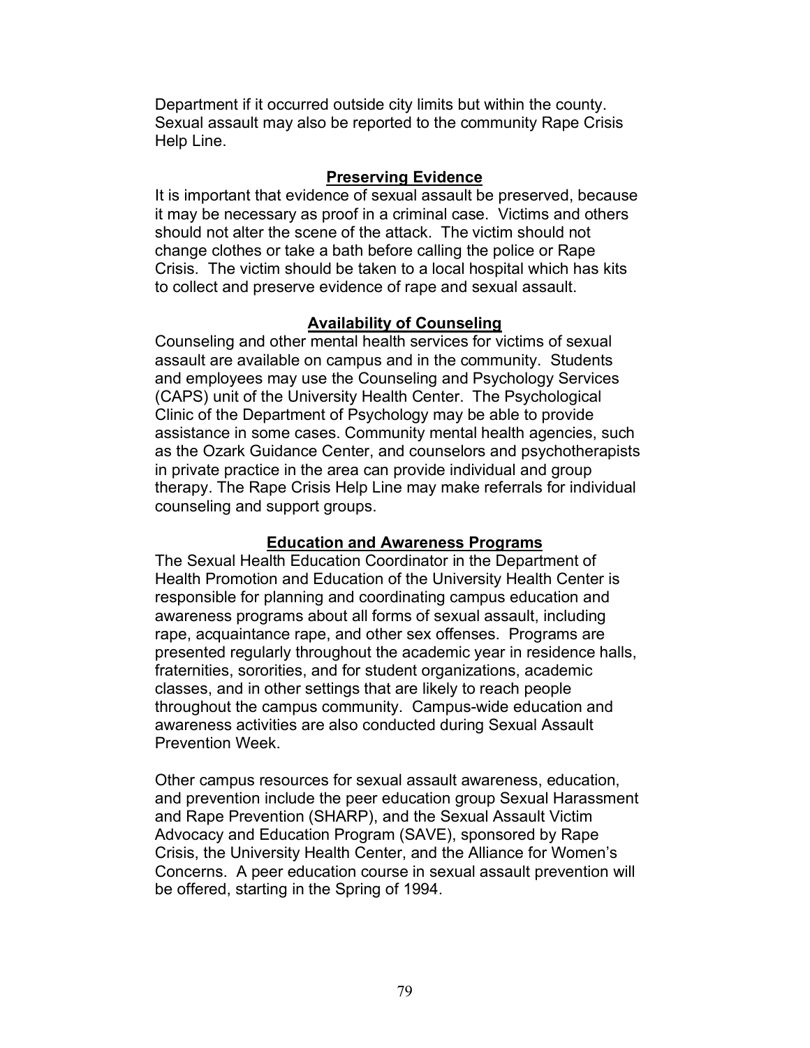Department if it occurred outside city limits but within the county. Sexual assault may also be reported to the community Rape Crisis Help Line.

## Preserving Evidence

It is important that evidence of sexual assault be preserved, because it may be necessary as proof in a criminal case. Victims and others should not alter the scene of the attack. The victim should not change clothes or take a bath before calling the police or Rape Crisis. The victim should be taken to a local hospital which has kits to collect and preserve evidence of rape and sexual assault.

## Availability of Counseling

Counseling and other mental health services for victims of sexual assault are available on campus and in the community. Students and employees may use the Counseling and Psychology Services (CAPS) unit of the University Health Center. The Psychological Clinic of the Department of Psychology may be able to provide assistance in some cases. Community mental health agencies, such as the Ozark Guidance Center, and counselors and psychotherapists in private practice in the area can provide individual and group therapy. The Rape Crisis Help Line may make referrals for individual counseling and support groups.

## Education and Awareness Programs

The Sexual Health Education Coordinator in the Department of Health Promotion and Education of the University Health Center is responsible for planning and coordinating campus education and awareness programs about all forms of sexual assault, including rape, acquaintance rape, and other sex offenses. Programs are presented regularly throughout the academic year in residence halls, fraternities, sororities, and for student organizations, academic classes, and in other settings that are likely to reach people throughout the campus community. Campus-wide education and awareness activities are also conducted during Sexual Assault Prevention Week.

Other campus resources for sexual assault awareness, education, and prevention include the peer education group Sexual Harassment and Rape Prevention (SHARP), and the Sexual Assault Victim Advocacy and Education Program (SAVE), sponsored by Rape Crisis, the University Health Center, and the Alliance for Women's Concerns. A peer education course in sexual assault prevention will be offered, starting in the Spring of 1994.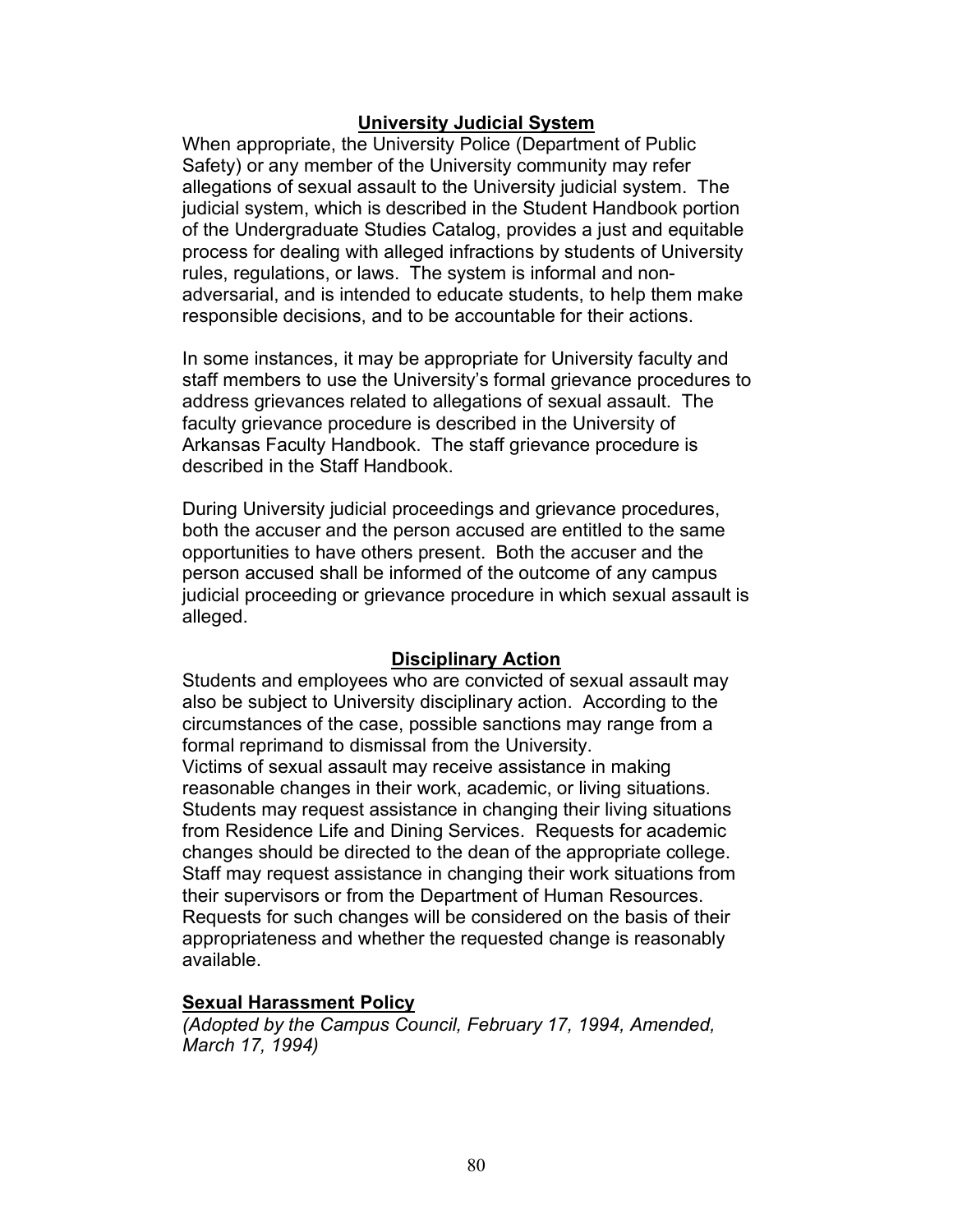## University Judicial System

When appropriate, the University Police (Department of Public Safety) or any member of the University community may refer allegations of sexual assault to the University judicial system. The judicial system, which is described in the Student Handbook portion of the Undergraduate Studies Catalog, provides a just and equitable process for dealing with alleged infractions by students of University rules, regulations, or laws. The system is informal and non-adversarial, and is intended to educate students, to help them make responsible decisions, and to be accountable for their actions.

In some instances, it may be appropriate for University faculty and staff members to use the University's formal grievance procedures to address grievances related to allegations of sexual assault. The faculty grievance procedure is described in the University of Arkansas Faculty Handbook. The staff grievance procedure is described in the Staff Handbook.

During University judicial proceedings and grievance procedures, both the accuser and the person accused are entitled to the same opportunities to have others present. Both the accuser and the person accused shall be informed of the outcome of any campus judicial proceeding or grievance procedure in which sexual assault is alleged.

## Disciplinary Action

Students and employees who are convicted of sexual assault may also be subject to University disciplinary action. According to the circumstances of the case, possible sanctions may range from a formal reprimand to dismissal from the University.
Victims of sexual assault may receive assistance in making reasonable changes in their work, academic, or living situations. Students may request assistance in changing their living situations from Residence Life and Dining Services. Requests for academic changes should be directed to the dean of the appropriate college. Staff may request assistance in changing their work situations from their supervisors or from the Department of Human Resources. Requests for such changes will be considered on the basis of their appropriateness and whether the requested change is reasonably available.

## Sexual Harassment Policy

*(Adopted by the Campus Council, February 17, 1994, Amended, March 17, 1994)*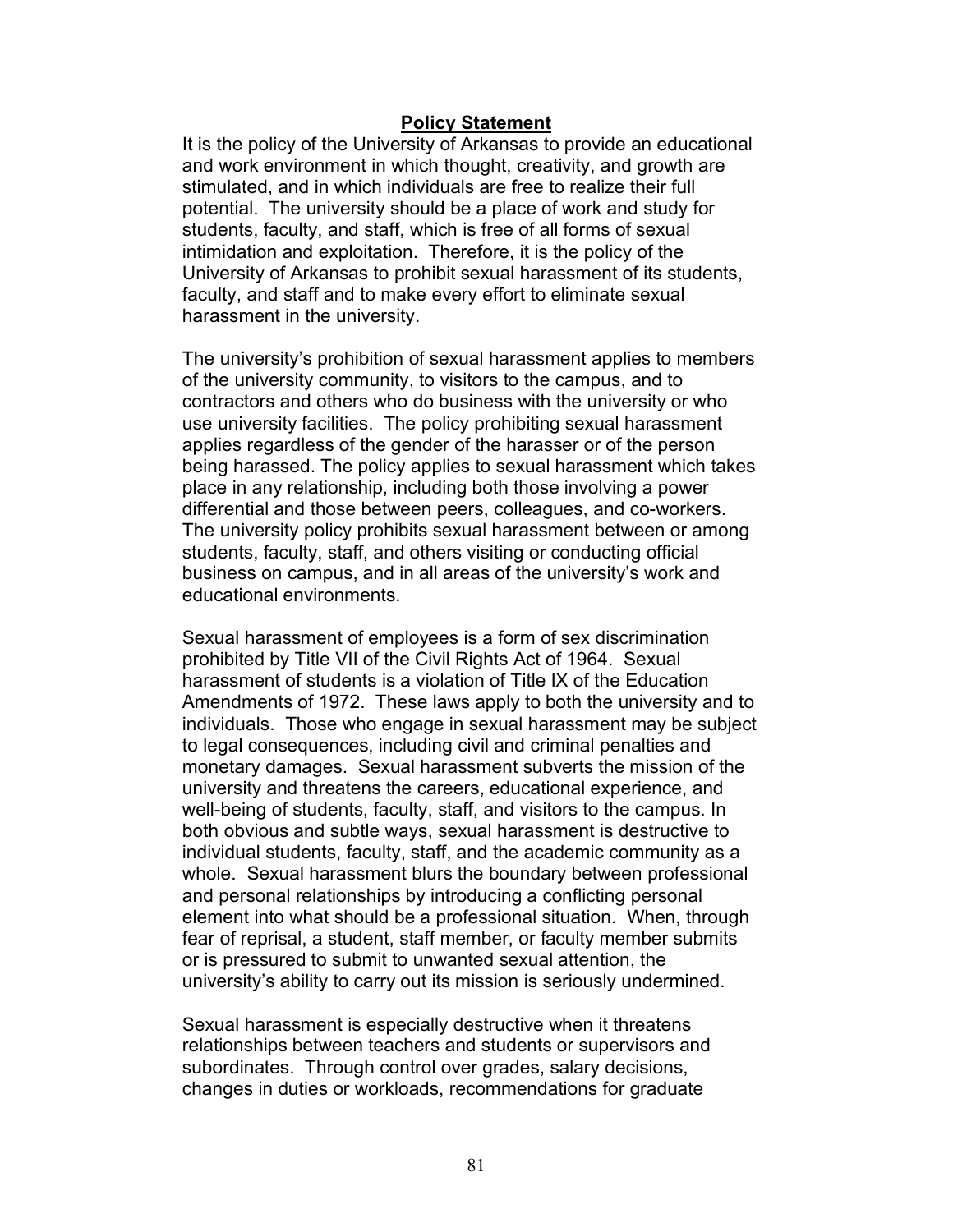## Policy Statement

It is the policy of the University of Arkansas to provide an educational and work environment in which thought, creativity, and growth are stimulated, and in which individuals are free to realize their full potential. The university should be a place of work and study for students, faculty, and staff, which is free of all forms of sexual intimidation and exploitation. Therefore, it is the policy of the University of Arkansas to prohibit sexual harassment of its students, faculty, and staff and to make every effort to eliminate sexual harassment in the university.

The university's prohibition of sexual harassment applies to members of the university community, to visitors to the campus, and to contractors and others who do business with the university or who use university facilities. The policy prohibiting sexual harassment applies regardless of the gender of the harasser or of the person being harassed. The policy applies to sexual harassment which takes place in any relationship, including both those involving a power differential and those between peers, colleagues, and co-workers. The university policy prohibits sexual harassment between or among students, faculty, staff, and others visiting or conducting official business on campus, and in all areas of the university's work and educational environments.

Sexual harassment of employees is a form of sex discrimination prohibited by Title VII of the Civil Rights Act of 1964. Sexual harassment of students is a violation of Title IX of the Education Amendments of 1972. These laws apply to both the university and to individuals. Those who engage in sexual harassment may be subject to legal consequences, including civil and criminal penalties and monetary damages. Sexual harassment subverts the mission of the university and threatens the careers, educational experience, and well-being of students, faculty, staff, and visitors to the campus. In both obvious and subtle ways, sexual harassment is destructive to individual students, faculty, staff, and the academic community as a whole. Sexual harassment blurs the boundary between professional and personal relationships by introducing a conflicting personal element into what should be a professional situation. When, through fear of reprisal, a student, staff member, or faculty member submits or is pressured to submit to unwanted sexual attention, the university's ability to carry out its mission is seriously undermined.

Sexual harassment is especially destructive when it threatens relationships between teachers and students or supervisors and subordinates. Through control over grades, salary decisions, changes in duties or workloads, recommendations for graduate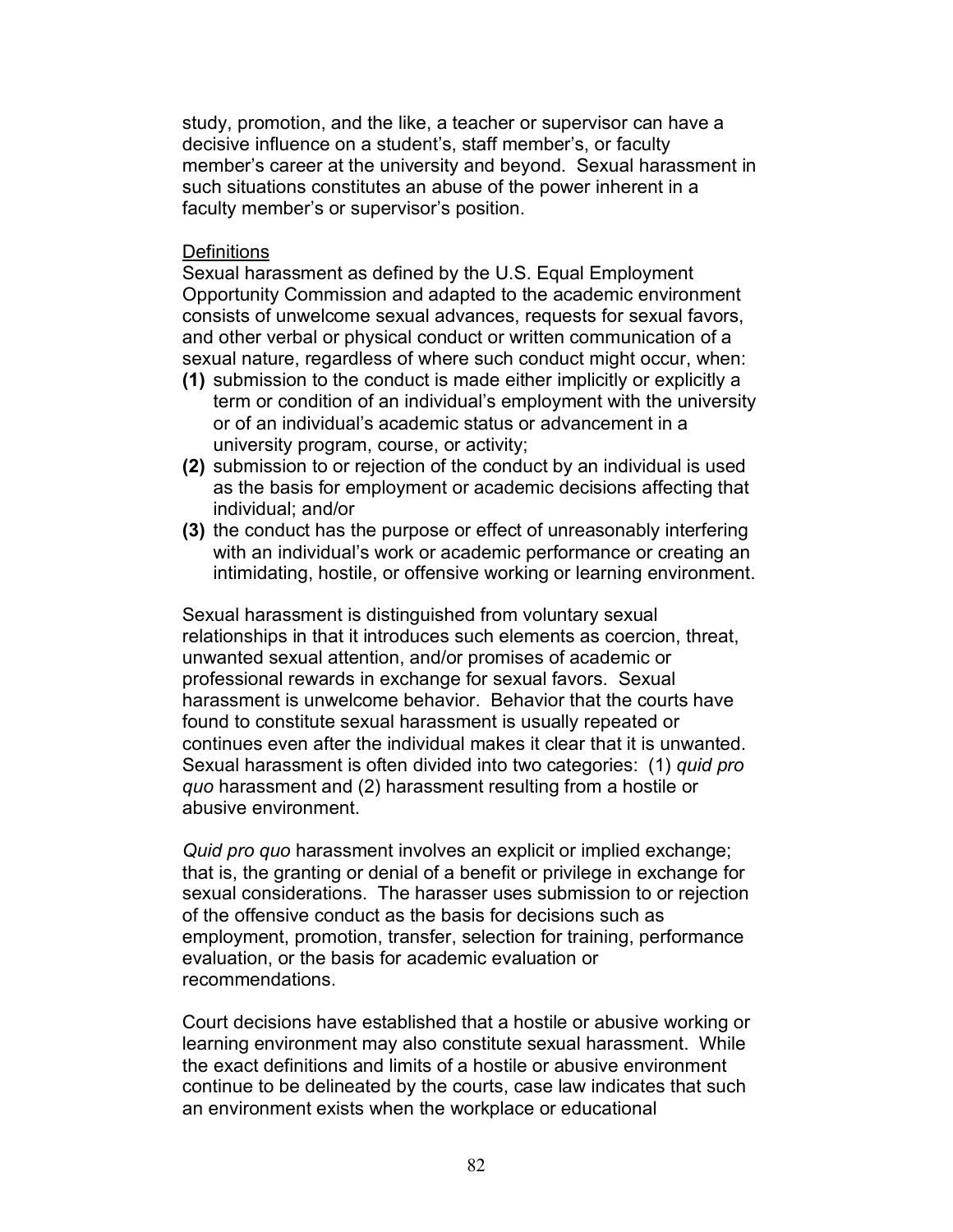study, promotion, and the like, a teacher or supervisor can have a decisive influence on a student's, staff member's, or faculty member's career at the university and beyond. Sexual harassment in such situations constitutes an abuse of the power inherent in a faculty member's or supervisor's position.

Definitions

Sexual harassment as defined by the U.S. Equal Employment Opportunity Commission and adapted to the academic environment consists of unwelcome sexual advances, requests for sexual favors, and other verbal or physical conduct or written communication of a sexual nature, regardless of where such conduct might occur, when:

**(1)** submission to the conduct is made either implicitly or explicitly a term or condition of an individual's employment with the university or of an individual's academic status or advancement in a university program, course, or activity;

**(2)** submission to or rejection of the conduct by an individual is used as the basis for employment or academic decisions affecting that individual; and/or

**(3)** the conduct has the purpose or effect of unreasonably interfering with an individual's work or academic performance or creating an intimidating, hostile, or offensive working or learning environment.

Sexual harassment is distinguished from voluntary sexual relationships in that it introduces such elements as coercion, threat, unwanted sexual attention, and/or promises of academic or professional rewards in exchange for sexual favors. Sexual harassment is unwelcome behavior. Behavior that the courts have found to constitute sexual harassment is usually repeated or continues even after the individual makes it clear that it is unwanted. Sexual harassment is often divided into two categories: (1) *quid pro quo* harassment and (2) harassment resulting from a hostile or abusive environment.

*Quid pro quo* harassment involves an explicit or implied exchange; that is, the granting or denial of a benefit or privilege in exchange for sexual considerations. The harasser uses submission to or rejection of the offensive conduct as the basis for decisions such as employment, promotion, transfer, selection for training, performance evaluation, or the basis for academic evaluation or recommendations.

Court decisions have established that a hostile or abusive working or learning environment may also constitute sexual harassment. While the exact definitions and limits of a hostile or abusive environment continue to be delineated by the courts, case law indicates that such an environment exists when the workplace or educational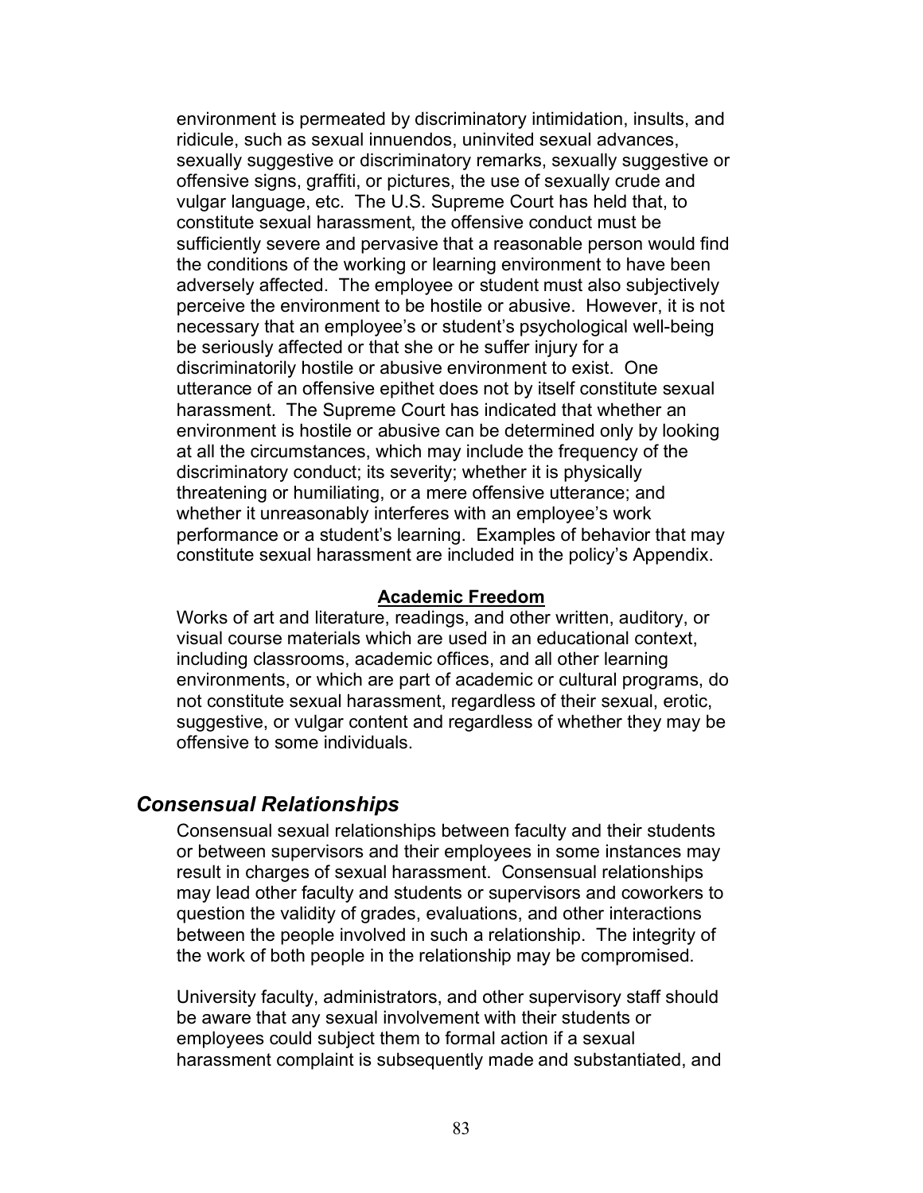environment is permeated by discriminatory intimidation, insults, and ridicule, such as sexual innuendos, uninvited sexual advances, sexually suggestive or discriminatory remarks, sexually suggestive or offensive signs, graffiti, or pictures, the use of sexually crude and vulgar language, etc. The U.S. Supreme Court has held that, to constitute sexual harassment, the offensive conduct must be sufficiently severe and pervasive that a reasonable person would find the conditions of the working or learning environment to have been adversely affected. The employee or student must also subjectively perceive the environment to be hostile or abusive. However, it is not necessary that an employee's or student's psychological well-being be seriously affected or that she or he suffer injury for a discriminatorily hostile or abusive environment to exist. One utterance of an offensive epithet does not by itself constitute sexual harassment. The Supreme Court has indicated that whether an environment is hostile or abusive can be determined only by looking at all the circumstances, which may include the frequency of the discriminatory conduct; its severity; whether it is physically threatening or humiliating, or a mere offensive utterance; and whether it unreasonably interferes with an employee's work performance or a student's learning. Examples of behavior that may constitute sexual harassment are included in the policy's Appendix.

**Academic Freedom**

Works of art and literature, readings, and other written, auditory, or visual course materials which are used in an educational context, including classrooms, academic offices, and all other learning environments, or which are part of academic or cultural programs, do not constitute sexual harassment, regardless of their sexual, erotic, suggestive, or vulgar content and regardless of whether they may be offensive to some individuals.

## *Consensual Relationships*

Consensual sexual relationships between faculty and their students or between supervisors and their employees in some instances may result in charges of sexual harassment. Consensual relationships may lead other faculty and students or supervisors and coworkers to question the validity of grades, evaluations, and other interactions between the people involved in such a relationship. The integrity of the work of both people in the relationship may be compromised.

University faculty, administrators, and other supervisory staff should be aware that any sexual involvement with their students or employees could subject them to formal action if a sexual harassment complaint is subsequently made and substantiated, and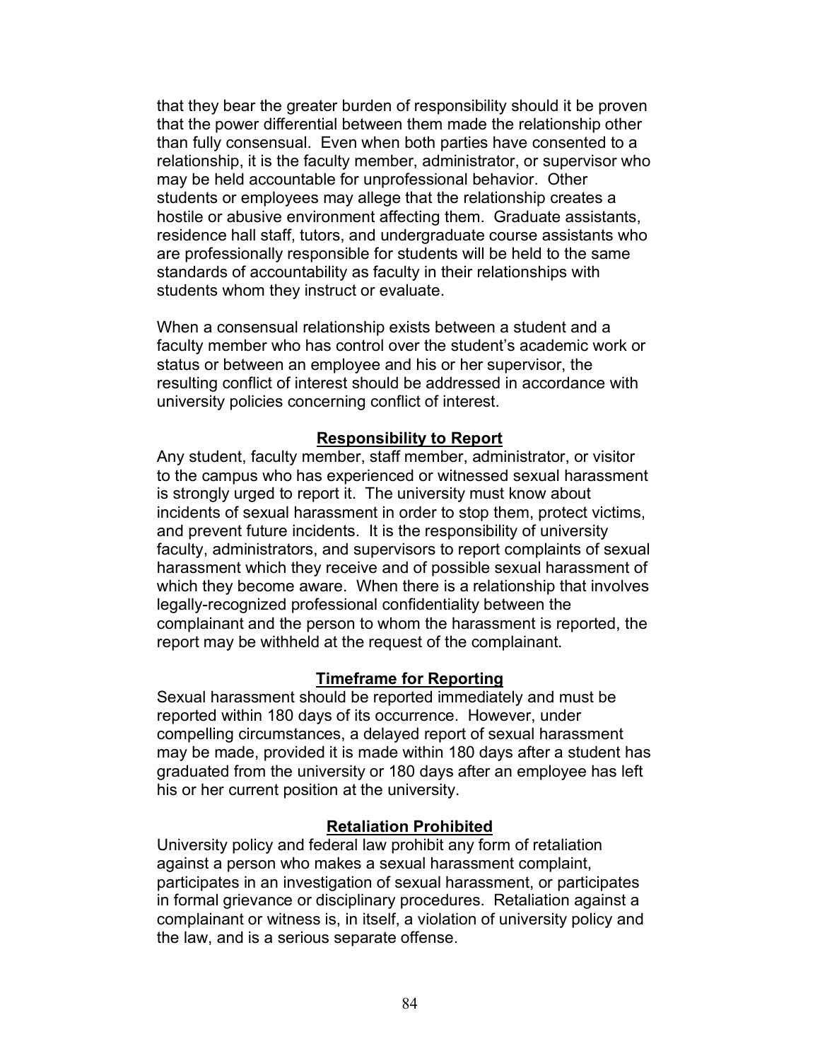that they bear the greater burden of responsibility should it be proven that the power differential between them made the relationship other than fully consensual. Even when both parties have consented to a relationship, it is the faculty member, administrator, or supervisor who may be held accountable for unprofessional behavior. Other students or employees may allege that the relationship creates a hostile or abusive environment affecting them. Graduate assistants, residence hall staff, tutors, and undergraduate course assistants who are professionally responsible for students will be held to the same standards of accountability as faculty in their relationships with students whom they instruct or evaluate.

When a consensual relationship exists between a student and a faculty member who has control over the student's academic work or status or between an employee and his or her supervisor, the resulting conflict of interest should be addressed in accordance with university policies concerning conflict of interest.

## Responsibility to Report

Any student, faculty member, staff member, administrator, or visitor to the campus who has experienced or witnessed sexual harassment is strongly urged to report it. The university must know about incidents of sexual harassment in order to stop them, protect victims, and prevent future incidents. It is the responsibility of university faculty, administrators, and supervisors to report complaints of sexual harassment which they receive and of possible sexual harassment of which they become aware. When there is a relationship that involves legally-recognized professional confidentiality between the complainant and the person to whom the harassment is reported, the report may be withheld at the request of the complainant.

## Timeframe for Reporting

Sexual harassment should be reported immediately and must be reported within 180 days of its occurrence. However, under compelling circumstances, a delayed report of sexual harassment may be made, provided it is made within 180 days after a student has graduated from the university or 180 days after an employee has left his or her current position at the university.

## Retaliation Prohibited

University policy and federal law prohibit any form of retaliation against a person who makes a sexual harassment complaint, participates in an investigation of sexual harassment, or participates in formal grievance or disciplinary procedures. Retaliation against a complainant or witness is, in itself, a violation of university policy and the law, and is a serious separate offense.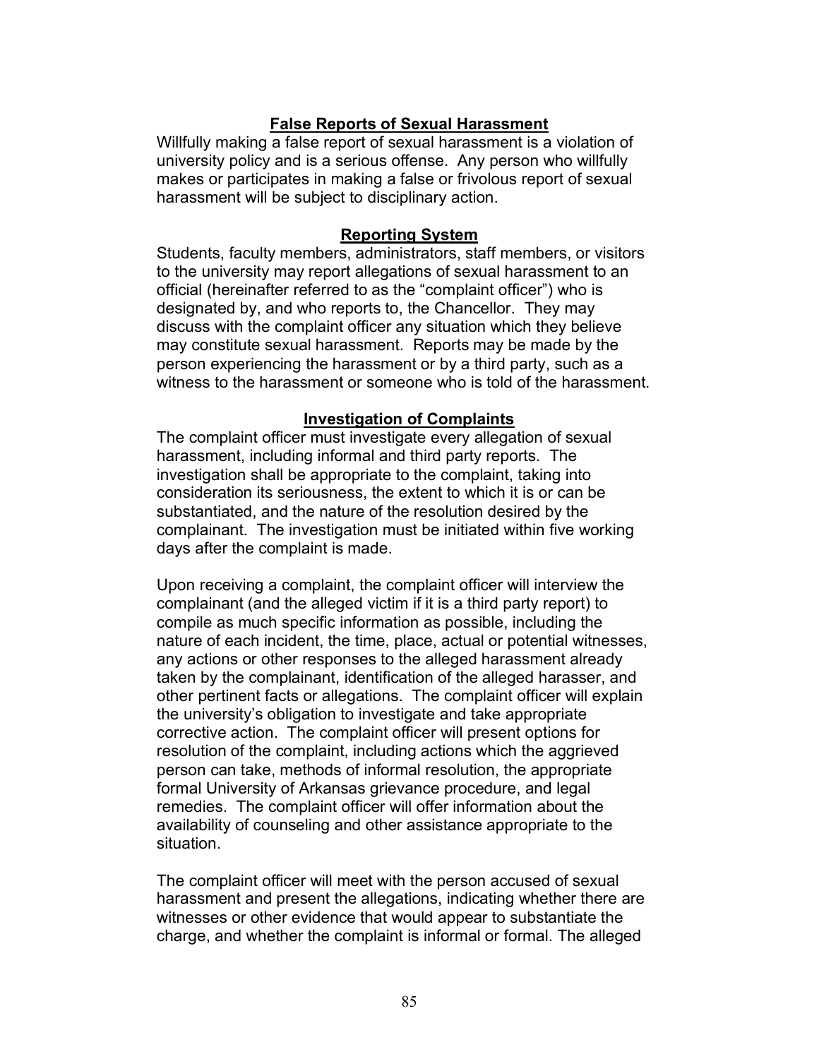## False Reports of Sexual Harassment

Willfully making a false report of sexual harassment is a violation of university policy and is a serious offense. Any person who willfully makes or participates in making a false or frivolous report of sexual harassment will be subject to disciplinary action.

## Reporting System

Students, faculty members, administrators, staff members, or visitors to the university may report allegations of sexual harassment to an official (hereinafter referred to as the "complaint officer") who is designated by, and who reports to, the Chancellor. They may discuss with the complaint officer any situation which they believe may constitute sexual harassment. Reports may be made by the person experiencing the harassment or by a third party, such as a witness to the harassment or someone who is told of the harassment.

## Investigation of Complaints

The complaint officer must investigate every allegation of sexual harassment, including informal and third party reports. The investigation shall be appropriate to the complaint, taking into consideration its seriousness, the extent to which it is or can be substantiated, and the nature of the resolution desired by the complainant. The investigation must be initiated within five working days after the complaint is made.

Upon receiving a complaint, the complaint officer will interview the complainant (and the alleged victim if it is a third party report) to compile as much specific information as possible, including the nature of each incident, the time, place, actual or potential witnesses, any actions or other responses to the alleged harassment already taken by the complainant, identification of the alleged harasser, and other pertinent facts or allegations. The complaint officer will explain the university's obligation to investigate and take appropriate corrective action. The complaint officer will present options for resolution of the complaint, including actions which the aggrieved person can take, methods of informal resolution, the appropriate formal University of Arkansas grievance procedure, and legal remedies. The complaint officer will offer information about the availability of counseling and other assistance appropriate to the situation.

The complaint officer will meet with the person accused of sexual harassment and present the allegations, indicating whether there are witnesses or other evidence that would appear to substantiate the charge, and whether the complaint is informal or formal. The alleged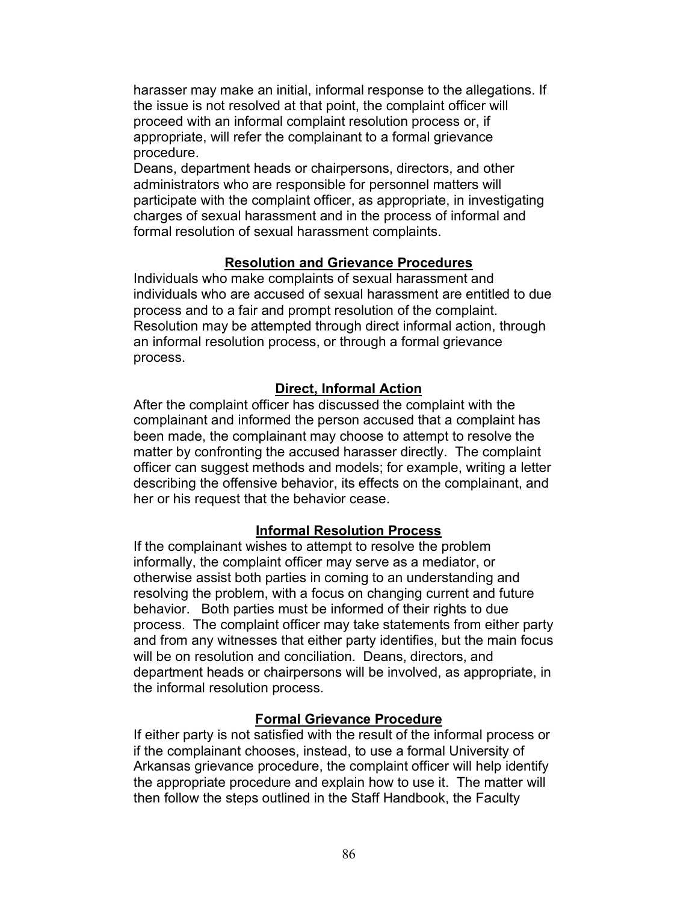harasser may make an initial, informal response to the allegations. If the issue is not resolved at that point, the complaint officer will proceed with an informal complaint resolution process or, if appropriate, will refer the complainant to a formal grievance procedure.

Deans, department heads or chairpersons, directors, and other administrators who are responsible for personnel matters will participate with the complaint officer, as appropriate, in investigating charges of sexual harassment and in the process of informal and formal resolution of sexual harassment complaints.

### Resolution and Grievance Procedures

Individuals who make complaints of sexual harassment and individuals who are accused of sexual harassment are entitled to due process and to a fair and prompt resolution of the complaint. Resolution may be attempted through direct informal action, through an informal resolution process, or through a formal grievance process.

### Direct, Informal Action

After the complaint officer has discussed the complaint with the complainant and informed the person accused that a complaint has been made, the complainant may choose to attempt to resolve the matter by confronting the accused harasser directly. The complaint officer can suggest methods and models; for example, writing a letter describing the offensive behavior, its effects on the complainant, and her or his request that the behavior cease.

### Informal Resolution Process

If the complainant wishes to attempt to resolve the problem informally, the complaint officer may serve as a mediator, or otherwise assist both parties in coming to an understanding and resolving the problem, with a focus on changing current and future behavior. Both parties must be informed of their rights to due process. The complaint officer may take statements from either party and from any witnesses that either party identifies, but the main focus will be on resolution and conciliation. Deans, directors, and department heads or chairpersons will be involved, as appropriate, in the informal resolution process.

### Formal Grievance Procedure

If either party is not satisfied with the result of the informal process or if the complainant chooses, instead, to use a formal University of Arkansas grievance procedure, the complaint officer will help identify the appropriate procedure and explain how to use it. The matter will then follow the steps outlined in the Staff Handbook, the Faculty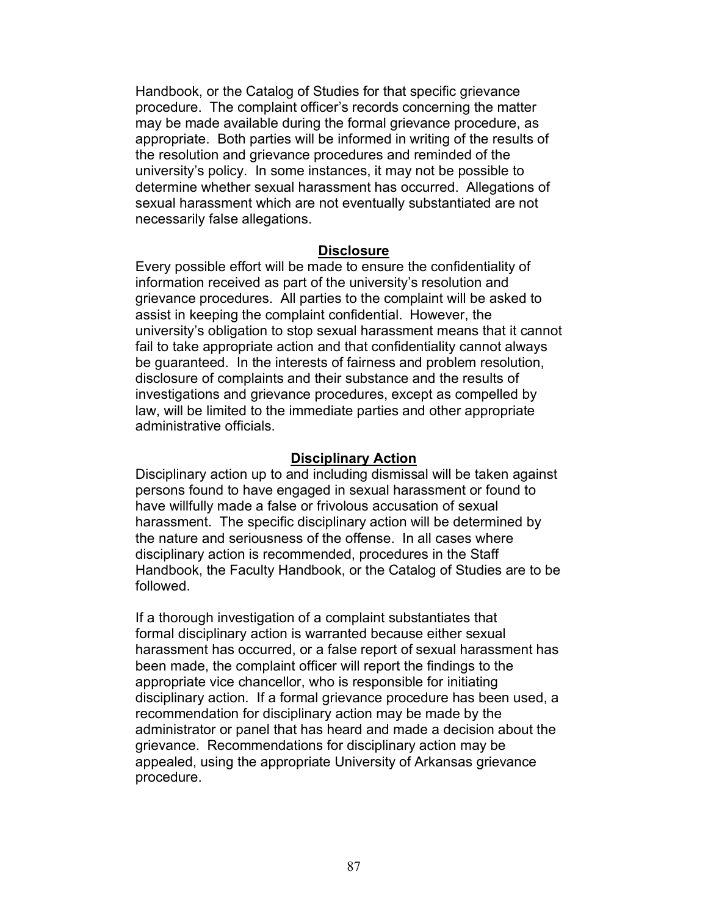Handbook, or the Catalog of Studies for that specific grievance procedure. The complaint officer's records concerning the matter may be made available during the formal grievance procedure, as appropriate. Both parties will be informed in writing of the results of the resolution and grievance procedures and reminded of the university's policy. In some instances, it may not be possible to determine whether sexual harassment has occurred. Allegations of sexual harassment which are not eventually substantiated are not necessarily false allegations.

## Disclosure

Every possible effort will be made to ensure the confidentiality of information received as part of the university's resolution and grievance procedures. All parties to the complaint will be asked to assist in keeping the complaint confidential. However, the university's obligation to stop sexual harassment means that it cannot fail to take appropriate action and that confidentiality cannot always be guaranteed. In the interests of fairness and problem resolution, disclosure of complaints and their substance and the results of investigations and grievance procedures, except as compelled by law, will be limited to the immediate parties and other appropriate administrative officials.

## Disciplinary Action

Disciplinary action up to and including dismissal will be taken against persons found to have engaged in sexual harassment or found to have willfully made a false or frivolous accusation of sexual harassment. The specific disciplinary action will be determined by the nature and seriousness of the offense. In all cases where disciplinary action is recommended, procedures in the Staff Handbook, the Faculty Handbook, or the Catalog of Studies are to be followed.

If a thorough investigation of a complaint substantiates that formal disciplinary action is warranted because either sexual harassment has occurred, or a false report of sexual harassment has been made, the complaint officer will report the findings to the appropriate vice chancellor, who is responsible for initiating disciplinary action. If a formal grievance procedure has been used, a recommendation for disciplinary action may be made by the administrator or panel that has heard and made a decision about the grievance. Recommendations for disciplinary action may be appealed, using the appropriate University of Arkansas grievance procedure.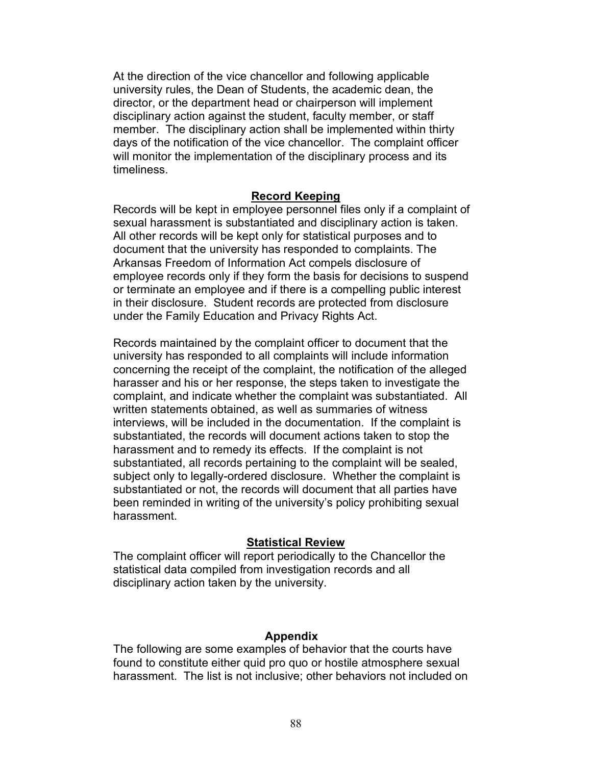At the direction of the vice chancellor and following applicable university rules, the Dean of Students, the academic dean, the director, or the department head or chairperson will implement disciplinary action against the student, faculty member, or staff member. The disciplinary action shall be implemented within thirty days of the notification of the vice chancellor. The complaint officer will monitor the implementation of the disciplinary process and its timeliness.

## Record Keeping

Records will be kept in employee personnel files only if a complaint of sexual harassment is substantiated and disciplinary action is taken. All other records will be kept only for statistical purposes and to document that the university has responded to complaints. The Arkansas Freedom of Information Act compels disclosure of employee records only if they form the basis for decisions to suspend or terminate an employee and if there is a compelling public interest in their disclosure. Student records are protected from disclosure under the Family Education and Privacy Rights Act.

Records maintained by the complaint officer to document that the university has responded to all complaints will include information concerning the receipt of the complaint, the notification of the alleged harasser and his or her response, the steps taken to investigate the complaint, and indicate whether the complaint was substantiated. All written statements obtained, as well as summaries of witness interviews, will be included in the documentation. If the complaint is substantiated, the records will document actions taken to stop the harassment and to remedy its effects. If the complaint is not substantiated, all records pertaining to the complaint will be sealed, subject only to legally-ordered disclosure. Whether the complaint is substantiated or not, the records will document that all parties have been reminded in writing of the university's policy prohibiting sexual harassment.

## Statistical Review

The complaint officer will report periodically to the Chancellor the statistical data compiled from investigation records and all disciplinary action taken by the university.

## Appendix

The following are some examples of behavior that the courts have found to constitute either quid pro quo or hostile atmosphere sexual harassment. The list is not inclusive; other behaviors not included on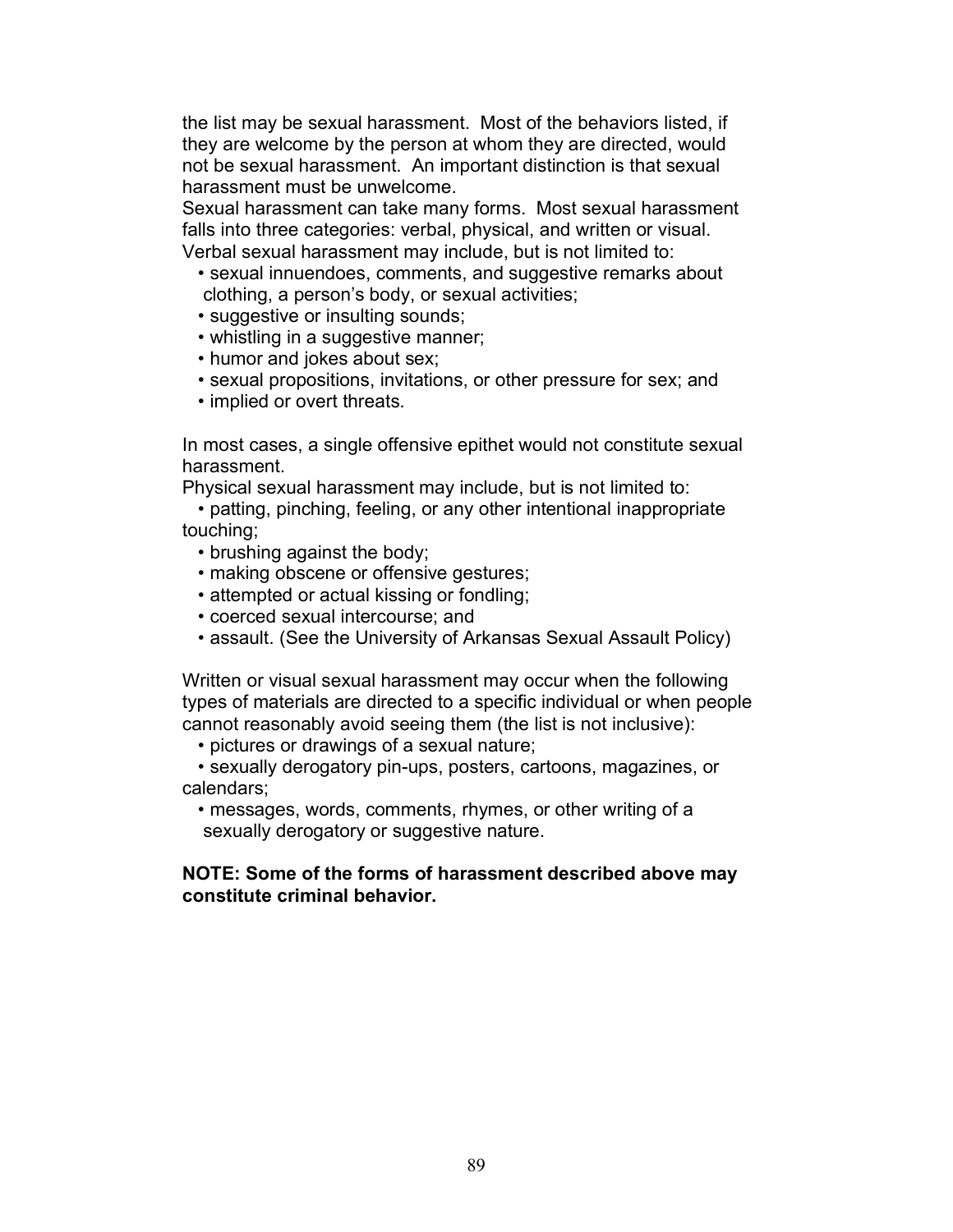the list may be sexual harassment. Most of the behaviors listed, if they are welcome by the person at whom they are directed, would not be sexual harassment. An important distinction is that sexual harassment must be unwelcome.

Sexual harassment can take many forms. Most sexual harassment falls into three categories: verbal, physical, and written or visual.

Verbal sexual harassment may include, but is not limited to:

- sexual innuendoes, comments, and suggestive remarks about clothing, a person's body, or sexual activities;
- suggestive or insulting sounds;
- whistling in a suggestive manner;
- humor and jokes about sex;
- sexual propositions, invitations, or other pressure for sex; and
- implied or overt threats.

In most cases, a single offensive epithet would not constitute sexual harassment.

Physical sexual harassment may include, but is not limited to:

- patting, pinching, feeling, or any other intentional inappropriate touching;
- brushing against the body;
- making obscene or offensive gestures;
- attempted or actual kissing or fondling;
- coerced sexual intercourse; and
- assault. (See the University of Arkansas Sexual Assault Policy)

Written or visual sexual harassment may occur when the following types of materials are directed to a specific individual or when people cannot reasonably avoid seeing them (the list is not inclusive):

- pictures or drawings of a sexual nature;
- sexually derogatory pin-ups, posters, cartoons, magazines, or calendars;
- messages, words, comments, rhymes, or other writing of a sexually derogatory or suggestive nature.

**NOTE: Some of the forms of harassment described above may constitute criminal behavior.**